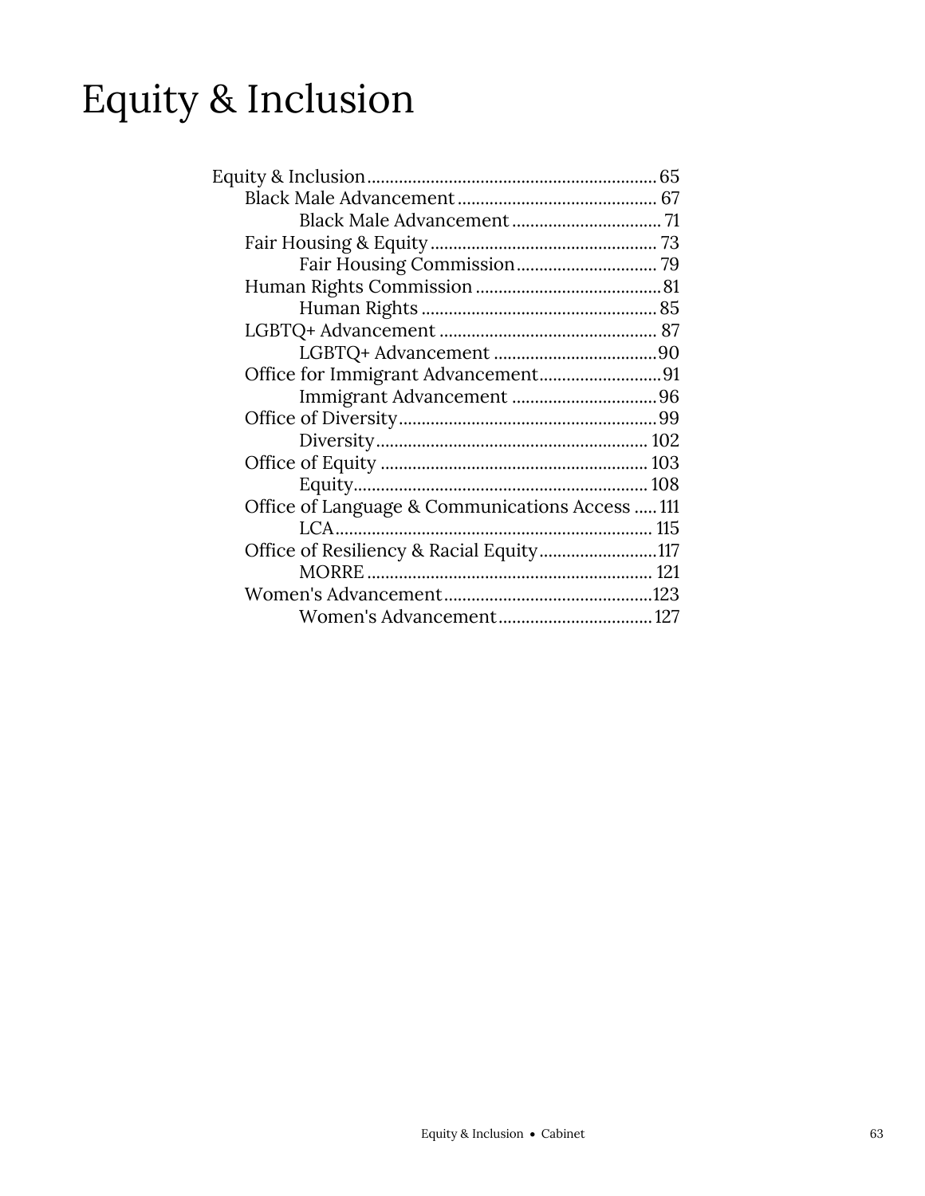# Equity & Inclusion

- Equity & Inclusion ........ 65
  - Black Male Advancement ........ 67
    - Black Male Advancement ........ 71
  - Fair Housing & Equity ........ 73
    - Fair Housing Commission ........ 79
  - Human Rights Commission ........ 81
    - Human Rights ........ 85
  - LGBTQ+ Advancement ........ 87
    - LGBTQ+ Advancement ........ 90
  - Office for Immigrant Advancement ........ 91
    - Immigrant Advancement ........ 96
  - Office of Diversity ........ 99
    - Diversity ........ 102
  - Office of Equity ........ 103
    - Equity ........ 108
  - Office of Language & Communications Access ........ 111
    - LCA ........ 115
  - Office of Resiliency & Racial Equity ........ 117
    - MORRE ........ 121
  - Women's Advancement ........ 123
    - Women's Advancement ........ 127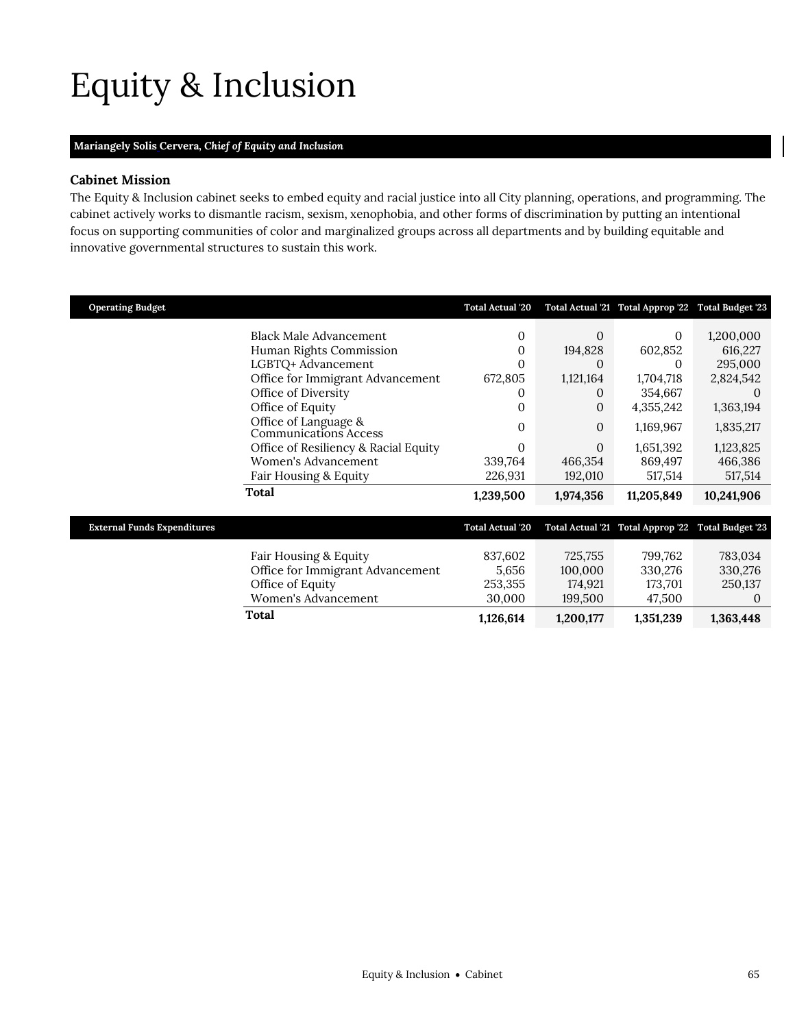# Equity & Inclusion

**Mariangely Solis Cervera, *Chief of Equity and Inclusion***

### Cabinet Mission

The Equity & Inclusion cabinet seeks to embed equity and racial justice into all City planning, operations, and programming. The cabinet actively works to dismantle racism, sexism, xenophobia, and other forms of discrimination by putting an intentional focus on supporting communities of color and marginalized groups across all departments and by building equitable and innovative governmental structures to sustain this work.

| Operating Budget | Total Actual '20 | Total Actual '21 | Total Approp '22 | Total Budget '23 |
|---|---|---|---|---|
| Black Male Advancement | 0 | 0 | 0 | 1,200,000 |
| Human Rights Commission | 0 | 194,828 | 602,852 | 616,227 |
| LGBTQ+ Advancement | 0 | 0 | 0 | 295,000 |
| Office for Immigrant Advancement | 672,805 | 1,121,164 | 1,704,718 | 2,824,542 |
| Office of Diversity | 0 | 0 | 354,667 | 0 |
| Office of Equity | 0 | 0 | 4,355,242 | 1,363,194 |
| Office of Language & Communications Access | 0 | 0 | 1,169,967 | 1,835,217 |
| Office of Resiliency & Racial Equity | 0 | 0 | 1,651,392 | 1,123,825 |
| Women's Advancement | 339,764 | 466,354 | 869,497 | 466,386 |
| Fair Housing & Equity | 226,931 | 192,010 | 517,514 | 517,514 |
| **Total** | **1,239,500** | **1,974,356** | **11,205,849** | **10,241,906** |

| External Funds Expenditures | Total Actual '20 | Total Actual '21 | Total Approp '22 | Total Budget '23 |
|---|---|---|---|---|
| Fair Housing & Equity | 837,602 | 725,755 | 799,762 | 783,034 |
| Office for Immigrant Advancement | 5,656 | 100,000 | 330,276 | 330,276 |
| Office of Equity | 253,355 | 174,921 | 173,701 | 250,137 |
| Women's Advancement | 30,000 | 199,500 | 47,500 | 0 |
| **Total** | **1,126,614** | **1,200,177** | **1,351,239** | **1,363,448** |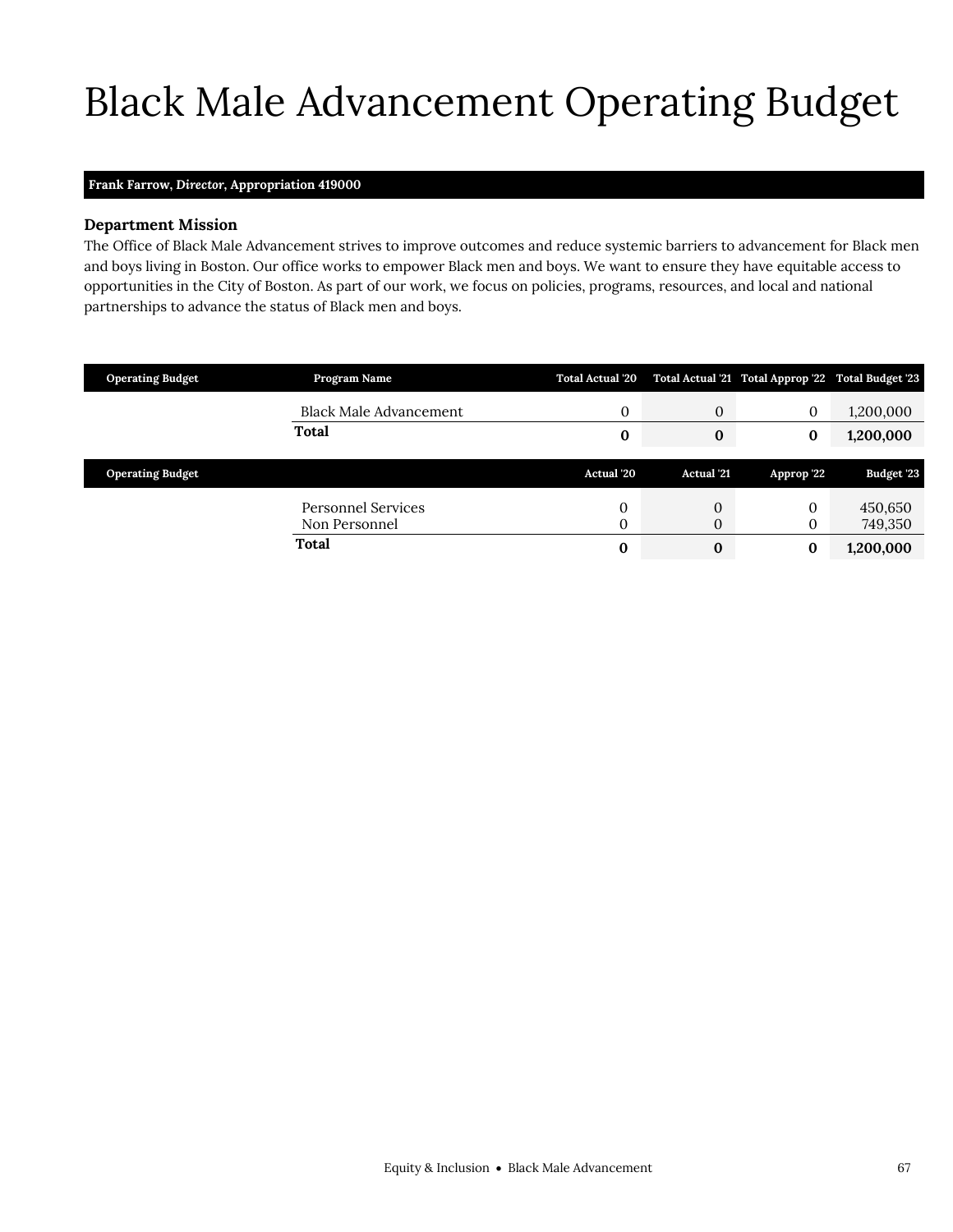# Black Male Advancement Operating Budget

**Frank Farrow, *Director*, Appropriation 419000**

### Department Mission

The Office of Black Male Advancement strives to improve outcomes and reduce systemic barriers to advancement for Black men and boys living in Boston. Our office works to empower Black men and boys. We want to ensure they have equitable access to opportunities in the City of Boston. As part of our work, we focus on policies, programs, resources, and local and national partnerships to advance the status of Black men and boys.

| Operating Budget | Program Name | Total Actual '20 | Total Actual '21 | Total Approp '22 | Total Budget '23 |
|---|---|---|---|---|---|
| | Black Male Advancement | 0 | 0 | 0 | 1,200,000 |
| | **Total** | **0** | **0** | **0** | **1,200,000** |

| Operating Budget | | Actual '20 | Actual '21 | Approp '22 | Budget '23 |
|---|---|---|---|---|---|
| | Personnel Services | 0 | 0 | 0 | 450,650 |
| | Non Personnel | 0 | 0 | 0 | 749,350 |
| | **Total** | **0** | **0** | **0** | **1,200,000** |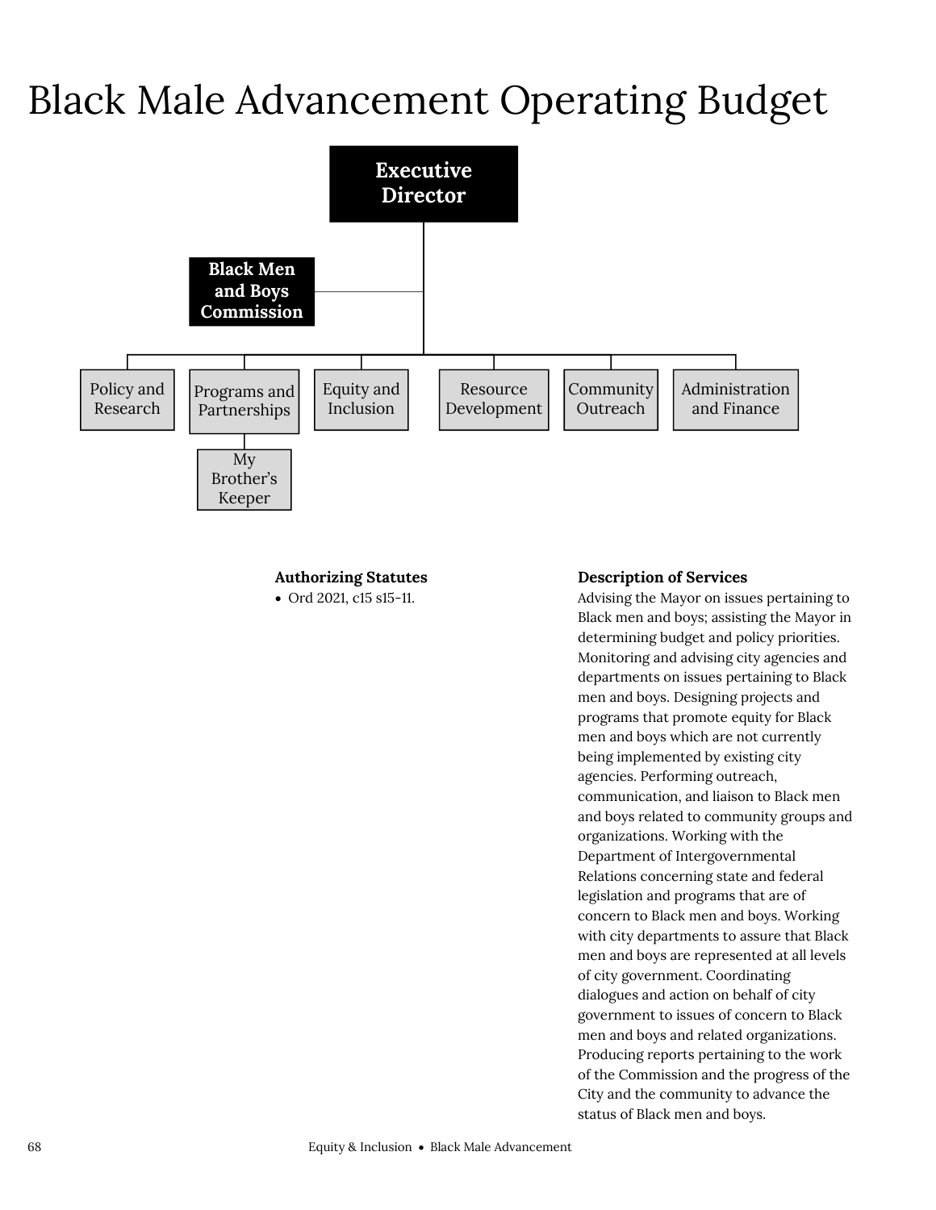# Black Male Advancement Operating Budget

Executive Director

Black Men and Boys Commission

Policy and Research

Programs and Partnerships

My Brother's Keeper

Equity and Inclusion

Resource Development

Community Outreach

Administration and Finance

**Authorizing Statutes**

- Ord 2021, c15 s15-11.

**Description of Services**

Advising the Mayor on issues pertaining to Black men and boys; assisting the Mayor in determining budget and policy priorities. Monitoring and advising city agencies and departments on issues pertaining to Black men and boys. Designing projects and programs that promote equity for Black men and boys which are not currently being implemented by existing city agencies. Performing outreach, communication, and liaison to Black men and boys related to community groups and organizations. Working with the Department of Intergovernmental Relations concerning state and federal legislation and programs that are of concern to Black men and boys. Working with city departments to assure that Black men and boys are represented at all levels of city government. Coordinating dialogues and action on behalf of city government to issues of concern to Black men and boys and related organizations. Producing reports pertaining to the work of the Commission and the progress of the City and the community to advance the status of Black men and boys.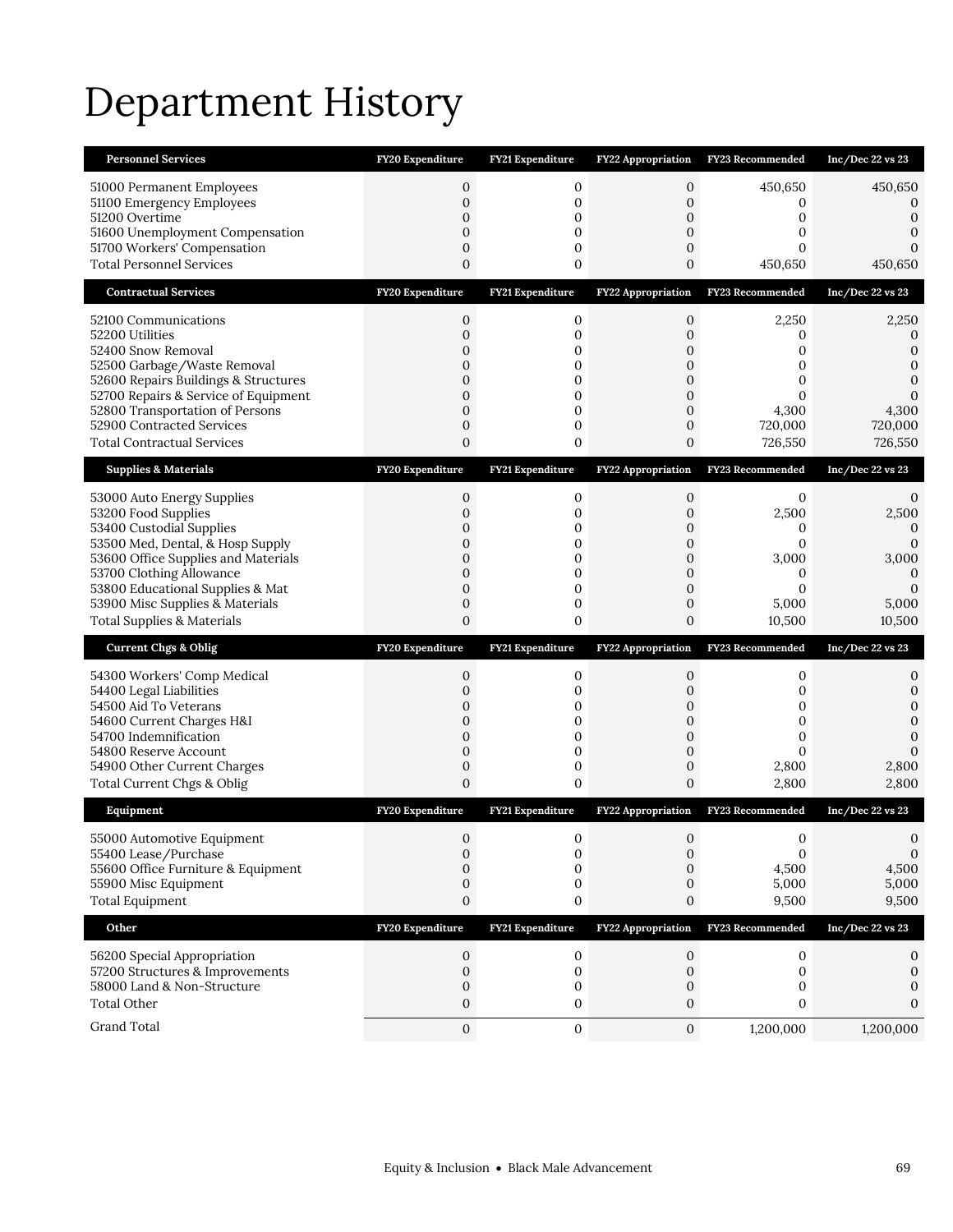# Department History

| Personnel Services | FY20 Expenditure | FY21 Expenditure | FY22 Appropriation | FY23 Recommended | Inc/Dec 22 vs 23 |
|---|---|---|---|---|---|
| 51000 Permanent Employees | 0 | 0 | 0 | 450,650 | 450,650 |
| 51100 Emergency Employees | 0 | 0 | 0 | 0 | 0 |
| 51200 Overtime | 0 | 0 | 0 | 0 | 0 |
| 51600 Unemployment Compensation | 0 | 0 | 0 | 0 | 0 |
| 51700 Workers' Compensation | 0 | 0 | 0 | 0 | 0 |
| Total Personnel Services | 0 | 0 | 0 | 450,650 | 450,650 |

| Contractual Services | FY20 Expenditure | FY21 Expenditure | FY22 Appropriation | FY23 Recommended | Inc/Dec 22 vs 23 |
|---|---|---|---|---|---|
| 52100 Communications | 0 | 0 | 0 | 2,250 | 2,250 |
| 52200 Utilities | 0 | 0 | 0 | 0 | 0 |
| 52400 Snow Removal | 0 | 0 | 0 | 0 | 0 |
| 52500 Garbage/Waste Removal | 0 | 0 | 0 | 0 | 0 |
| 52600 Repairs Buildings & Structures | 0 | 0 | 0 | 0 | 0 |
| 52700 Repairs & Service of Equipment | 0 | 0 | 0 | 0 | 0 |
| 52800 Transportation of Persons | 0 | 0 | 0 | 4,300 | 4,300 |
| 52900 Contracted Services | 0 | 0 | 0 | 720,000 | 720,000 |
| Total Contractual Services | 0 | 0 | 0 | 726,550 | 726,550 |

| Supplies & Materials | FY20 Expenditure | FY21 Expenditure | FY22 Appropriation | FY23 Recommended | Inc/Dec 22 vs 23 |
|---|---|---|---|---|---|
| 53000 Auto Energy Supplies | 0 | 0 | 0 | 0 | 0 |
| 53200 Food Supplies | 0 | 0 | 0 | 2,500 | 2,500 |
| 53400 Custodial Supplies | 0 | 0 | 0 | 0 | 0 |
| 53500 Med, Dental, & Hosp Supply | 0 | 0 | 0 | 0 | 0 |
| 53600 Office Supplies and Materials | 0 | 0 | 0 | 3,000 | 3,000 |
| 53700 Clothing Allowance | 0 | 0 | 0 | 0 | 0 |
| 53800 Educational Supplies & Mat | 0 | 0 | 0 | 0 | 0 |
| 53900 Misc Supplies & Materials | 0 | 0 | 0 | 5,000 | 5,000 |
| Total Supplies & Materials | 0 | 0 | 0 | 10,500 | 10,500 |

| Current Chgs & Oblig | FY20 Expenditure | FY21 Expenditure | FY22 Appropriation | FY23 Recommended | Inc/Dec 22 vs 23 |
|---|---|---|---|---|---|
| 54300 Workers' Comp Medical | 0 | 0 | 0 | 0 | 0 |
| 54400 Legal Liabilities | 0 | 0 | 0 | 0 | 0 |
| 54500 Aid To Veterans | 0 | 0 | 0 | 0 | 0 |
| 54600 Current Charges H&I | 0 | 0 | 0 | 0 | 0 |
| 54700 Indemnification | 0 | 0 | 0 | 0 | 0 |
| 54800 Reserve Account | 0 | 0 | 0 | 0 | 0 |
| 54900 Other Current Charges | 0 | 0 | 0 | 2,800 | 2,800 |
| Total Current Chgs & Oblig | 0 | 0 | 0 | 2,800 | 2,800 |

| Equipment | FY20 Expenditure | FY21 Expenditure | FY22 Appropriation | FY23 Recommended | Inc/Dec 22 vs 23 |
|---|---|---|---|---|---|
| 55000 Automotive Equipment | 0 | 0 | 0 | 0 | 0 |
| 55400 Lease/Purchase | 0 | 0 | 0 | 0 | 0 |
| 55600 Office Furniture & Equipment | 0 | 0 | 0 | 4,500 | 4,500 |
| 55900 Misc Equipment | 0 | 0 | 0 | 5,000 | 5,000 |
| Total Equipment | 0 | 0 | 0 | 9,500 | 9,500 |

| Other | FY20 Expenditure | FY21 Expenditure | FY22 Appropriation | FY23 Recommended | Inc/Dec 22 vs 23 |
|---|---|---|---|---|---|
| 56200 Special Appropriation | 0 | 0 | 0 | 0 | 0 |
| 57200 Structures & Improvements | 0 | 0 | 0 | 0 | 0 |
| 58000 Land & Non-Structure | 0 | 0 | 0 | 0 | 0 |
| Total Other | 0 | 0 | 0 | 0 | 0 |
| Grand Total | 0 | 0 | 0 | 1,200,000 | 1,200,000 |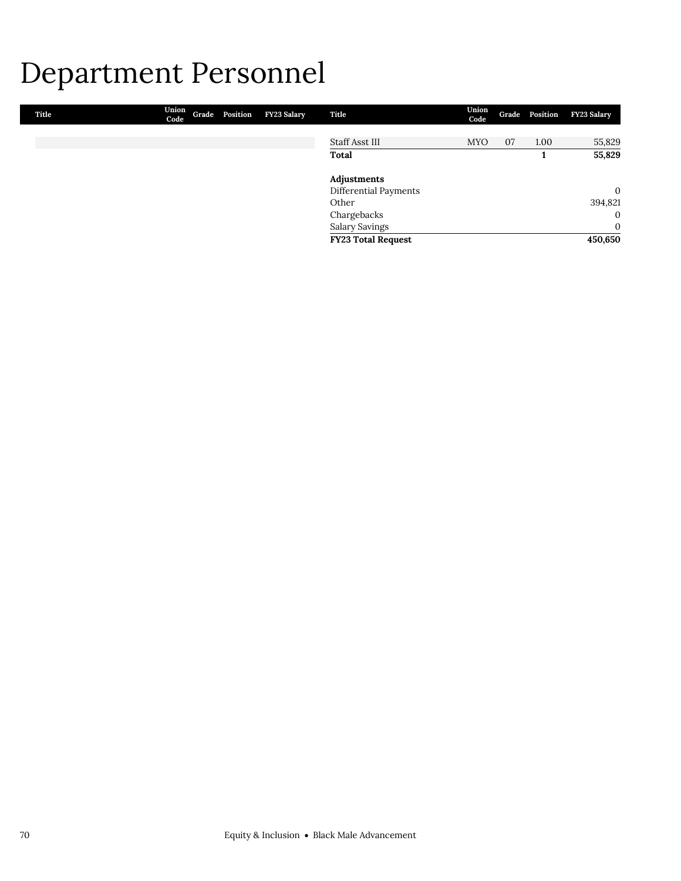# Department Personnel

| Title | Union Code | Grade | Position | FY23 Salary |
|---|---|---|---|---|
| Staff Asst III | MYO | 07 | 1.00 | 55,829 |
| **Total** | | | **1** | **55,829** |
| | | | | |
| **Adjustments** | | | | |
| Differential Payments | | | | 0 |
| Other | | | | 394,821 |
| Chargebacks | | | | 0 |
| Salary Savings | | | | 0 |
| **FY23 Total Request** | | | | **450,650** |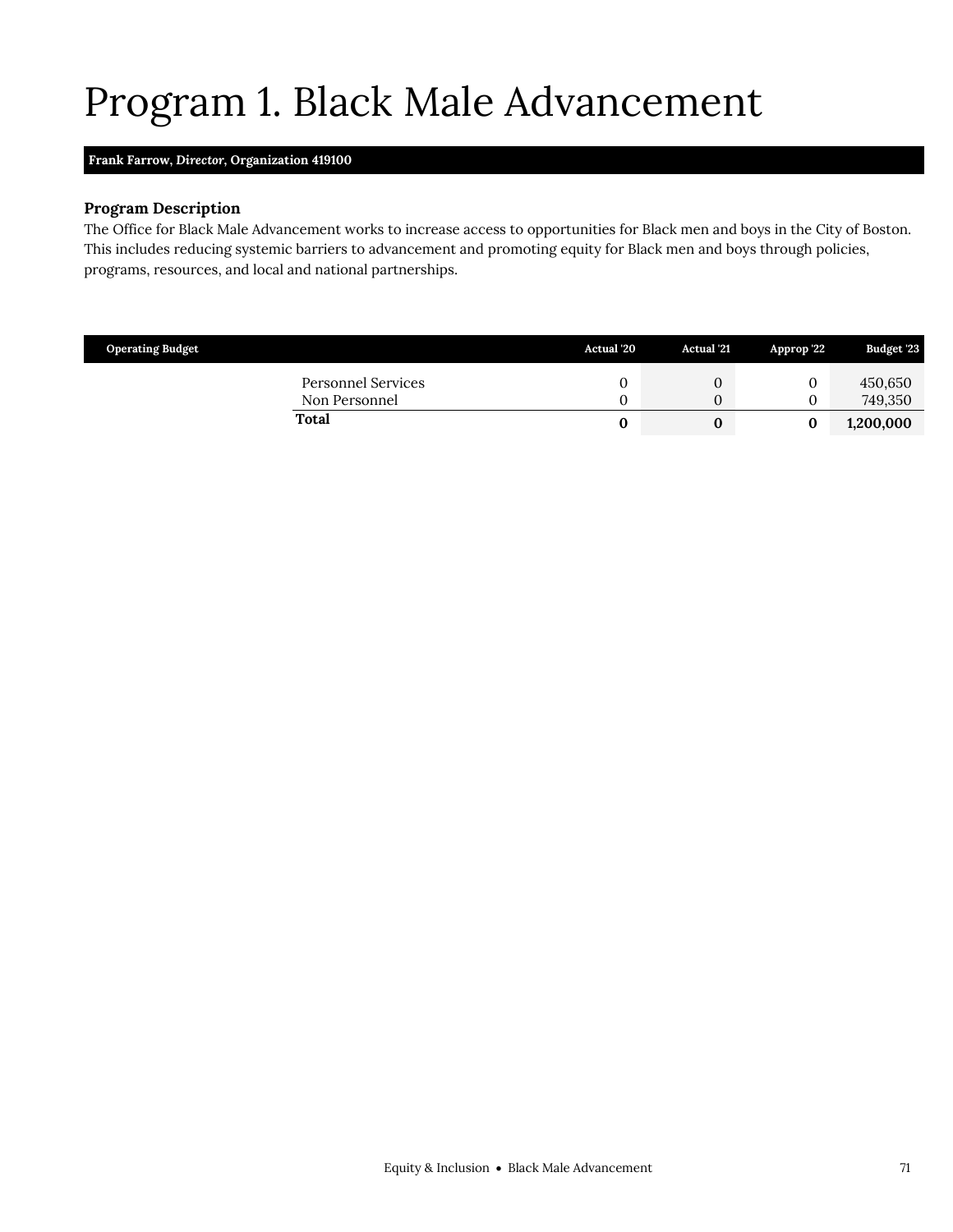# Program 1. Black Male Advancement

**Frank Farrow, *Director*, Organization 419100**

### Program Description

The Office for Black Male Advancement works to increase access to opportunities for Black men and boys in the City of Boston. This includes reducing systemic barriers to advancement and promoting equity for Black men and boys through policies, programs, resources, and local and national partnerships.

| Operating Budget | Actual '20 | Actual '21 | Approp '22 | Budget '23 |
|---|---|---|---|---|
| Personnel Services | 0 | 0 | 0 | 450,650 |
| Non Personnel | 0 | 0 | 0 | 749,350 |
| **Total** | **0** | **0** | **0** | **1,200,000** |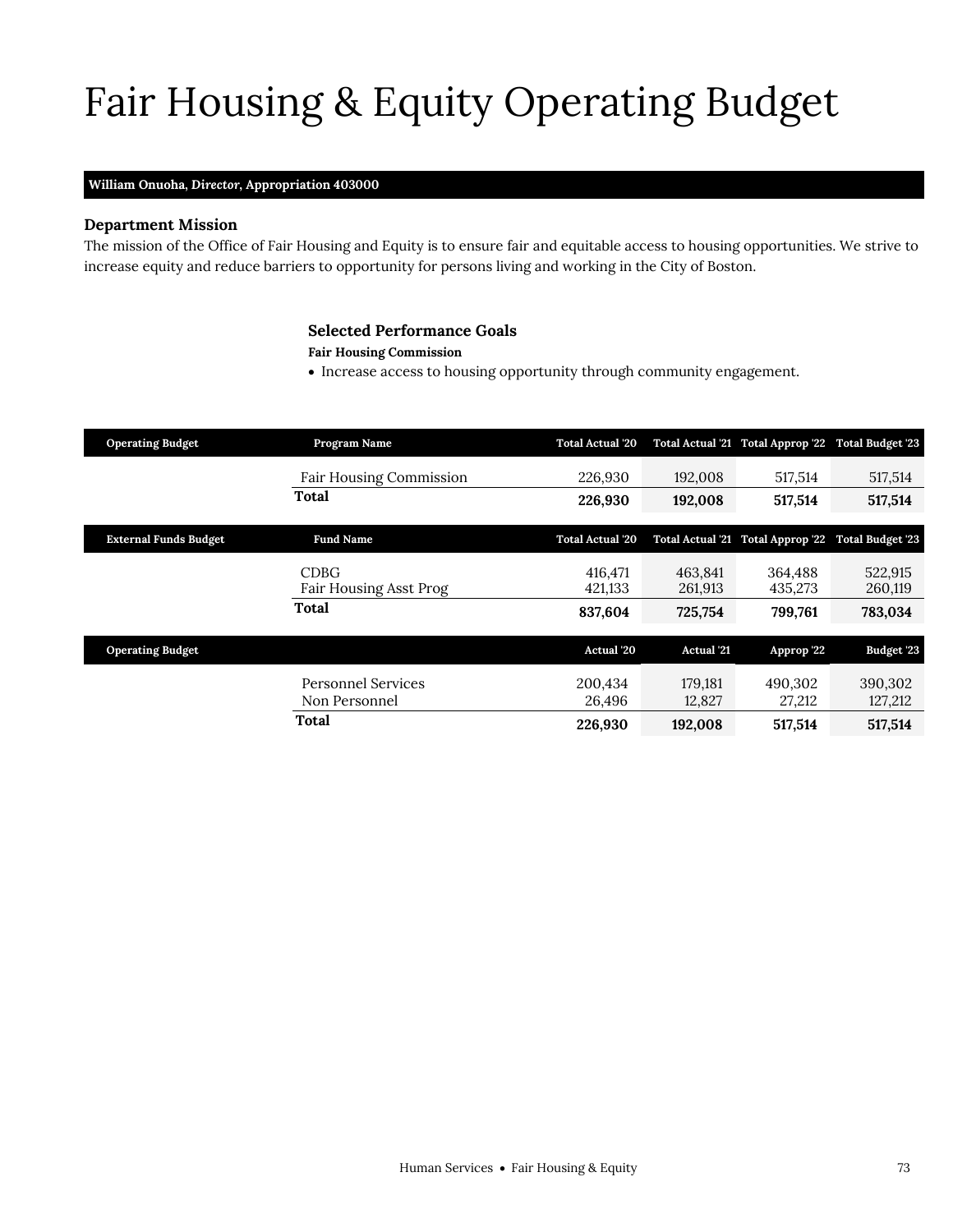# Fair Housing & Equity Operating Budget

**William Onuoha, *Director*, Appropriation 403000**

### Department Mission

The mission of the Office of Fair Housing and Equity is to ensure fair and equitable access to housing opportunities. We strive to increase equity and reduce barriers to opportunity for persons living and working in the City of Boston.

### Selected Performance Goals

**Fair Housing Commission**

- Increase access to housing opportunity through community engagement.

| Operating Budget | Program Name | Total Actual '20 | Total Actual '21 | Total Approp '22 | Total Budget '23 |
|---|---|---|---|---|---|
| | Fair Housing Commission | 226,930 | 192,008 | 517,514 | 517,514 |
| | **Total** | **226,930** | **192,008** | **517,514** | **517,514** |

| External Funds Budget | Fund Name | Total Actual '20 | Total Actual '21 | Total Approp '22 | Total Budget '23 |
|---|---|---|---|---|---|
| | CDBG | 416,471 | 463,841 | 364,488 | 522,915 |
| | Fair Housing Asst Prog | 421,133 | 261,913 | 435,273 | 260,119 |
| | **Total** | **837,604** | **725,754** | **799,761** | **783,034** |

| Operating Budget | | Actual '20 | Actual '21 | Approp '22 | Budget '23 |
|---|---|---|---|---|---|
| | Personnel Services | 200,434 | 179,181 | 490,302 | 390,302 |
| | Non Personnel | 26,496 | 12,827 | 27,212 | 127,212 |
| | **Total** | **226,930** | **192,008** | **517,514** | **517,514** |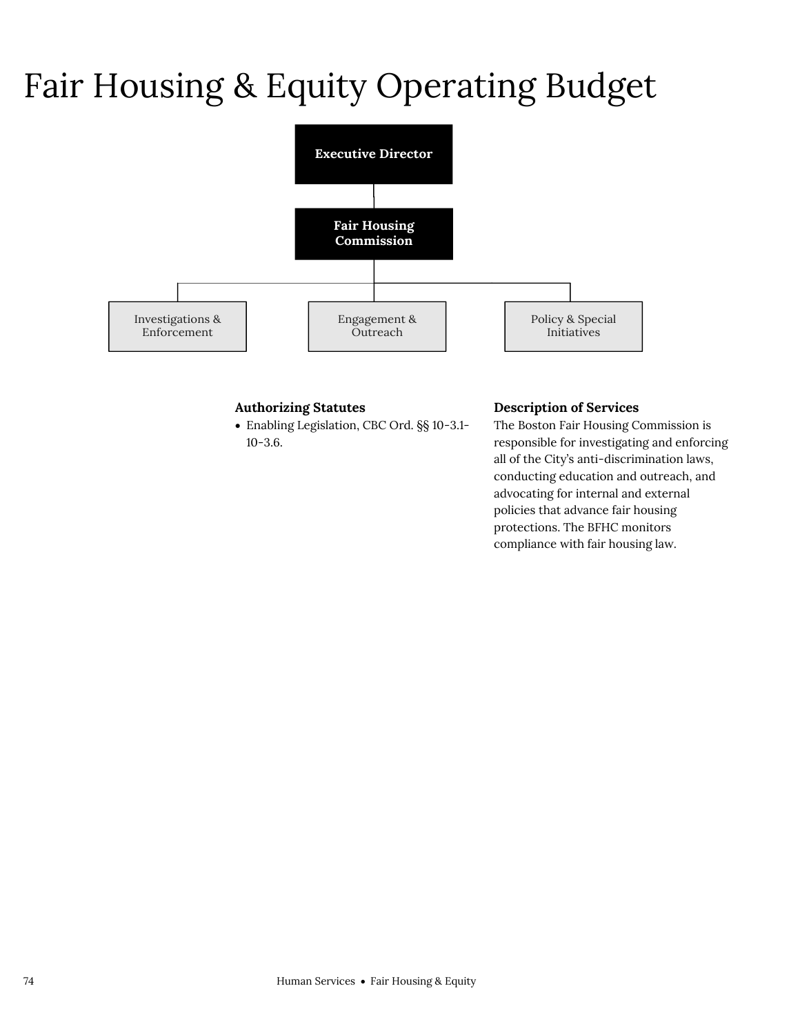# Fair Housing & Equity Operating Budget

- Executive Director
  - Fair Housing Commission
    - Investigations & Enforcement
    - Engagement & Outreach
    - Policy & Special Initiatives

### Authorizing Statutes

- Enabling Legislation, CBC Ord. §§ 10-3.1-10-3.6.

### Description of Services

The Boston Fair Housing Commission is responsible for investigating and enforcing all of the City's anti-discrimination laws, conducting education and outreach, and advocating for internal and external policies that advance fair housing protections. The BFHC monitors compliance with fair housing law.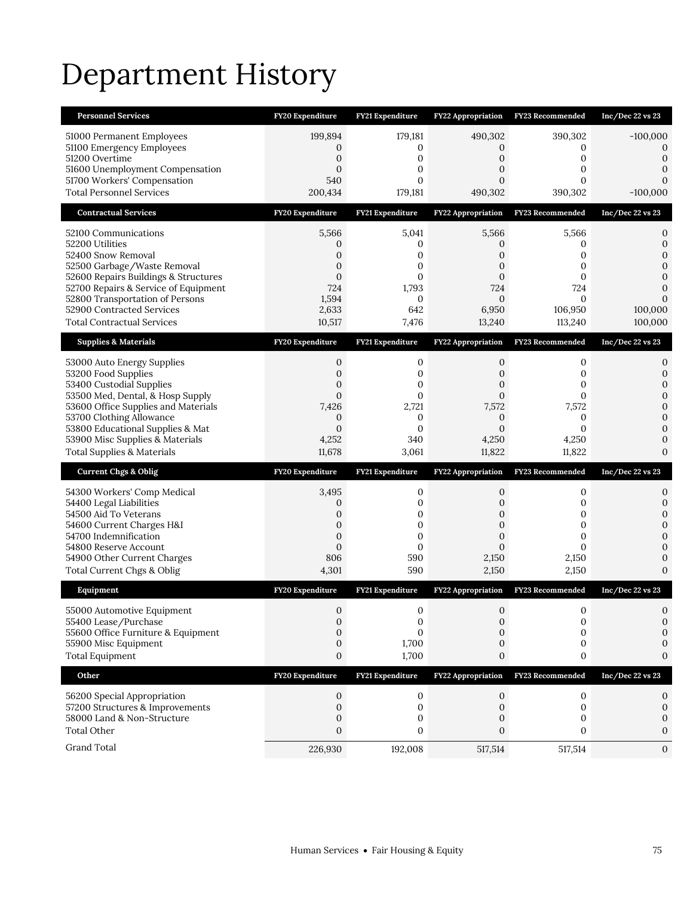# Department History

| Personnel Services | FY20 Expenditure | FY21 Expenditure | FY22 Appropriation | FY23 Recommended | Inc/Dec 22 vs 23 |
|---|---|---|---|---|---|
| 51000 Permanent Employees | 199,894 | 179,181 | 490,302 | 390,302 | -100,000 |
| 51100 Emergency Employees | 0 | 0 | 0 | 0 | 0 |
| 51200 Overtime | 0 | 0 | 0 | 0 | 0 |
| 51600 Unemployment Compensation | 0 | 0 | 0 | 0 | 0 |
| 51700 Workers' Compensation | 540 | 0 | 0 | 0 | 0 |
| Total Personnel Services | 200,434 | 179,181 | 490,302 | 390,302 | -100,000 |

| Contractual Services | FY20 Expenditure | FY21 Expenditure | FY22 Appropriation | FY23 Recommended | Inc/Dec 22 vs 23 |
|---|---|---|---|---|---|
| 52100 Communications | 5,566 | 5,041 | 5,566 | 5,566 | 0 |
| 52200 Utilities | 0 | 0 | 0 | 0 | 0 |
| 52400 Snow Removal | 0 | 0 | 0 | 0 | 0 |
| 52500 Garbage/Waste Removal | 0 | 0 | 0 | 0 | 0 |
| 52600 Repairs Buildings & Structures | 0 | 0 | 0 | 0 | 0 |
| 52700 Repairs & Service of Equipment | 724 | 1,793 | 724 | 724 | 0 |
| 52800 Transportation of Persons | 1,594 | 0 | 0 | 0 | 0 |
| 52900 Contracted Services | 2,633 | 642 | 6,950 | 106,950 | 100,000 |
| Total Contractual Services | 10,517 | 7,476 | 13,240 | 113,240 | 100,000 |

| Supplies & Materials | FY20 Expenditure | FY21 Expenditure | FY22 Appropriation | FY23 Recommended | Inc/Dec 22 vs 23 |
|---|---|---|---|---|---|
| 53000 Auto Energy Supplies | 0 | 0 | 0 | 0 | 0 |
| 53200 Food Supplies | 0 | 0 | 0 | 0 | 0 |
| 53400 Custodial Supplies | 0 | 0 | 0 | 0 | 0 |
| 53500 Med, Dental, & Hosp Supply | 0 | 0 | 0 | 0 | 0 |
| 53600 Office Supplies and Materials | 7,426 | 2,721 | 7,572 | 7,572 | 0 |
| 53700 Clothing Allowance | 0 | 0 | 0 | 0 | 0 |
| 53800 Educational Supplies & Mat | 0 | 0 | 0 | 0 | 0 |
| 53900 Misc Supplies & Materials | 4,252 | 340 | 4,250 | 4,250 | 0 |
| Total Supplies & Materials | 11,678 | 3,061 | 11,822 | 11,822 | 0 |

| Current Chgs & Oblig | FY20 Expenditure | FY21 Expenditure | FY22 Appropriation | FY23 Recommended | Inc/Dec 22 vs 23 |
|---|---|---|---|---|---|
| 54300 Workers' Comp Medical | 3,495 | 0 | 0 | 0 | 0 |
| 54400 Legal Liabilities | 0 | 0 | 0 | 0 | 0 |
| 54500 Aid To Veterans | 0 | 0 | 0 | 0 | 0 |
| 54600 Current Charges H&I | 0 | 0 | 0 | 0 | 0 |
| 54700 Indemnification | 0 | 0 | 0 | 0 | 0 |
| 54800 Reserve Account | 0 | 0 | 0 | 0 | 0 |
| 54900 Other Current Charges | 806 | 590 | 2,150 | 2,150 | 0 |
| Total Current Chgs & Oblig | 4,301 | 590 | 2,150 | 2,150 | 0 |

| Equipment | FY20 Expenditure | FY21 Expenditure | FY22 Appropriation | FY23 Recommended | Inc/Dec 22 vs 23 |
|---|---|---|---|---|---|
| 55000 Automotive Equipment | 0 | 0 | 0 | 0 | 0 |
| 55400 Lease/Purchase | 0 | 0 | 0 | 0 | 0 |
| 55600 Office Furniture & Equipment | 0 | 0 | 0 | 0 | 0 |
| 55900 Misc Equipment | 0 | 1,700 | 0 | 0 | 0 |
| Total Equipment | 0 | 1,700 | 0 | 0 | 0 |

| Other | FY20 Expenditure | FY21 Expenditure | FY22 Appropriation | FY23 Recommended | Inc/Dec 22 vs 23 |
|---|---|---|---|---|---|
| 56200 Special Appropriation | 0 | 0 | 0 | 0 | 0 |
| 57200 Structures & Improvements | 0 | 0 | 0 | 0 | 0 |
| 58000 Land & Non-Structure | 0 | 0 | 0 | 0 | 0 |
| Total Other | 0 | 0 | 0 | 0 | 0 |
| Grand Total | 226,930 | 192,008 | 517,514 | 517,514 | 0 |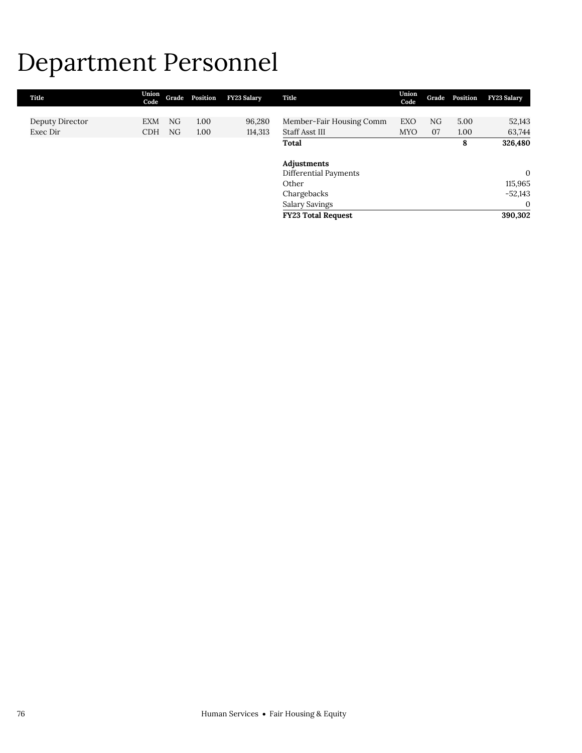# Department Personnel

| Title | Union Code | Grade | Position | FY23 Salary |
|---|---|---|---|---|
| Deputy Director | EXM | NG | 1.00 | 96,280 |
| Exec Dir | CDH | NG | 1.00 | 114,313 |
| Member-Fair Housing Comm | EXO | NG | 5.00 | 52,143 |
| Staff Asst III | MYO | 07 | 1.00 | 63,744 |
| **Total** | | | **8** | **326,480** |
| | | | | |
| **Adjustments** | | | | |
| Differential Payments | | | | 0 |
| Other | | | | 115,965 |
| Chargebacks | | | | -52,143 |
| Salary Savings | | | | 0 |
| **FY23 Total Request** | | | | **390,302** |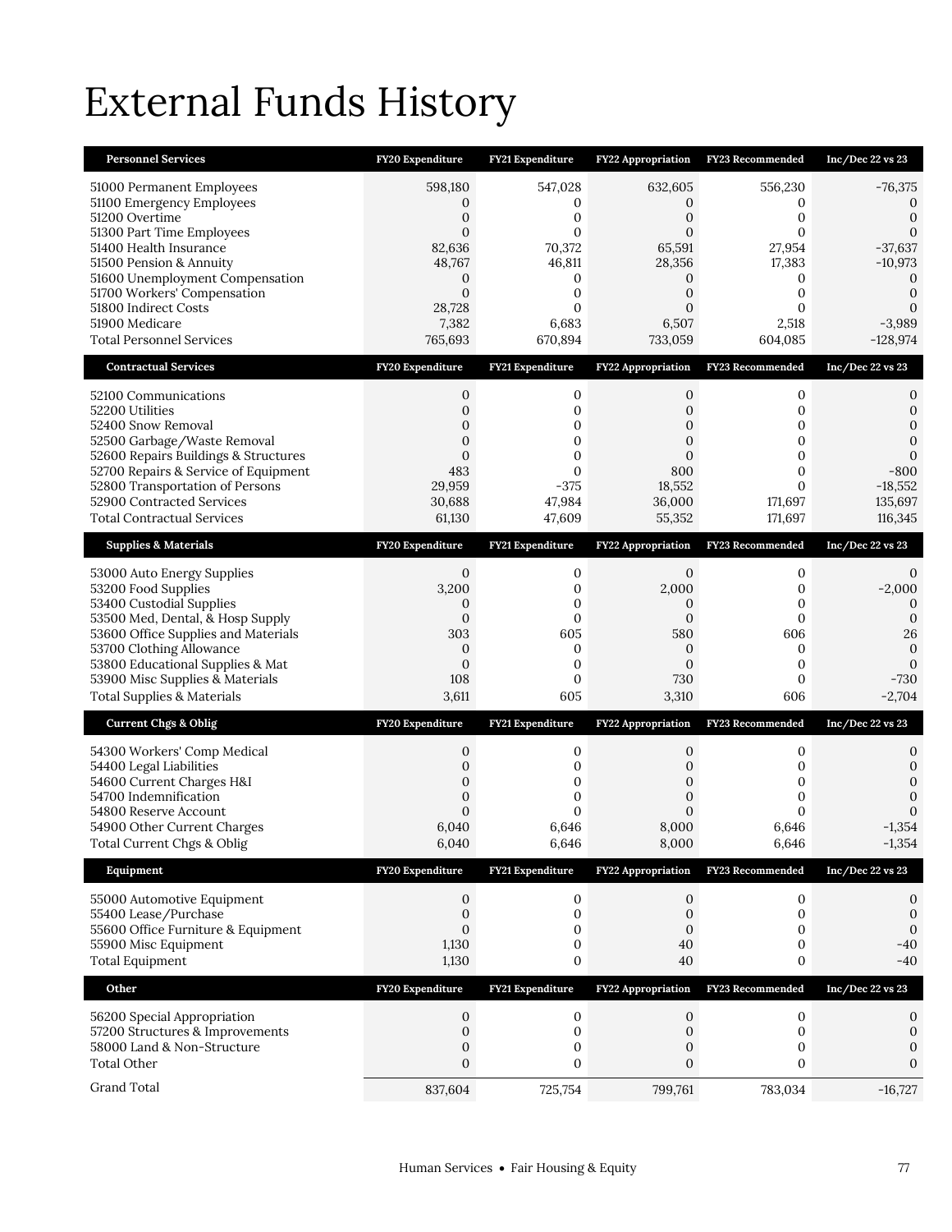# External Funds History

| Personnel Services | FY20 Expenditure | FY21 Expenditure | FY22 Appropriation | FY23 Recommended | Inc/Dec 22 vs 23 |
|---|---|---|---|---|---|
| 51000 Permanent Employees | 598,180 | 547,028 | 632,605 | 556,230 | -76,375 |
| 51100 Emergency Employees | 0 | 0 | 0 | 0 | 0 |
| 51200 Overtime | 0 | 0 | 0 | 0 | 0 |
| 51300 Part Time Employees | 0 | 0 | 0 | 0 | 0 |
| 51400 Health Insurance | 82,636 | 70,372 | 65,591 | 27,954 | -37,637 |
| 51500 Pension & Annuity | 48,767 | 46,811 | 28,356 | 17,383 | -10,973 |
| 51600 Unemployment Compensation | 0 | 0 | 0 | 0 | 0 |
| 51700 Workers' Compensation | 0 | 0 | 0 | 0 | 0 |
| 51800 Indirect Costs | 28,728 | 0 | 0 | 0 | 0 |
| 51900 Medicare | 7,382 | 6,683 | 6,507 | 2,518 | -3,989 |
| Total Personnel Services | 765,693 | 670,894 | 733,059 | 604,085 | -128,974 |

| Contractual Services | FY20 Expenditure | FY21 Expenditure | FY22 Appropriation | FY23 Recommended | Inc/Dec 22 vs 23 |
|---|---|---|---|---|---|
| 52100 Communications | 0 | 0 | 0 | 0 | 0 |
| 52200 Utilities | 0 | 0 | 0 | 0 | 0 |
| 52400 Snow Removal | 0 | 0 | 0 | 0 | 0 |
| 52500 Garbage/Waste Removal | 0 | 0 | 0 | 0 | 0 |
| 52600 Repairs Buildings & Structures | 0 | 0 | 0 | 0 | 0 |
| 52700 Repairs & Service of Equipment | 483 | 0 | 800 | 0 | -800 |
| 52800 Transportation of Persons | 29,959 | -375 | 18,552 | 0 | -18,552 |
| 52900 Contracted Services | 30,688 | 47,984 | 36,000 | 171,697 | 135,697 |
| Total Contractual Services | 61,130 | 47,609 | 55,352 | 171,697 | 116,345 |

| Supplies & Materials | FY20 Expenditure | FY21 Expenditure | FY22 Appropriation | FY23 Recommended | Inc/Dec 22 vs 23 |
|---|---|---|---|---|---|
| 53000 Auto Energy Supplies | 0 | 0 | 0 | 0 | 0 |
| 53200 Food Supplies | 3,200 | 0 | 2,000 | 0 | -2,000 |
| 53400 Custodial Supplies | 0 | 0 | 0 | 0 | 0 |
| 53500 Med, Dental, & Hosp Supply | 0 | 0 | 0 | 0 | 0 |
| 53600 Office Supplies and Materials | 303 | 605 | 580 | 606 | 26 |
| 53700 Clothing Allowance | 0 | 0 | 0 | 0 | 0 |
| 53800 Educational Supplies & Mat | 0 | 0 | 0 | 0 | 0 |
| 53900 Misc Supplies & Materials | 108 | 0 | 730 | 0 | -730 |
| Total Supplies & Materials | 3,611 | 605 | 3,310 | 606 | -2,704 |

| Current Chgs & Oblig | FY20 Expenditure | FY21 Expenditure | FY22 Appropriation | FY23 Recommended | Inc/Dec 22 vs 23 |
|---|---|---|---|---|---|
| 54300 Workers' Comp Medical | 0 | 0 | 0 | 0 | 0 |
| 54400 Legal Liabilities | 0 | 0 | 0 | 0 | 0 |
| 54600 Current Charges H&I | 0 | 0 | 0 | 0 | 0 |
| 54700 Indemnification | 0 | 0 | 0 | 0 | 0 |
| 54800 Reserve Account | 0 | 0 | 0 | 0 | 0 |
| 54900 Other Current Charges | 6,040 | 6,646 | 8,000 | 6,646 | -1,354 |
| Total Current Chgs & Oblig | 6,040 | 6,646 | 8,000 | 6,646 | -1,354 |

| Equipment | FY20 Expenditure | FY21 Expenditure | FY22 Appropriation | FY23 Recommended | Inc/Dec 22 vs 23 |
|---|---|---|---|---|---|
| 55000 Automotive Equipment | 0 | 0 | 0 | 0 | 0 |
| 55400 Lease/Purchase | 0 | 0 | 0 | 0 | 0 |
| 55600 Office Furniture & Equipment | 0 | 0 | 0 | 0 | 0 |
| 55900 Misc Equipment | 1,130 | 0 | 40 | 0 | -40 |
| Total Equipment | 1,130 | 0 | 40 | 0 | -40 |

| Other | FY20 Expenditure | FY21 Expenditure | FY22 Appropriation | FY23 Recommended | Inc/Dec 22 vs 23 |
|---|---|---|---|---|---|
| 56200 Special Appropriation | 0 | 0 | 0 | 0 | 0 |
| 57200 Structures & Improvements | 0 | 0 | 0 | 0 | 0 |
| 58000 Land & Non-Structure | 0 | 0 | 0 | 0 | 0 |
| Total Other | 0 | 0 | 0 | 0 | 0 |
| Grand Total | 837,604 | 725,754 | 799,761 | 783,034 | -16,727 |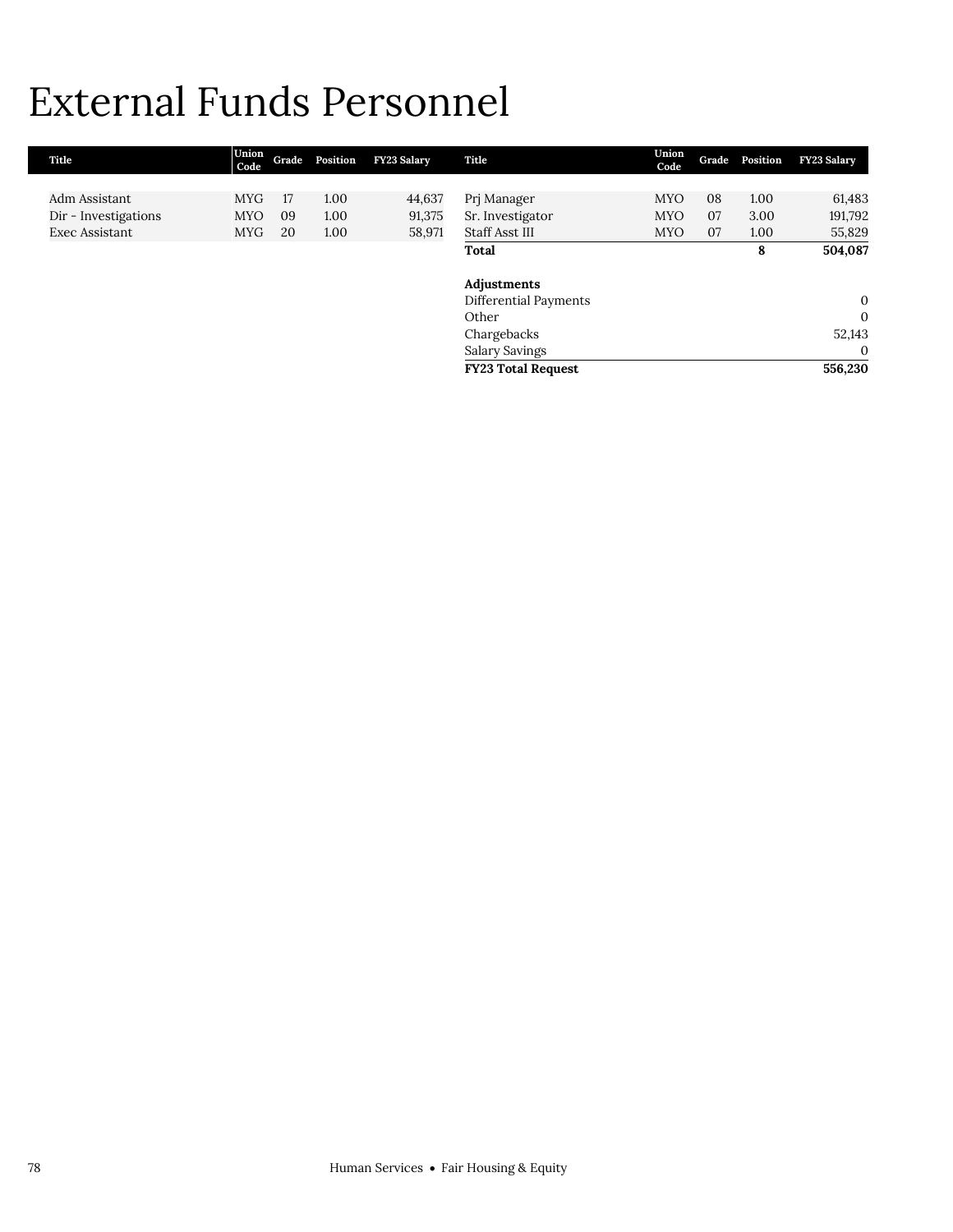# External Funds Personnel

| Title | Union Code | Grade | Position | FY23 Salary |
|---|---|---|---|---|
| Adm Assistant | MYG | 17 | 1.00 | 44,637 |
| Dir - Investigations | MYO | 09 | 1.00 | 91,375 |
| Exec Assistant | MYG | 20 | 1.00 | 58,971 |
| Prj Manager | MYO | 08 | 1.00 | 61,483 |
| Sr. Investigator | MYO | 07 | 3.00 | 191,792 |
| Staff Asst III | MYO | 07 | 1.00 | 55,829 |
| **Total** | | | **8** | **504,087** |

| **Adjustments** | |
|---|---|
| Differential Payments | 0 |
| Other | 0 |
| Chargebacks | 52,143 |
| Salary Savings | 0 |
| **FY23 Total Request** | **556,230** |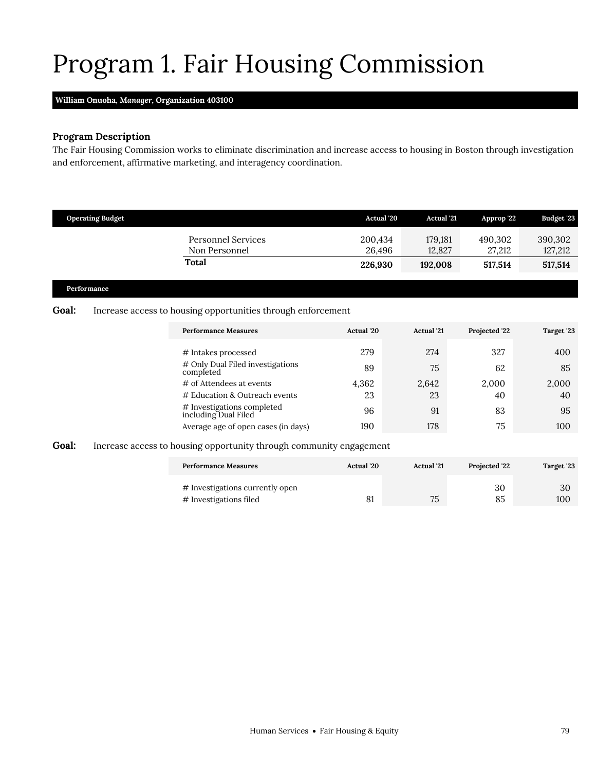# Program 1. Fair Housing Commission

**William Onuoha, *Manager*, Organization 403100**

### Program Description

The Fair Housing Commission works to eliminate discrimination and increase access to housing in Boston through investigation and enforcement, affirmative marketing, and interagency coordination.

| Operating Budget | Actual '20 | Actual '21 | Approp '22 | Budget '23 |
|---|---|---|---|---|
| Personnel Services | 200,434 | 179,181 | 490,302 | 390,302 |
| Non Personnel | 26,496 | 12,827 | 27,212 | 127,212 |
| **Total** | **226,930** | **192,008** | **517,514** | **517,514** |

### Performance

**Goal:** Increase access to housing opportunities through enforcement

| Performance Measures | Actual '20 | Actual '21 | Projected '22 | Target '23 |
|---|---|---|---|---|
| # Intakes processed | 279 | 274 | 327 | 400 |
| # Only Dual Filed investigations completed | 89 | 75 | 62 | 85 |
| # of Attendees at events | 4,362 | 2,642 | 2,000 | 2,000 |
| # Education & Outreach events | 23 | 23 | 40 | 40 |
| # Investigations completed including Dual Filed | 96 | 91 | 83 | 95 |
| Average age of open cases (in days) | 190 | 178 | 75 | 100 |

**Goal:** Increase access to housing opportunity through community engagement

| Performance Measures | Actual '20 | Actual '21 | Projected '22 | Target '23 |
|---|---|---|---|---|
| # Investigations currently open | | | 30 | 30 |
| # Investigations filed | 81 | 75 | 85 | 100 |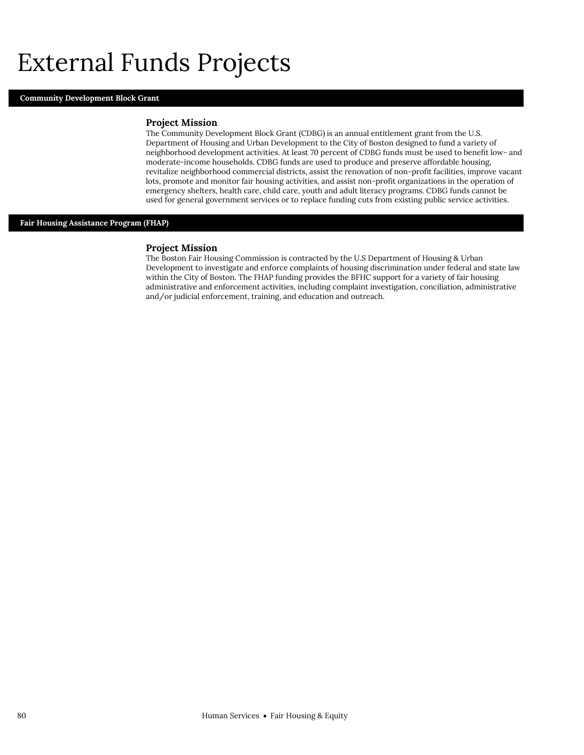# External Funds Projects

## Community Development Block Grant

### Project Mission

The Community Development Block Grant (CDBG) is an annual entitlement grant from the U.S. Department of Housing and Urban Development to the City of Boston designed to fund a variety of neighborhood development activities. At least 70 percent of CDBG funds must be used to benefit low- and moderate-income households. CDBG funds are used to produce and preserve affordable housing, revitalize neighborhood commercial districts, assist the renovation of non-profit facilities, improve vacant lots, promote and monitor fair housing activities, and assist non-profit organizations in the operation of emergency shelters, health care, child care, youth and adult literacy programs. CDBG funds cannot be used for general government services or to replace funding cuts from existing public service activities.

## Fair Housing Assistance Program (FHAP)

### Project Mission

The Boston Fair Housing Commission is contracted by the U.S Department of Housing & Urban Development to investigate and enforce complaints of housing discrimination under federal and state law within the City of Boston. The FHAP funding provides the BFHC support for a variety of fair housing administrative and enforcement activities, including complaint investigation, conciliation, administrative and/or judicial enforcement, training, and education and outreach.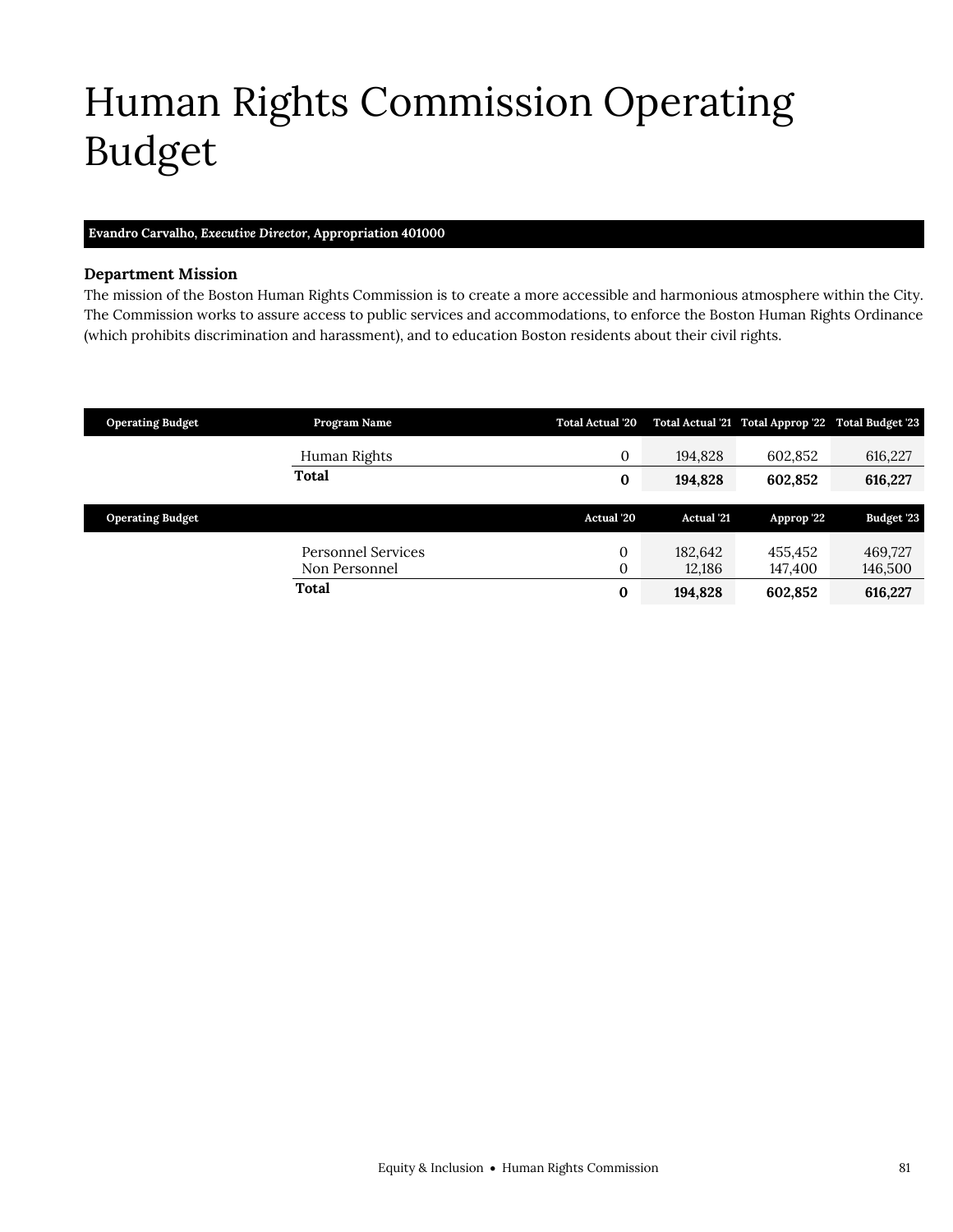# Human Rights Commission Operating Budget

**Evandro Carvalho, *Executive Director*, Appropriation 401000**

### Department Mission

The mission of the Boston Human Rights Commission is to create a more accessible and harmonious atmosphere within the City. The Commission works to assure access to public services and accommodations, to enforce the Boston Human Rights Ordinance (which prohibits discrimination and harassment), and to education Boston residents about their civil rights.

| Operating Budget | Program Name | Total Actual '20 | Total Actual '21 | Total Approp '22 | Total Budget '23 |
|---|---|---|---|---|---|
| | Human Rights | 0 | 194,828 | 602,852 | 616,227 |
| | **Total** | **0** | **194,828** | **602,852** | **616,227** |

| Operating Budget | | Actual '20 | Actual '21 | Approp '22 | Budget '23 |
|---|---|---|---|---|---|
| | Personnel Services | 0 | 182,642 | 455,452 | 469,727 |
| | Non Personnel | 0 | 12,186 | 147,400 | 146,500 |
| | **Total** | **0** | **194,828** | **602,852** | **616,227** |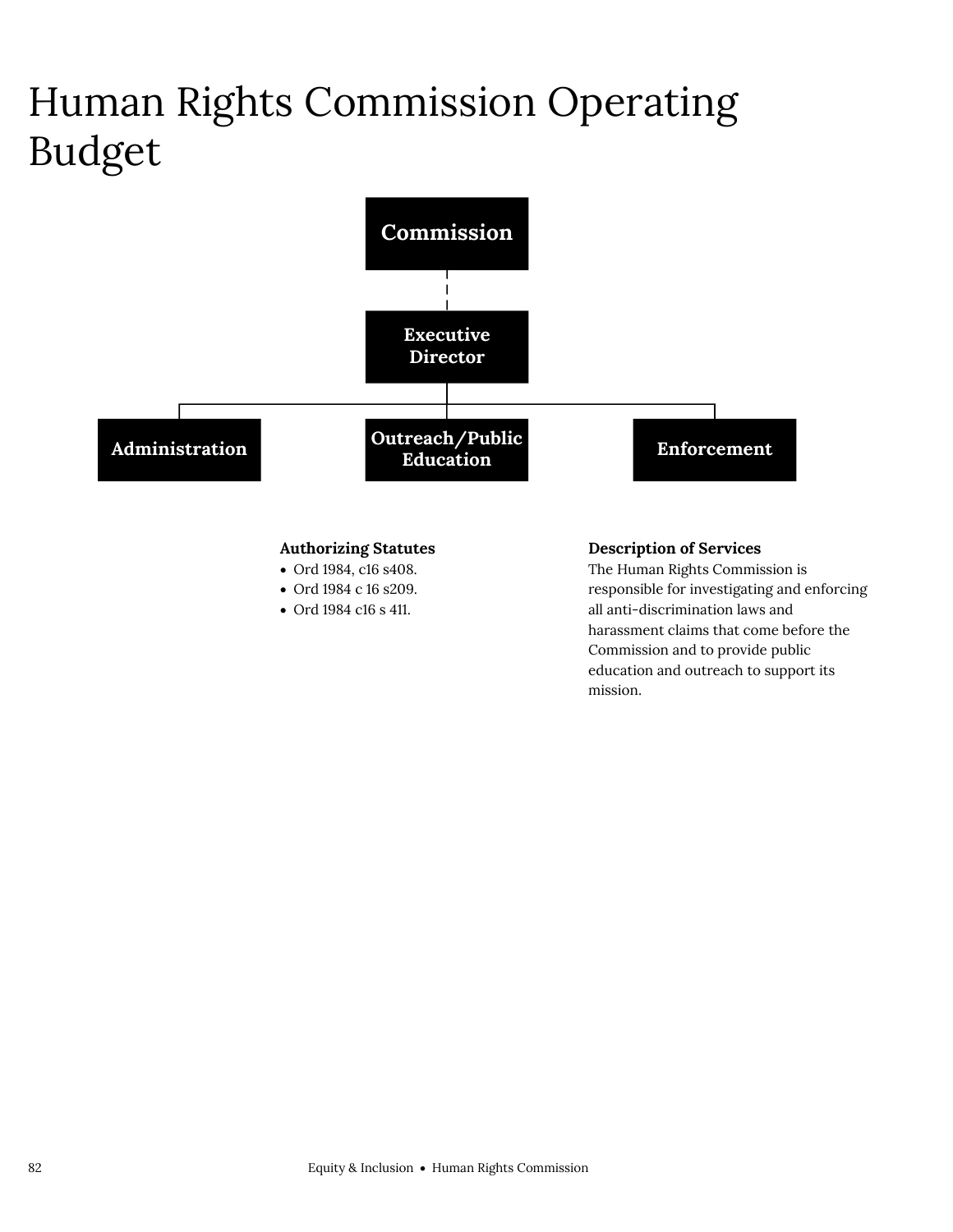# Human Rights Commission Operating Budget

Commission

Executive Director

Administration

Outreach/Public Education

Enforcement

**Authorizing Statutes**

- Ord 1984, c16 s408.
- Ord 1984 c 16 s209.
- Ord 1984 c16 s 411.

**Description of Services**

The Human Rights Commission is responsible for investigating and enforcing all anti-discrimination laws and harassment claims that come before the Commission and to provide public education and outreach to support its mission.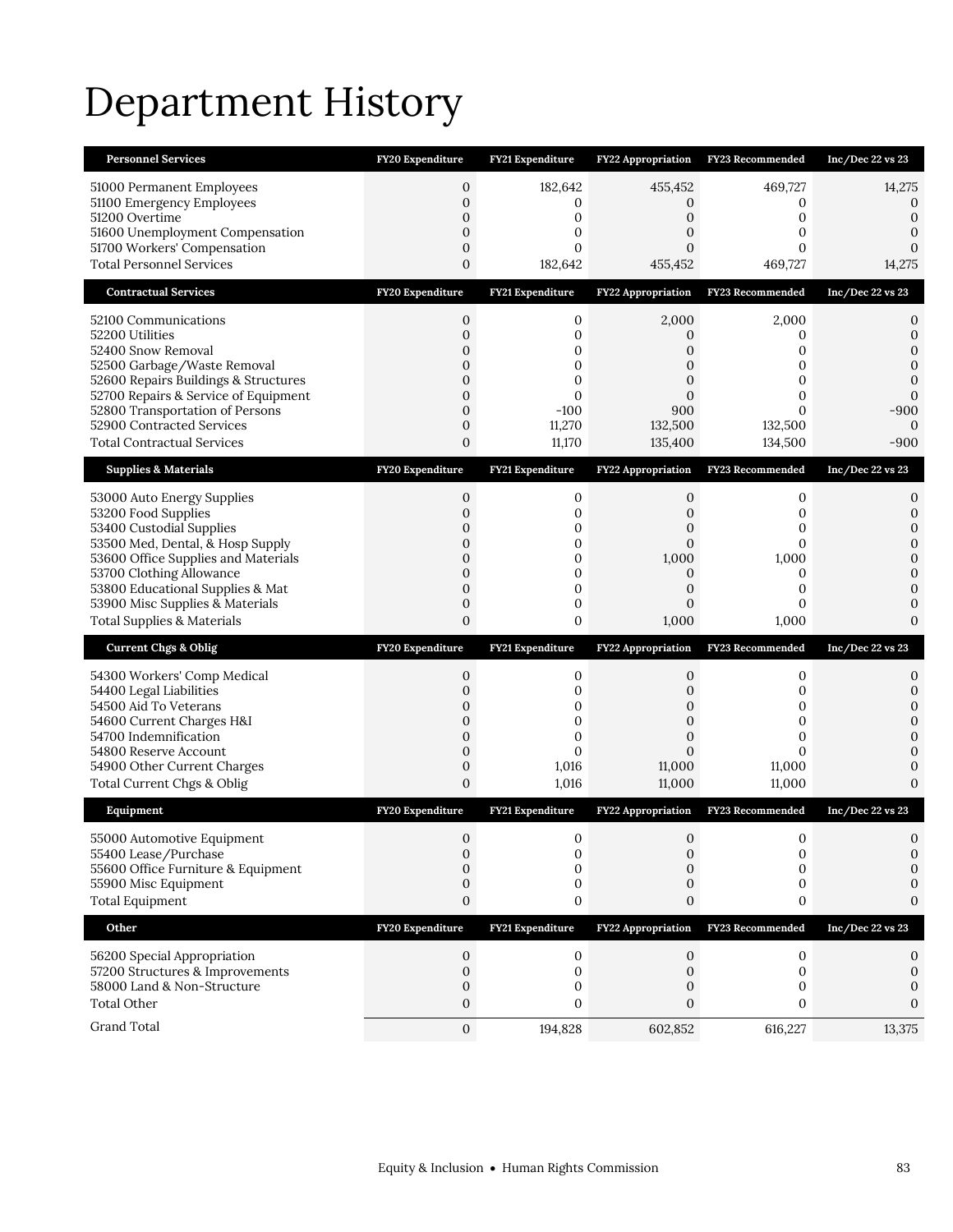# Department History

| Personnel Services | FY20 Expenditure | FY21 Expenditure | FY22 Appropriation | FY23 Recommended | Inc/Dec 22 vs 23 |
|---|---|---|---|---|---|
| 51000 Permanent Employees | 0 | 182,642 | 455,452 | 469,727 | 14,275 |
| 51100 Emergency Employees | 0 | 0 | 0 | 0 | 0 |
| 51200 Overtime | 0 | 0 | 0 | 0 | 0 |
| 51600 Unemployment Compensation | 0 | 0 | 0 | 0 | 0 |
| 51700 Workers' Compensation | 0 | 0 | 0 | 0 | 0 |
| Total Personnel Services | 0 | 182,642 | 455,452 | 469,727 | 14,275 |

| Contractual Services | FY20 Expenditure | FY21 Expenditure | FY22 Appropriation | FY23 Recommended | Inc/Dec 22 vs 23 |
|---|---|---|---|---|---|
| 52100 Communications | 0 | 0 | 2,000 | 2,000 | 0 |
| 52200 Utilities | 0 | 0 | 0 | 0 | 0 |
| 52400 Snow Removal | 0 | 0 | 0 | 0 | 0 |
| 52500 Garbage/Waste Removal | 0 | 0 | 0 | 0 | 0 |
| 52600 Repairs Buildings & Structures | 0 | 0 | 0 | 0 | 0 |
| 52700 Repairs & Service of Equipment | 0 | 0 | 0 | 0 | 0 |
| 52800 Transportation of Persons | 0 | -100 | 900 | 0 | -900 |
| 52900 Contracted Services | 0 | 11,270 | 132,500 | 132,500 | 0 |
| Total Contractual Services | 0 | 11,170 | 135,400 | 134,500 | -900 |

| Supplies & Materials | FY20 Expenditure | FY21 Expenditure | FY22 Appropriation | FY23 Recommended | Inc/Dec 22 vs 23 |
|---|---|---|---|---|---|
| 53000 Auto Energy Supplies | 0 | 0 | 0 | 0 | 0 |
| 53200 Food Supplies | 0 | 0 | 0 | 0 | 0 |
| 53400 Custodial Supplies | 0 | 0 | 0 | 0 | 0 |
| 53500 Med, Dental, & Hosp Supply | 0 | 0 | 0 | 0 | 0 |
| 53600 Office Supplies and Materials | 0 | 0 | 1,000 | 1,000 | 0 |
| 53700 Clothing Allowance | 0 | 0 | 0 | 0 | 0 |
| 53800 Educational Supplies & Mat | 0 | 0 | 0 | 0 | 0 |
| 53900 Misc Supplies & Materials | 0 | 0 | 0 | 0 | 0 |
| Total Supplies & Materials | 0 | 0 | 1,000 | 1,000 | 0 |

| Current Chgs & Oblig | FY20 Expenditure | FY21 Expenditure | FY22 Appropriation | FY23 Recommended | Inc/Dec 22 vs 23 |
|---|---|---|---|---|---|
| 54300 Workers' Comp Medical | 0 | 0 | 0 | 0 | 0 |
| 54400 Legal Liabilities | 0 | 0 | 0 | 0 | 0 |
| 54500 Aid To Veterans | 0 | 0 | 0 | 0 | 0 |
| 54600 Current Charges H&I | 0 | 0 | 0 | 0 | 0 |
| 54700 Indemnification | 0 | 0 | 0 | 0 | 0 |
| 54800 Reserve Account | 0 | 0 | 0 | 0 | 0 |
| 54900 Other Current Charges | 0 | 1,016 | 11,000 | 11,000 | 0 |
| Total Current Chgs & Oblig | 0 | 1,016 | 11,000 | 11,000 | 0 |

| Equipment | FY20 Expenditure | FY21 Expenditure | FY22 Appropriation | FY23 Recommended | Inc/Dec 22 vs 23 |
|---|---|---|---|---|---|
| 55000 Automotive Equipment | 0 | 0 | 0 | 0 | 0 |
| 55400 Lease/Purchase | 0 | 0 | 0 | 0 | 0 |
| 55600 Office Furniture & Equipment | 0 | 0 | 0 | 0 | 0 |
| 55900 Misc Equipment | 0 | 0 | 0 | 0 | 0 |
| Total Equipment | 0 | 0 | 0 | 0 | 0 |

| Other | FY20 Expenditure | FY21 Expenditure | FY22 Appropriation | FY23 Recommended | Inc/Dec 22 vs 23 |
|---|---|---|---|---|---|
| 56200 Special Appropriation | 0 | 0 | 0 | 0 | 0 |
| 57200 Structures & Improvements | 0 | 0 | 0 | 0 | 0 |
| 58000 Land & Non-Structure | 0 | 0 | 0 | 0 | 0 |
| Total Other | 0 | 0 | 0 | 0 | 0 |
| Grand Total | 0 | 194,828 | 602,852 | 616,227 | 13,375 |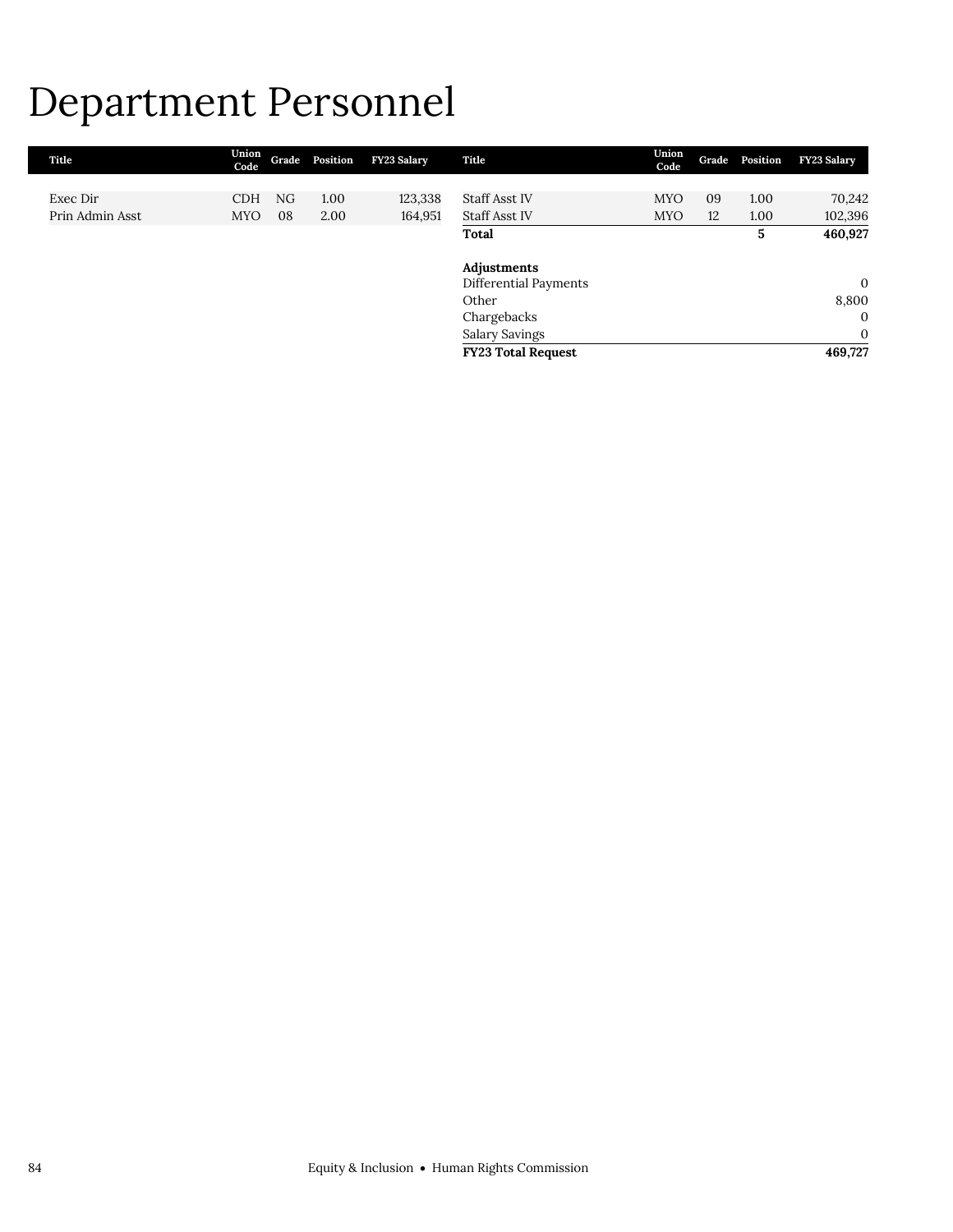# Department Personnel

| Title | Union Code | Grade | Position | FY23 Salary |
|---|---|---|---|---|
| Exec Dir | CDH | NG | 1.00 | 123,338 |
| Prin Admin Asst | MYO | 08 | 2.00 | 164,951 |
| Staff Asst IV | MYO | 09 | 1.00 | 70,242 |
| Staff Asst IV | MYO | 12 | 1.00 | 102,396 |
| **Total** | | | **5** | **460,927** |
| | | | | |
| **Adjustments** | | | | |
| Differential Payments | | | | 0 |
| Other | | | | 8,800 |
| Chargebacks | | | | 0 |
| Salary Savings | | | | 0 |
| **FY23 Total Request** | | | | **469,727** |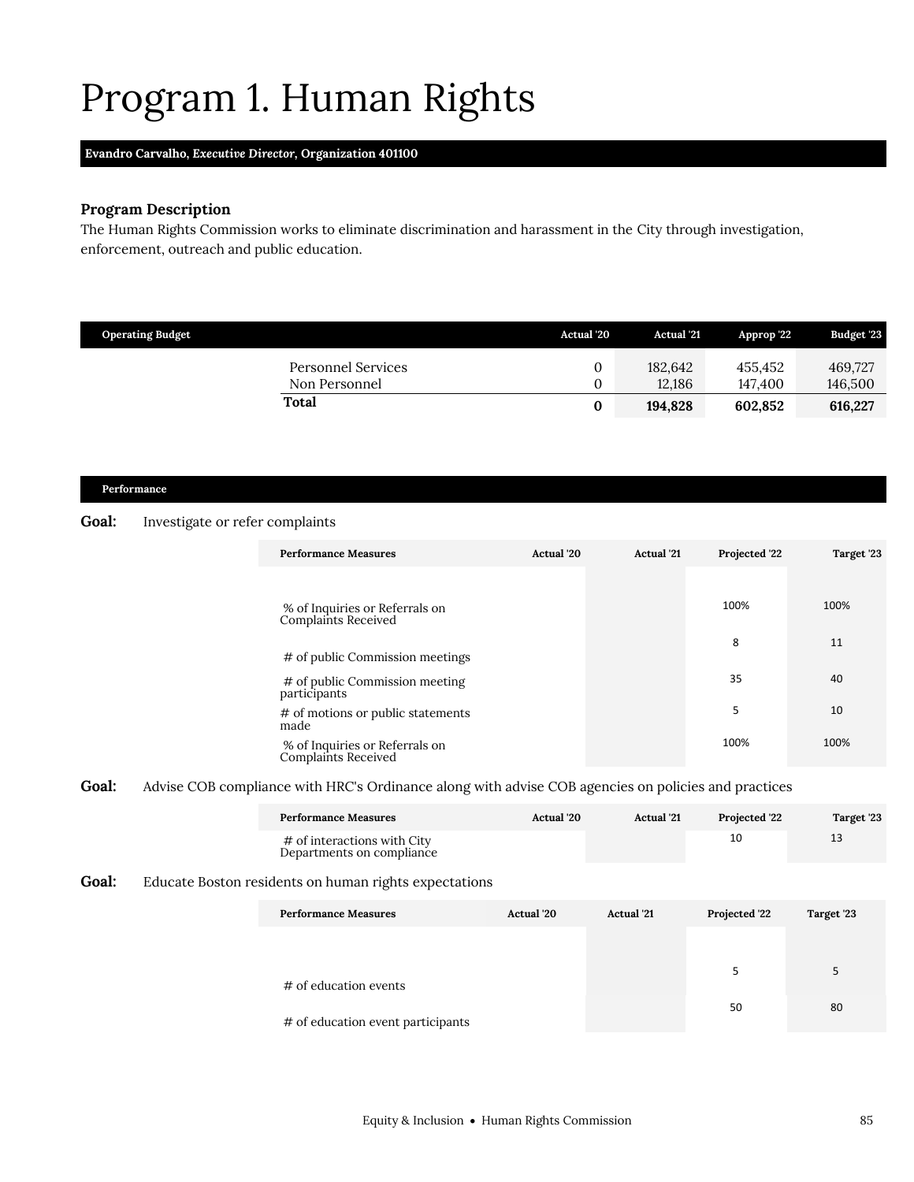# Program 1. Human Rights

**Evandro Carvalho, *Executive Director*, Organization 401100**

### Program Description

The Human Rights Commission works to eliminate discrimination and harassment in the City through investigation, enforcement, outreach and public education.

| Operating Budget | Actual '20 | Actual '21 | Approp '22 | Budget '23 |
|---|---|---|---|---|
| Personnel Services | 0 | 182,642 | 455,452 | 469,727 |
| Non Personnel | 0 | 12,186 | 147,400 | 146,500 |
| **Total** | **0** | **194,828** | **602,852** | **616,227** |

### Performance

**Goal:** Investigate or refer complaints

| Performance Measures | Actual '20 | Actual '21 | Projected '22 | Target '23 |
|---|---|---|---|---|
| % of Inquiries or Referrals on Complaints Received | | | 100% | 100% |
| # of public Commission meetings | | | 8 | 11 |
| # of public Commission meeting participants | | | 35 | 40 |
| # of motions or public statements made | | | 5 | 10 |
| % of Inquiries or Referrals on Complaints Received | | | 100% | 100% |

**Goal:** Advise COB compliance with HRC's Ordinance along with advise COB agencies on policies and practices

| Performance Measures | Actual '20 | Actual '21 | Projected '22 | Target '23 |
|---|---|---|---|---|
| # of interactions with City Departments on compliance | | | 10 | 13 |

**Goal:** Educate Boston residents on human rights expectations

| Performance Measures | Actual '20 | Actual '21 | Projected '22 | Target '23 |
|---|---|---|---|---|
| # of education events | | | 5 | 5 |
| # of education event participants | | | 50 | 80 |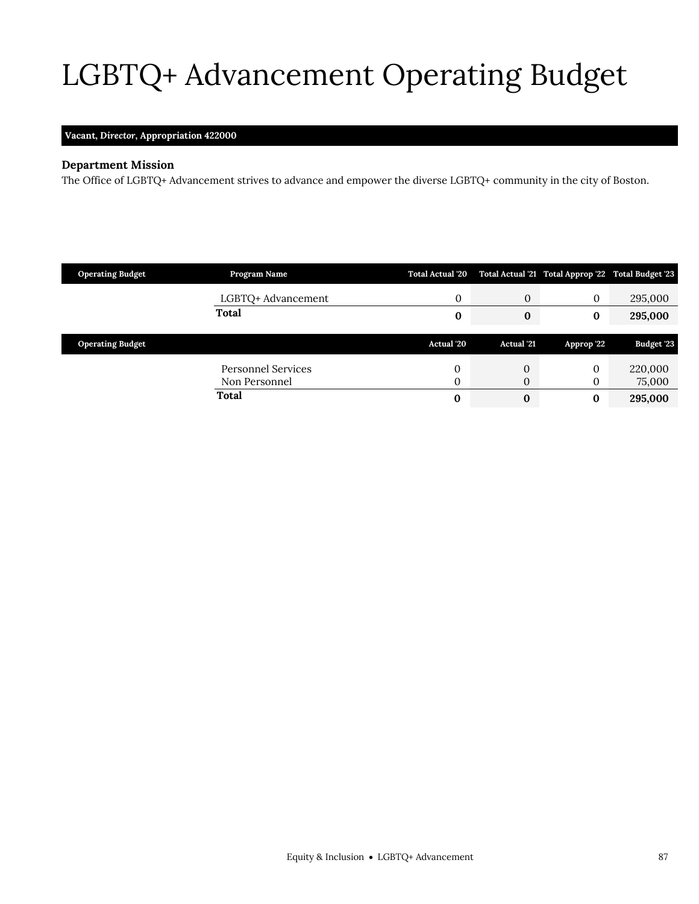# LGBTQ+ Advancement Operating Budget

**Vacant, *Director*, Appropriation 422000**

### Department Mission

The Office of LGBTQ+ Advancement strives to advance and empower the diverse LGBTQ+ community in the city of Boston.

| Operating Budget | Program Name | Total Actual '20 | Total Actual '21 | Total Approp '22 | Total Budget '23 |
|---|---|---|---|---|---|
| | LGBTQ+ Advancement | 0 | 0 | 0 | 295,000 |
| | **Total** | **0** | **0** | **0** | **295,000** |

| Operating Budget | | Actual '20 | Actual '21 | Approp '22 | Budget '23 |
|---|---|---|---|---|---|
| | Personnel Services | 0 | 0 | 0 | 220,000 |
| | Non Personnel | 0 | 0 | 0 | 75,000 |
| | **Total** | **0** | **0** | **0** | **295,000** |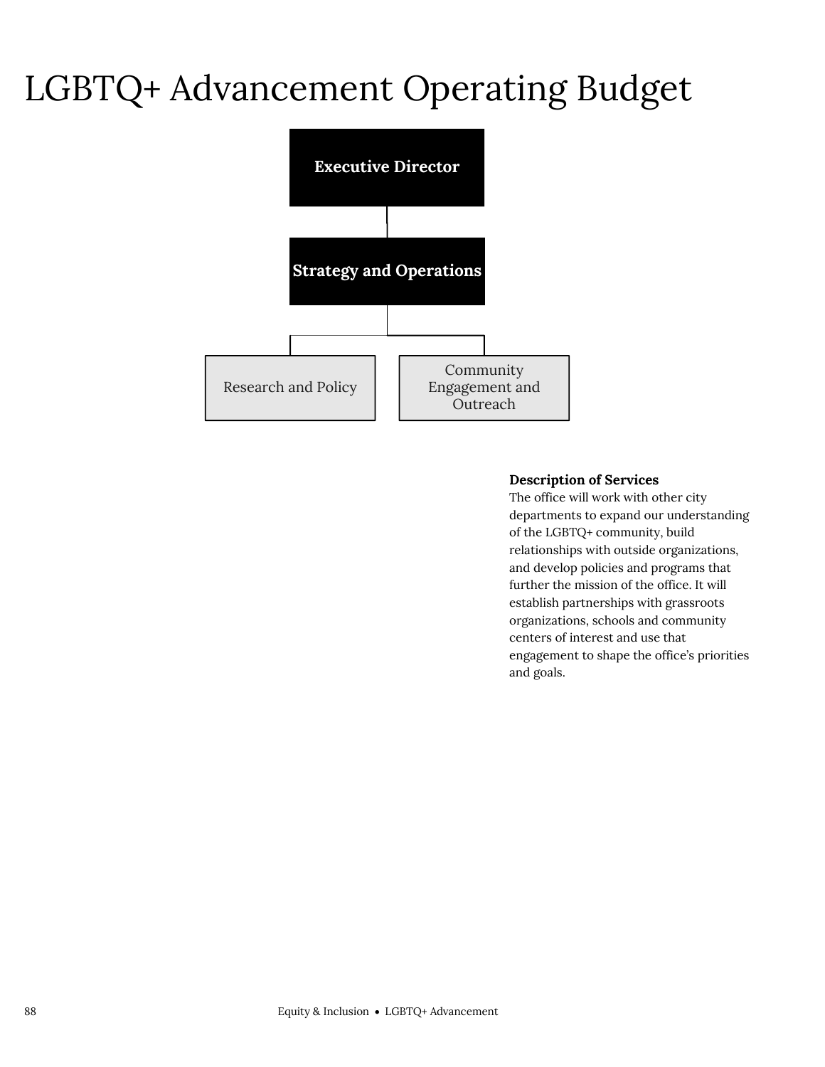# LGBTQ+ Advancement Operating Budget

Executive Director

Strategy and Operations

Research and Policy

Community Engagement and Outreach

**Description of Services**

The office will work with other city departments to expand our understanding of the LGBTQ+ community, build relationships with outside organizations, and develop policies and programs that further the mission of the office. It will establish partnerships with grassroots organizations, schools and community centers of interest and use that engagement to shape the office's priorities and goals.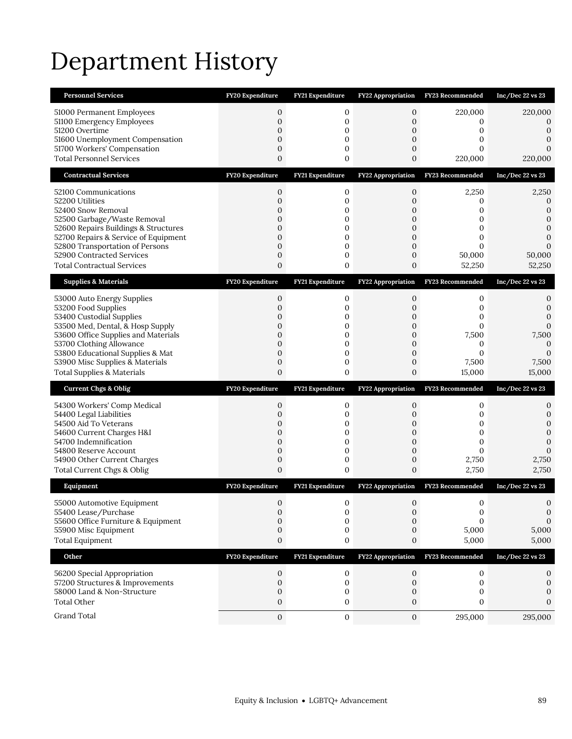# Department History

| Personnel Services | FY20 Expenditure | FY21 Expenditure | FY22 Appropriation | FY23 Recommended | Inc/Dec 22 vs 23 |
|---|---|---|---|---|---|
| 51000 Permanent Employees | 0 | 0 | 0 | 220,000 | 220,000 |
| 51100 Emergency Employees | 0 | 0 | 0 | 0 | 0 |
| 51200 Overtime | 0 | 0 | 0 | 0 | 0 |
| 51600 Unemployment Compensation | 0 | 0 | 0 | 0 | 0 |
| 51700 Workers' Compensation | 0 | 0 | 0 | 0 | 0 |
| Total Personnel Services | 0 | 0 | 0 | 220,000 | 220,000 |

| Contractual Services | FY20 Expenditure | FY21 Expenditure | FY22 Appropriation | FY23 Recommended | Inc/Dec 22 vs 23 |
|---|---|---|---|---|---|
| 52100 Communications | 0 | 0 | 0 | 2,250 | 2,250 |
| 52200 Utilities | 0 | 0 | 0 | 0 | 0 |
| 52400 Snow Removal | 0 | 0 | 0 | 0 | 0 |
| 52500 Garbage/Waste Removal | 0 | 0 | 0 | 0 | 0 |
| 52600 Repairs Buildings & Structures | 0 | 0 | 0 | 0 | 0 |
| 52700 Repairs & Service of Equipment | 0 | 0 | 0 | 0 | 0 |
| 52800 Transportation of Persons | 0 | 0 | 0 | 0 | 0 |
| 52900 Contracted Services | 0 | 0 | 0 | 50,000 | 50,000 |
| Total Contractual Services | 0 | 0 | 0 | 52,250 | 52,250 |

| Supplies & Materials | FY20 Expenditure | FY21 Expenditure | FY22 Appropriation | FY23 Recommended | Inc/Dec 22 vs 23 |
|---|---|---|---|---|---|
| 53000 Auto Energy Supplies | 0 | 0 | 0 | 0 | 0 |
| 53200 Food Supplies | 0 | 0 | 0 | 0 | 0 |
| 53400 Custodial Supplies | 0 | 0 | 0 | 0 | 0 |
| 53500 Med, Dental, & Hosp Supply | 0 | 0 | 0 | 0 | 0 |
| 53600 Office Supplies and Materials | 0 | 0 | 0 | 7,500 | 7,500 |
| 53700 Clothing Allowance | 0 | 0 | 0 | 0 | 0 |
| 53800 Educational Supplies & Mat | 0 | 0 | 0 | 0 | 0 |
| 53900 Misc Supplies & Materials | 0 | 0 | 0 | 7,500 | 7,500 |
| Total Supplies & Materials | 0 | 0 | 0 | 15,000 | 15,000 |

| Current Chgs & Oblig | FY20 Expenditure | FY21 Expenditure | FY22 Appropriation | FY23 Recommended | Inc/Dec 22 vs 23 |
|---|---|---|---|---|---|
| 54300 Workers' Comp Medical | 0 | 0 | 0 | 0 | 0 |
| 54400 Legal Liabilities | 0 | 0 | 0 | 0 | 0 |
| 54500 Aid To Veterans | 0 | 0 | 0 | 0 | 0 |
| 54600 Current Charges H&I | 0 | 0 | 0 | 0 | 0 |
| 54700 Indemnification | 0 | 0 | 0 | 0 | 0 |
| 54800 Reserve Account | 0 | 0 | 0 | 0 | 0 |
| 54900 Other Current Charges | 0 | 0 | 0 | 2,750 | 2,750 |
| Total Current Chgs & Oblig | 0 | 0 | 0 | 2,750 | 2,750 |

| Equipment | FY20 Expenditure | FY21 Expenditure | FY22 Appropriation | FY23 Recommended | Inc/Dec 22 vs 23 |
|---|---|---|---|---|---|
| 55000 Automotive Equipment | 0 | 0 | 0 | 0 | 0 |
| 55400 Lease/Purchase | 0 | 0 | 0 | 0 | 0 |
| 55600 Office Furniture & Equipment | 0 | 0 | 0 | 0 | 0 |
| 55900 Misc Equipment | 0 | 0 | 0 | 5,000 | 5,000 |
| Total Equipment | 0 | 0 | 0 | 5,000 | 5,000 |

| Other | FY20 Expenditure | FY21 Expenditure | FY22 Appropriation | FY23 Recommended | Inc/Dec 22 vs 23 |
|---|---|---|---|---|---|
| 56200 Special Appropriation | 0 | 0 | 0 | 0 | 0 |
| 57200 Structures & Improvements | 0 | 0 | 0 | 0 | 0 |
| 58000 Land & Non-Structure | 0 | 0 | 0 | 0 | 0 |
| Total Other | 0 | 0 | 0 | 0 | 0 |
| Grand Total | 0 | 0 | 0 | 295,000 | 295,000 |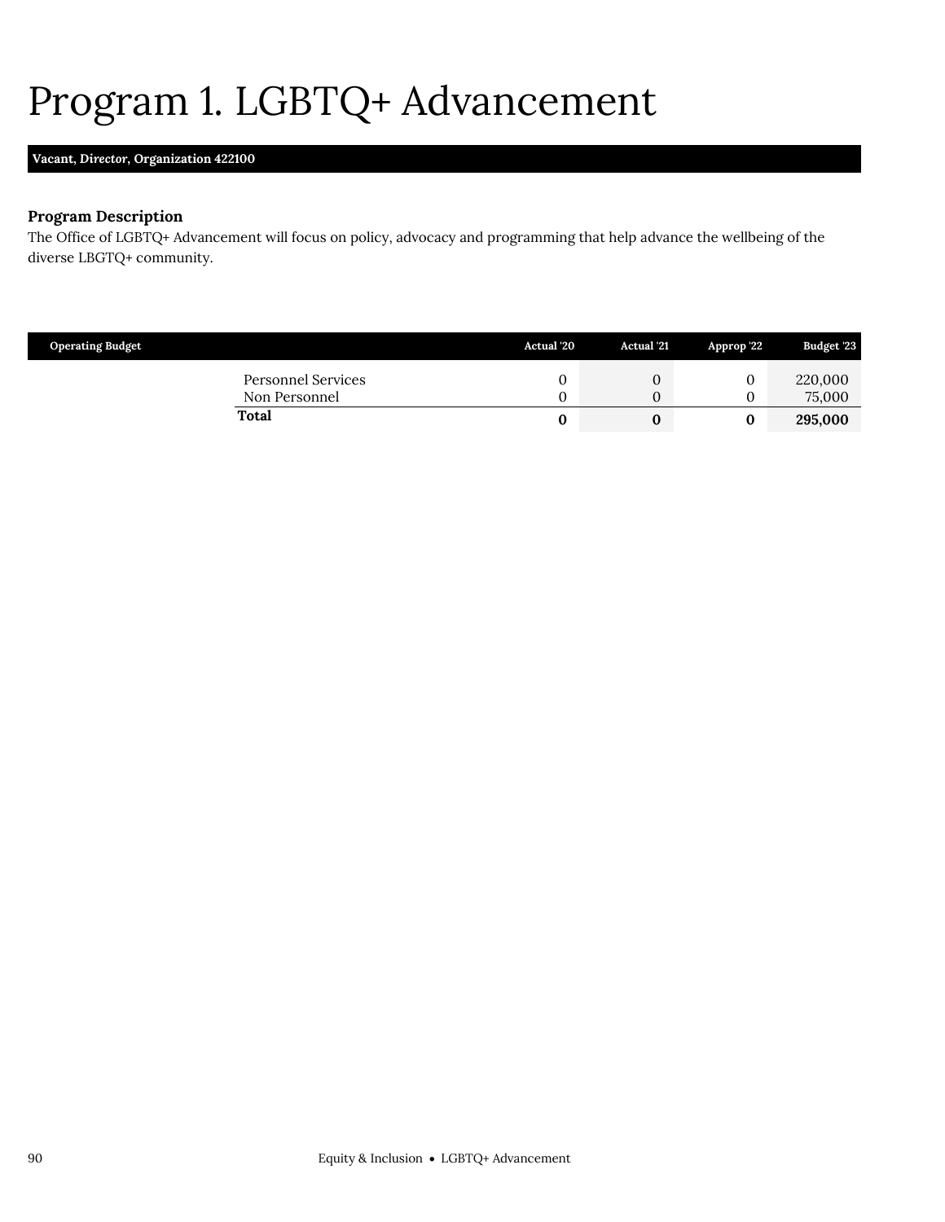# Program 1. LGBTQ+ Advancement

**Vacant, *Director*, Organization 422100**

### Program Description

The Office of LGBTQ+ Advancement will focus on policy, advocacy and programming that help advance the wellbeing of the diverse LBGTQ+ community.

| Operating Budget | Actual '20 | Actual '21 | Approp '22 | Budget '23 |
|---|---|---|---|---|
| Personnel Services | 0 | 0 | 0 | 220,000 |
| Non Personnel | 0 | 0 | 0 | 75,000 |
| **Total** | **0** | **0** | **0** | **295,000** |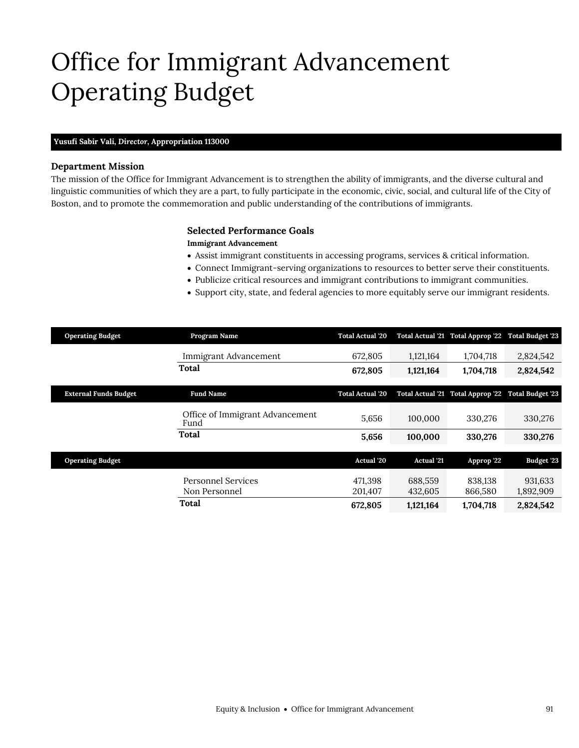# Office for Immigrant Advancement Operating Budget

**Yusufi Sabir Vali, *Director*, Appropriation 113000**

### Department Mission

The mission of the Office for Immigrant Advancement is to strengthen the ability of immigrants, and the diverse cultural and linguistic communities of which they are a part, to fully participate in the economic, civic, social, and cultural life of the City of Boston, and to promote the commemoration and public understanding of the contributions of immigrants.

### Selected Performance Goals

**Immigrant Advancement**

- Assist immigrant constituents in accessing programs, services & critical information.
- Connect Immigrant-serving organizations to resources to better serve their constituents.
- Publicize critical resources and immigrant contributions to immigrant communities.
- Support city, state, and federal agencies to more equitably serve our immigrant residents.

| Operating Budget | Program Name | Total Actual '20 | Total Actual '21 | Total Approp '22 | Total Budget '23 |
|---|---|---|---|---|---|
| | Immigrant Advancement | 672,805 | 1,121,164 | 1,704,718 | 2,824,542 |
| | **Total** | **672,805** | **1,121,164** | **1,704,718** | **2,824,542** |

| External Funds Budget | Fund Name | Total Actual '20 | Total Actual '21 | Total Approp '22 | Total Budget '23 |
|---|---|---|---|---|---|
| | Office of Immigrant Advancement Fund | 5,656 | 100,000 | 330,276 | 330,276 |
| | **Total** | **5,656** | **100,000** | **330,276** | **330,276** |

| Operating Budget | | Actual '20 | Actual '21 | Approp '22 | Budget '23 |
|---|---|---|---|---|---|
| | Personnel Services | 471,398 | 688,559 | 838,138 | 931,633 |
| | Non Personnel | 201,407 | 432,605 | 866,580 | 1,892,909 |
| | **Total** | **672,805** | **1,121,164** | **1,704,718** | **2,824,542** |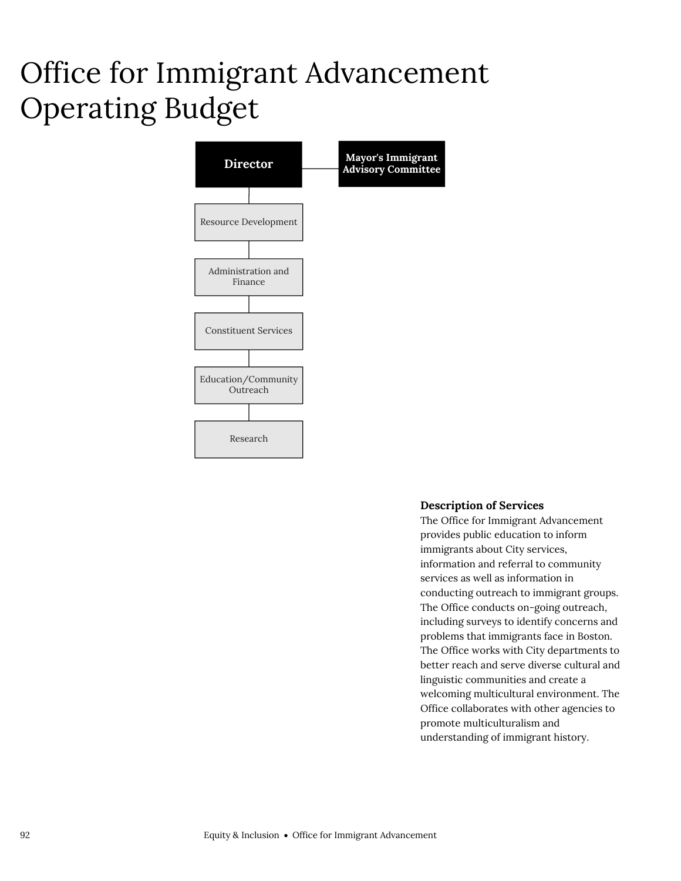# Office for Immigrant Advancement Operating Budget

- Director
  - Mayor's Immigrant Advisory Committee
  - Resource Development
  - Administration and Finance
  - Constituent Services
  - Education/Community Outreach
  - Research

**Description of Services**

The Office for Immigrant Advancement provides public education to inform immigrants about City services, information and referral to community services as well as information in conducting outreach to immigrant groups. The Office conducts on-going outreach, including surveys to identify concerns and problems that immigrants face in Boston. The Office works with City departments to better reach and serve diverse cultural and linguistic communities and create a welcoming multicultural environment. The Office collaborates with other agencies to promote multiculturalism and understanding of immigrant history.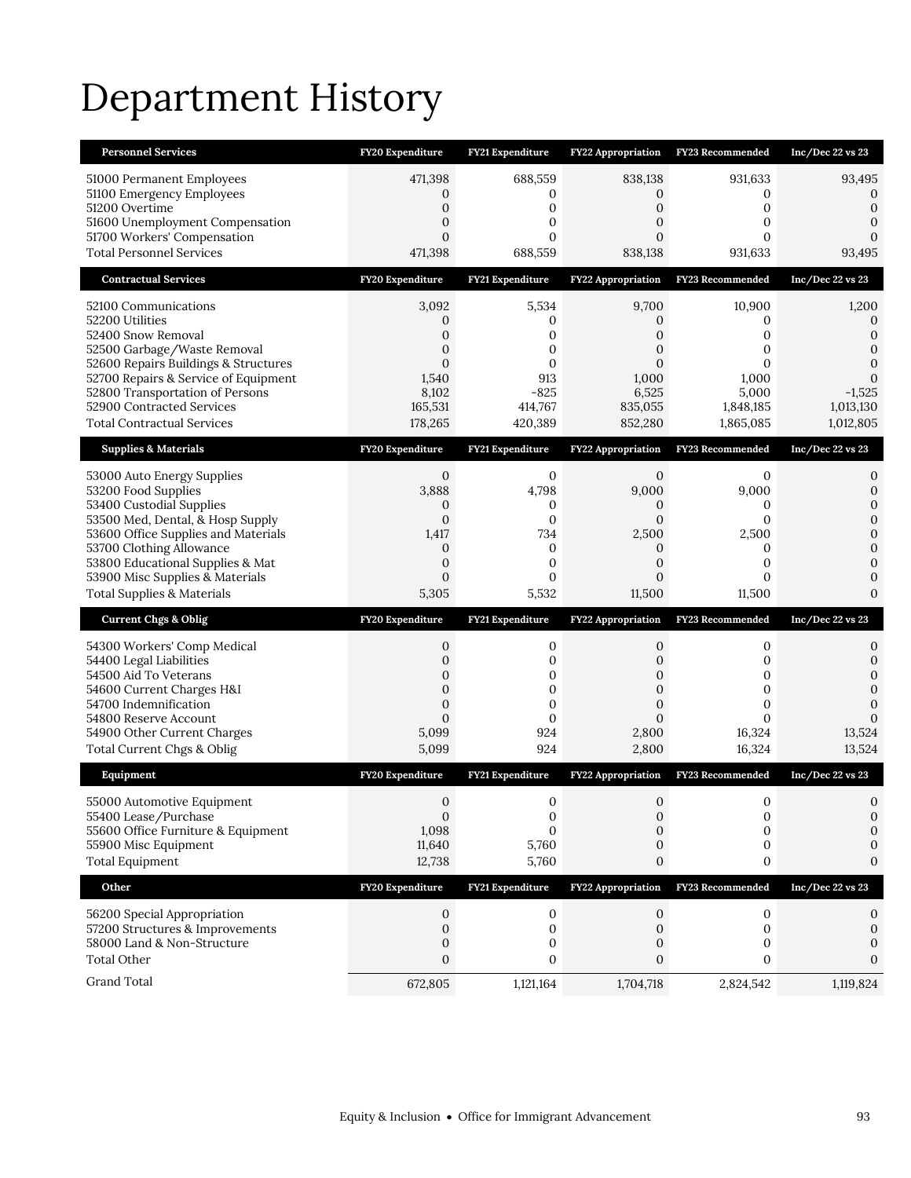# Department History

| Personnel Services | FY20 Expenditure | FY21 Expenditure | FY22 Appropriation | FY23 Recommended | Inc/Dec 22 vs 23 |
|---|---|---|---|---|---|
| 51000 Permanent Employees | 471,398 | 688,559 | 838,138 | 931,633 | 93,495 |
| 51100 Emergency Employees | 0 | 0 | 0 | 0 | 0 |
| 51200 Overtime | 0 | 0 | 0 | 0 | 0 |
| 51600 Unemployment Compensation | 0 | 0 | 0 | 0 | 0 |
| 51700 Workers' Compensation | 0 | 0 | 0 | 0 | 0 |
| Total Personnel Services | 471,398 | 688,559 | 838,138 | 931,633 | 93,495 |

| Contractual Services | FY20 Expenditure | FY21 Expenditure | FY22 Appropriation | FY23 Recommended | Inc/Dec 22 vs 23 |
|---|---|---|---|---|---|
| 52100 Communications | 3,092 | 5,534 | 9,700 | 10,900 | 1,200 |
| 52200 Utilities | 0 | 0 | 0 | 0 | 0 |
| 52400 Snow Removal | 0 | 0 | 0 | 0 | 0 |
| 52500 Garbage/Waste Removal | 0 | 0 | 0 | 0 | 0 |
| 52600 Repairs Buildings & Structures | 0 | 0 | 0 | 0 | 0 |
| 52700 Repairs & Service of Equipment | 1,540 | 913 | 1,000 | 1,000 | 0 |
| 52800 Transportation of Persons | 8,102 | -825 | 6,525 | 5,000 | -1,525 |
| 52900 Contracted Services | 165,531 | 414,767 | 835,055 | 1,848,185 | 1,013,130 |
| Total Contractual Services | 178,265 | 420,389 | 852,280 | 1,865,085 | 1,012,805 |

| Supplies & Materials | FY20 Expenditure | FY21 Expenditure | FY22 Appropriation | FY23 Recommended | Inc/Dec 22 vs 23 |
|---|---|---|---|---|---|
| 53000 Auto Energy Supplies | 0 | 0 | 0 | 0 | 0 |
| 53200 Food Supplies | 3,888 | 4,798 | 9,000 | 9,000 | 0 |
| 53400 Custodial Supplies | 0 | 0 | 0 | 0 | 0 |
| 53500 Med, Dental, & Hosp Supply | 0 | 0 | 0 | 0 | 0 |
| 53600 Office Supplies and Materials | 1,417 | 734 | 2,500 | 2,500 | 0 |
| 53700 Clothing Allowance | 0 | 0 | 0 | 0 | 0 |
| 53800 Educational Supplies & Mat | 0 | 0 | 0 | 0 | 0 |
| 53900 Misc Supplies & Materials | 0 | 0 | 0 | 0 | 0 |
| Total Supplies & Materials | 5,305 | 5,532 | 11,500 | 11,500 | 0 |

| Current Chgs & Oblig | FY20 Expenditure | FY21 Expenditure | FY22 Appropriation | FY23 Recommended | Inc/Dec 22 vs 23 |
|---|---|---|---|---|---|
| 54300 Workers' Comp Medical | 0 | 0 | 0 | 0 | 0 |
| 54400 Legal Liabilities | 0 | 0 | 0 | 0 | 0 |
| 54500 Aid To Veterans | 0 | 0 | 0 | 0 | 0 |
| 54600 Current Charges H&I | 0 | 0 | 0 | 0 | 0 |
| 54700 Indemnification | 0 | 0 | 0 | 0 | 0 |
| 54800 Reserve Account | 0 | 0 | 0 | 0 | 0 |
| 54900 Other Current Charges | 5,099 | 924 | 2,800 | 16,324 | 13,524 |
| Total Current Chgs & Oblig | 5,099 | 924 | 2,800 | 16,324 | 13,524 |

| Equipment | FY20 Expenditure | FY21 Expenditure | FY22 Appropriation | FY23 Recommended | Inc/Dec 22 vs 23 |
|---|---|---|---|---|---|
| 55000 Automotive Equipment | 0 | 0 | 0 | 0 | 0 |
| 55400 Lease/Purchase | 0 | 0 | 0 | 0 | 0 |
| 55600 Office Furniture & Equipment | 1,098 | 0 | 0 | 0 | 0 |
| 55900 Misc Equipment | 11,640 | 5,760 | 0 | 0 | 0 |
| Total Equipment | 12,738 | 5,760 | 0 | 0 | 0 |

| Other | FY20 Expenditure | FY21 Expenditure | FY22 Appropriation | FY23 Recommended | Inc/Dec 22 vs 23 |
|---|---|---|---|---|---|
| 56200 Special Appropriation | 0 | 0 | 0 | 0 | 0 |
| 57200 Structures & Improvements | 0 | 0 | 0 | 0 | 0 |
| 58000 Land & Non-Structure | 0 | 0 | 0 | 0 | 0 |
| Total Other | 0 | 0 | 0 | 0 | 0 |
| Grand Total | 672,805 | 1,121,164 | 1,704,718 | 2,824,542 | 1,119,824 |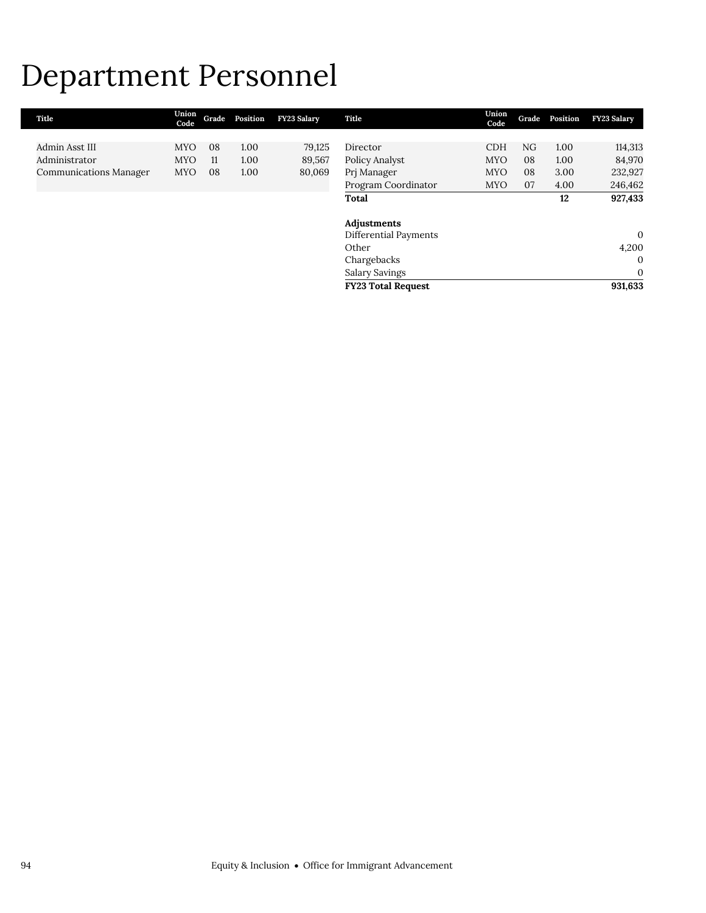# Department Personnel

| Title | Union Code | Grade | Position | FY23 Salary |
|---|---|---|---|---|
| Admin Asst III | MYO | 08 | 1.00 | 79,125 |
| Administrator | MYO | 11 | 1.00 | 89,567 |
| Communications Manager | MYO | 08 | 1.00 | 80,069 |
| Director | CDH | NG | 1.00 | 114,313 |
| Policy Analyst | MYO | 08 | 1.00 | 84,970 |
| Prj Manager | MYO | 08 | 3.00 | 232,927 |
| Program Coordinator | MYO | 07 | 4.00 | 246,462 |
| **Total** | | | **12** | **927,433** |
| | | | | |
| **Adjustments** | | | | |
| Differential Payments | | | | 0 |
| Other | | | | 4,200 |
| Chargebacks | | | | 0 |
| Salary Savings | | | | 0 |
| **FY23 Total Request** | | | | **931,633** |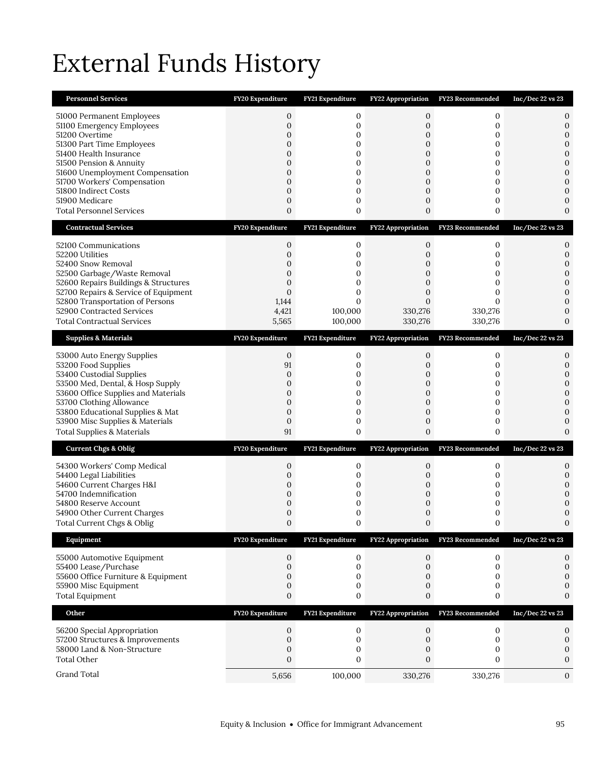# External Funds History

| Personnel Services | FY20 Expenditure | FY21 Expenditure | FY22 Appropriation | FY23 Recommended | Inc/Dec 22 vs 23 |
|---|---|---|---|---|---|
| 51000 Permanent Employees | 0 | 0 | 0 | 0 | 0 |
| 51100 Emergency Employees | 0 | 0 | 0 | 0 | 0 |
| 51200 Overtime | 0 | 0 | 0 | 0 | 0 |
| 51300 Part Time Employees | 0 | 0 | 0 | 0 | 0 |
| 51400 Health Insurance | 0 | 0 | 0 | 0 | 0 |
| 51500 Pension & Annuity | 0 | 0 | 0 | 0 | 0 |
| 51600 Unemployment Compensation | 0 | 0 | 0 | 0 | 0 |
| 51700 Workers' Compensation | 0 | 0 | 0 | 0 | 0 |
| 51800 Indirect Costs | 0 | 0 | 0 | 0 | 0 |
| 51900 Medicare | 0 | 0 | 0 | 0 | 0 |
| Total Personnel Services | 0 | 0 | 0 | 0 | 0 |

| Contractual Services | FY20 Expenditure | FY21 Expenditure | FY22 Appropriation | FY23 Recommended | Inc/Dec 22 vs 23 |
|---|---|---|---|---|---|
| 52100 Communications | 0 | 0 | 0 | 0 | 0 |
| 52200 Utilities | 0 | 0 | 0 | 0 | 0 |
| 52400 Snow Removal | 0 | 0 | 0 | 0 | 0 |
| 52500 Garbage/Waste Removal | 0 | 0 | 0 | 0 | 0 |
| 52600 Repairs Buildings & Structures | 0 | 0 | 0 | 0 | 0 |
| 52700 Repairs & Service of Equipment | 0 | 0 | 0 | 0 | 0 |
| 52800 Transportation of Persons | 1,144 | 0 | 0 | 0 | 0 |
| 52900 Contracted Services | 4,421 | 100,000 | 330,276 | 330,276 | 0 |
| Total Contractual Services | 5,565 | 100,000 | 330,276 | 330,276 | 0 |

| Supplies & Materials | FY20 Expenditure | FY21 Expenditure | FY22 Appropriation | FY23 Recommended | Inc/Dec 22 vs 23 |
|---|---|---|---|---|---|
| 53000 Auto Energy Supplies | 0 | 0 | 0 | 0 | 0 |
| 53200 Food Supplies | 91 | 0 | 0 | 0 | 0 |
| 53400 Custodial Supplies | 0 | 0 | 0 | 0 | 0 |
| 53500 Med, Dental, & Hosp Supply | 0 | 0 | 0 | 0 | 0 |
| 53600 Office Supplies and Materials | 0 | 0 | 0 | 0 | 0 |
| 53700 Clothing Allowance | 0 | 0 | 0 | 0 | 0 |
| 53800 Educational Supplies & Mat | 0 | 0 | 0 | 0 | 0 |
| 53900 Misc Supplies & Materials | 0 | 0 | 0 | 0 | 0 |
| Total Supplies & Materials | 91 | 0 | 0 | 0 | 0 |

| Current Chgs & Oblig | FY20 Expenditure | FY21 Expenditure | FY22 Appropriation | FY23 Recommended | Inc/Dec 22 vs 23 |
|---|---|---|---|---|---|
| 54300 Workers' Comp Medical | 0 | 0 | 0 | 0 | 0 |
| 54400 Legal Liabilities | 0 | 0 | 0 | 0 | 0 |
| 54600 Current Charges H&I | 0 | 0 | 0 | 0 | 0 |
| 54700 Indemnification | 0 | 0 | 0 | 0 | 0 |
| 54800 Reserve Account | 0 | 0 | 0 | 0 | 0 |
| 54900 Other Current Charges | 0 | 0 | 0 | 0 | 0 |
| Total Current Chgs & Oblig | 0 | 0 | 0 | 0 | 0 |

| Equipment | FY20 Expenditure | FY21 Expenditure | FY22 Appropriation | FY23 Recommended | Inc/Dec 22 vs 23 |
|---|---|---|---|---|---|
| 55000 Automotive Equipment | 0 | 0 | 0 | 0 | 0 |
| 55400 Lease/Purchase | 0 | 0 | 0 | 0 | 0 |
| 55600 Office Furniture & Equipment | 0 | 0 | 0 | 0 | 0 |
| 55900 Misc Equipment | 0 | 0 | 0 | 0 | 0 |
| Total Equipment | 0 | 0 | 0 | 0 | 0 |

| Other | FY20 Expenditure | FY21 Expenditure | FY22 Appropriation | FY23 Recommended | Inc/Dec 22 vs 23 |
|---|---|---|---|---|---|
| 56200 Special Appropriation | 0 | 0 | 0 | 0 | 0 |
| 57200 Structures & Improvements | 0 | 0 | 0 | 0 | 0 |
| 58000 Land & Non-Structure | 0 | 0 | 0 | 0 | 0 |
| Total Other | 0 | 0 | 0 | 0 | 0 |
| Grand Total | 5,656 | 100,000 | 330,276 | 330,276 | 0 |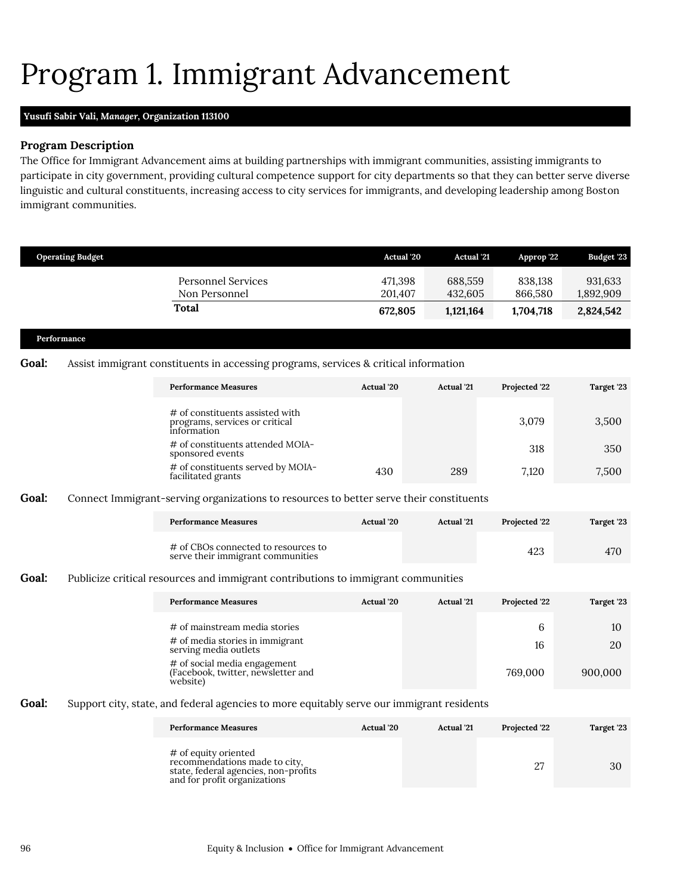# Program 1. Immigrant Advancement

**Yusufi Sabir Vali, *Manager*, Organization 113100**

### Program Description

The Office for Immigrant Advancement aims at building partnerships with immigrant communities, assisting immigrants to participate in city government, providing cultural competence support for city departments so that they can better serve diverse linguistic and cultural constituents, increasing access to city services for immigrants, and developing leadership among Boston immigrant communities.

| Operating Budget | Actual '20 | Actual '21 | Approp '22 | Budget '23 |
|---|---|---|---|---|
| Personnel Services | 471,398 | 688,559 | 838,138 | 931,633 |
| Non Personnel | 201,407 | 432,605 | 866,580 | 1,892,909 |
| **Total** | **672,805** | **1,121,164** | **1,704,718** | **2,824,542** |

### Performance

**Goal:** Assist immigrant constituents in accessing programs, services & critical information

| Performance Measures | Actual '20 | Actual '21 | Projected '22 | Target '23 |
|---|---|---|---|---|
| # of constituents assisted with programs, services or critical information | | | 3,079 | 3,500 |
| # of constituents attended MOIA-sponsored events | | | 318 | 350 |
| # of constituents served by MOIA-facilitated grants | 430 | 289 | 7,120 | 7,500 |

**Goal:** Connect Immigrant-serving organizations to resources to better serve their constituents

| Performance Measures | Actual '20 | Actual '21 | Projected '22 | Target '23 |
|---|---|---|---|---|
| # of CBOs connected to resources to serve their immigrant communities | | | 423 | 470 |

**Goal:** Publicize critical resources and immigrant contributions to immigrant communities

| Performance Measures | Actual '20 | Actual '21 | Projected '22 | Target '23 |
|---|---|---|---|---|
| # of mainstream media stories | | | 6 | 10 |
| # of media stories in immigrant serving media outlets | | | 16 | 20 |
| # of social media engagement (Facebook, twitter, newsletter and website) | | | 769,000 | 900,000 |

**Goal:** Support city, state, and federal agencies to more equitably serve our immigrant residents

| Performance Measures | Actual '20 | Actual '21 | Projected '22 | Target '23 |
|---|---|---|---|---|
| # of equity oriented recommendations made to city, state, federal agencies, non-profits and for profit organizations | | | 27 | 30 |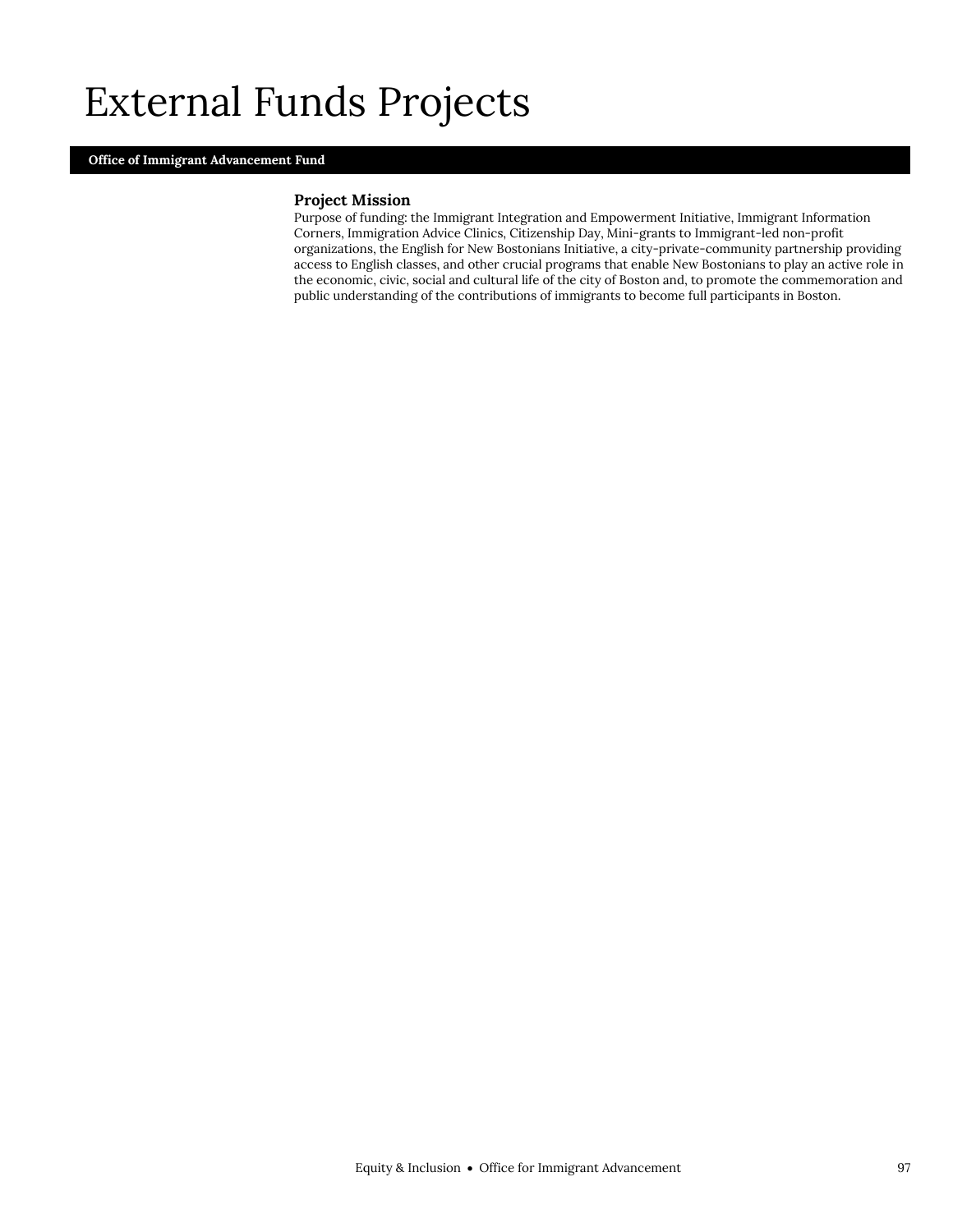# External Funds Projects

## Office of Immigrant Advancement Fund

### Project Mission

Purpose of funding: the Immigrant Integration and Empowerment Initiative, Immigrant Information Corners, Immigration Advice Clinics, Citizenship Day, Mini-grants to Immigrant-led non-profit organizations, the English for New Bostonians Initiative, a city-private-community partnership providing access to English classes, and other crucial programs that enable New Bostonians to play an active role in the economic, civic, social and cultural life of the city of Boston and, to promote the commemoration and public understanding of the contributions of immigrants to become full participants in Boston.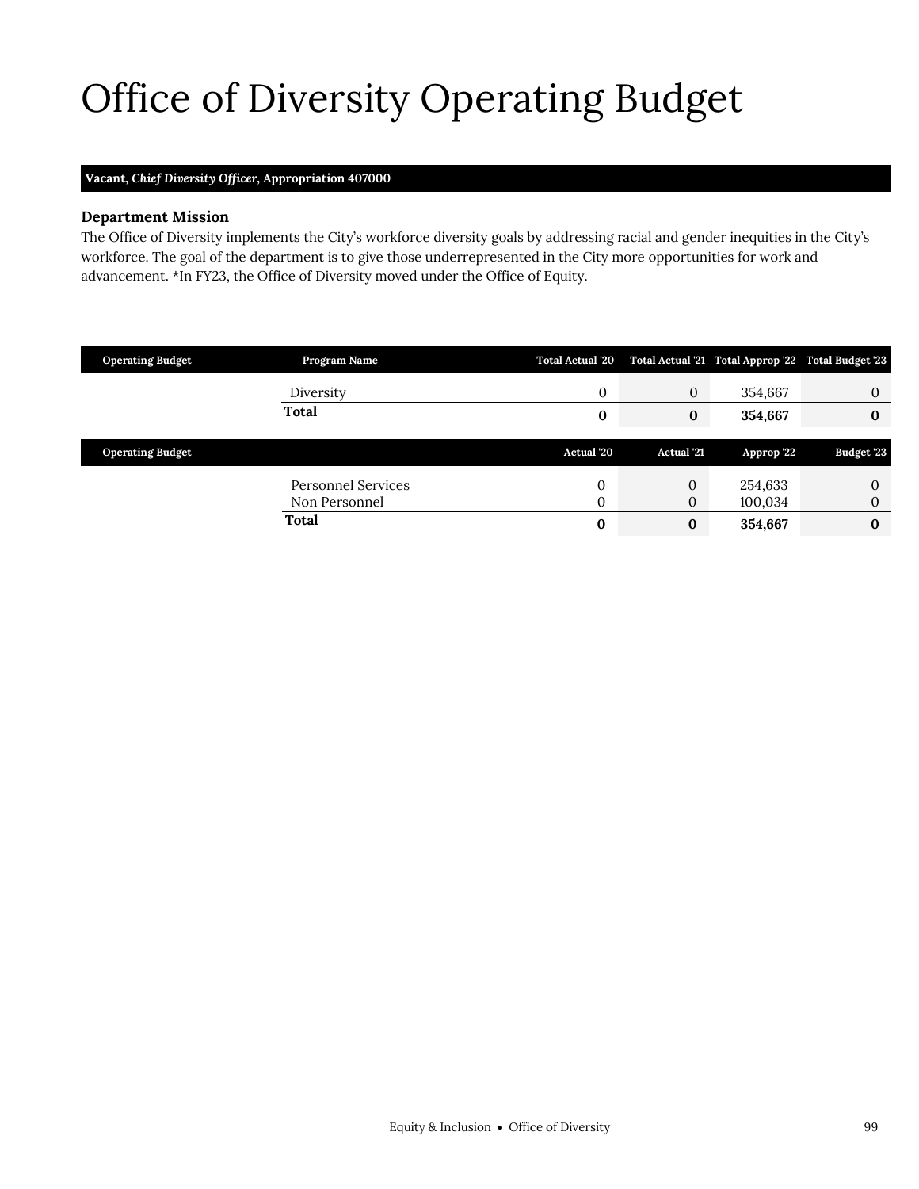# Office of Diversity Operating Budget

**Vacant, *Chief Diversity Officer*, Appropriation 407000**

### Department Mission

The Office of Diversity implements the City's workforce diversity goals by addressing racial and gender inequities in the City's workforce. The goal of the department is to give those underrepresented in the City more opportunities for work and advancement. *In FY23, the Office of Diversity moved under the Office of Equity.

| Operating Budget | Program Name | Total Actual '20 | Total Actual '21 | Total Approp '22 | Total Budget '23 |
|---|---|---|---|---|---|
| | Diversity | 0 | 0 | 354,667 | 0 |
| | **Total** | **0** | **0** | **354,667** | **0** |

| Operating Budget | | Actual '20 | Actual '21 | Approp '22 | Budget '23 |
|---|---|---|---|---|---|
| | Personnel Services | 0 | 0 | 254,633 | 0 |
| | Non Personnel | 0 | 0 | 100,034 | 0 |
| | **Total** | **0** | **0** | **354,667** | **0** |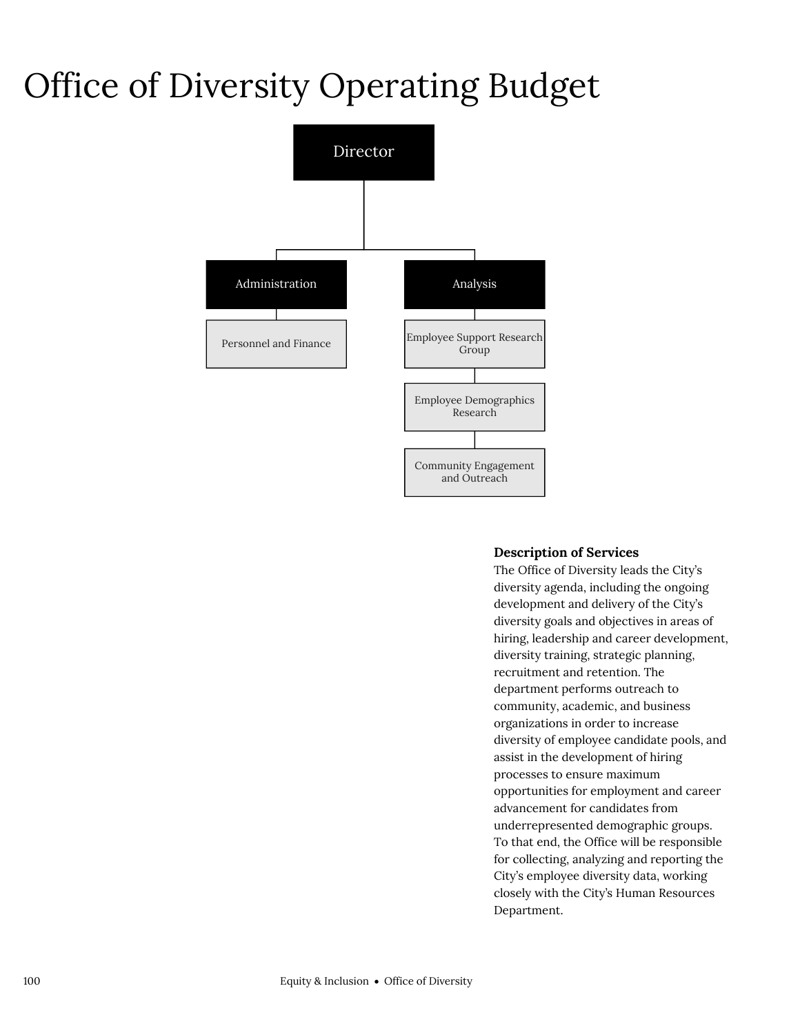# Office of Diversity Operating Budget

- Director
  - Administration
    - Personnel and Finance
  - Analysis
    - Employee Support Research Group
    - Employee Demographics Research
    - Community Engagement and Outreach

**Description of Services**

The Office of Diversity leads the City's diversity agenda, including the ongoing development and delivery of the City's diversity goals and objectives in areas of hiring, leadership and career development, diversity training, strategic planning, recruitment and retention. The department performs outreach to community, academic, and business organizations in order to increase diversity of employee candidate pools, and assist in the development of hiring processes to ensure maximum opportunities for employment and career advancement for candidates from underrepresented demographic groups. To that end, the Office will be responsible for collecting, analyzing and reporting the City's employee diversity data, working closely with the City's Human Resources Department.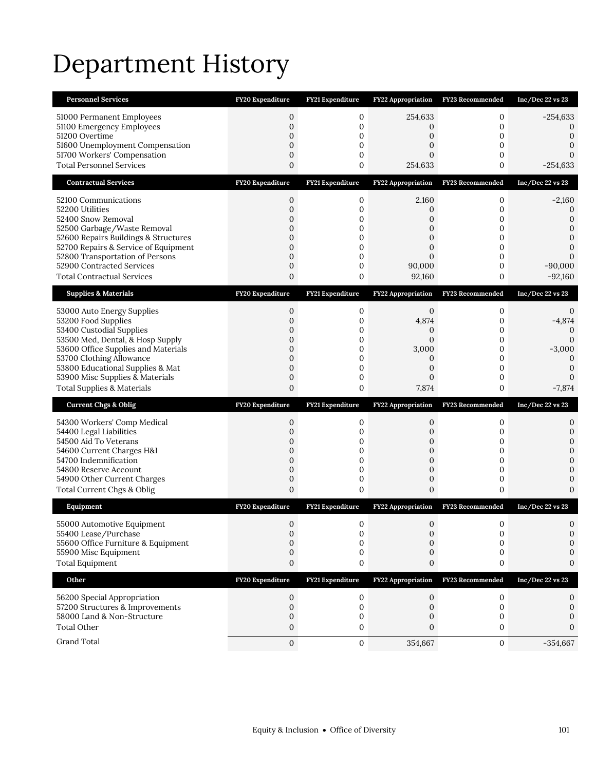# Department History

| Personnel Services | FY20 Expenditure | FY21 Expenditure | FY22 Appropriation | FY23 Recommended | Inc/Dec 22 vs 23 |
|---|---|---|---|---|---|
| 51000 Permanent Employees | 0 | 0 | 254,633 | 0 | -254,633 |
| 51100 Emergency Employees | 0 | 0 | 0 | 0 | 0 |
| 51200 Overtime | 0 | 0 | 0 | 0 | 0 |
| 51600 Unemployment Compensation | 0 | 0 | 0 | 0 | 0 |
| 51700 Workers' Compensation | 0 | 0 | 0 | 0 | 0 |
| Total Personnel Services | 0 | 0 | 254,633 | 0 | -254,633 |

| Contractual Services | FY20 Expenditure | FY21 Expenditure | FY22 Appropriation | FY23 Recommended | Inc/Dec 22 vs 23 |
|---|---|---|---|---|---|
| 52100 Communications | 0 | 0 | 2,160 | 0 | -2,160 |
| 52200 Utilities | 0 | 0 | 0 | 0 | 0 |
| 52400 Snow Removal | 0 | 0 | 0 | 0 | 0 |
| 52500 Garbage/Waste Removal | 0 | 0 | 0 | 0 | 0 |
| 52600 Repairs Buildings & Structures | 0 | 0 | 0 | 0 | 0 |
| 52700 Repairs & Service of Equipment | 0 | 0 | 0 | 0 | 0 |
| 52800 Transportation of Persons | 0 | 0 | 0 | 0 | 0 |
| 52900 Contracted Services | 0 | 0 | 90,000 | 0 | -90,000 |
| Total Contractual Services | 0 | 0 | 92,160 | 0 | -92,160 |

| Supplies & Materials | FY20 Expenditure | FY21 Expenditure | FY22 Appropriation | FY23 Recommended | Inc/Dec 22 vs 23 |
|---|---|---|---|---|---|
| 53000 Auto Energy Supplies | 0 | 0 | 0 | 0 | 0 |
| 53200 Food Supplies | 0 | 0 | 4,874 | 0 | -4,874 |
| 53400 Custodial Supplies | 0 | 0 | 0 | 0 | 0 |
| 53500 Med, Dental, & Hosp Supply | 0 | 0 | 0 | 0 | 0 |
| 53600 Office Supplies and Materials | 0 | 0 | 3,000 | 0 | -3,000 |
| 53700 Clothing Allowance | 0 | 0 | 0 | 0 | 0 |
| 53800 Educational Supplies & Mat | 0 | 0 | 0 | 0 | 0 |
| 53900 Misc Supplies & Materials | 0 | 0 | 0 | 0 | 0 |
| Total Supplies & Materials | 0 | 0 | 7,874 | 0 | -7,874 |

| Current Chgs & Oblig | FY20 Expenditure | FY21 Expenditure | FY22 Appropriation | FY23 Recommended | Inc/Dec 22 vs 23 |
|---|---|---|---|---|---|
| 54300 Workers' Comp Medical | 0 | 0 | 0 | 0 | 0 |
| 54400 Legal Liabilities | 0 | 0 | 0 | 0 | 0 |
| 54500 Aid To Veterans | 0 | 0 | 0 | 0 | 0 |
| 54600 Current Charges H&I | 0 | 0 | 0 | 0 | 0 |
| 54700 Indemnification | 0 | 0 | 0 | 0 | 0 |
| 54800 Reserve Account | 0 | 0 | 0 | 0 | 0 |
| 54900 Other Current Charges | 0 | 0 | 0 | 0 | 0 |
| Total Current Chgs & Oblig | 0 | 0 | 0 | 0 | 0 |

| Equipment | FY20 Expenditure | FY21 Expenditure | FY22 Appropriation | FY23 Recommended | Inc/Dec 22 vs 23 |
|---|---|---|---|---|---|
| 55000 Automotive Equipment | 0 | 0 | 0 | 0 | 0 |
| 55400 Lease/Purchase | 0 | 0 | 0 | 0 | 0 |
| 55600 Office Furniture & Equipment | 0 | 0 | 0 | 0 | 0 |
| 55900 Misc Equipment | 0 | 0 | 0 | 0 | 0 |
| Total Equipment | 0 | 0 | 0 | 0 | 0 |

| Other | FY20 Expenditure | FY21 Expenditure | FY22 Appropriation | FY23 Recommended | Inc/Dec 22 vs 23 |
|---|---|---|---|---|---|
| 56200 Special Appropriation | 0 | 0 | 0 | 0 | 0 |
| 57200 Structures & Improvements | 0 | 0 | 0 | 0 | 0 |
| 58000 Land & Non-Structure | 0 | 0 | 0 | 0 | 0 |
| Total Other | 0 | 0 | 0 | 0 | 0 |
| Grand Total | 0 | 0 | 354,667 | 0 | -354,667 |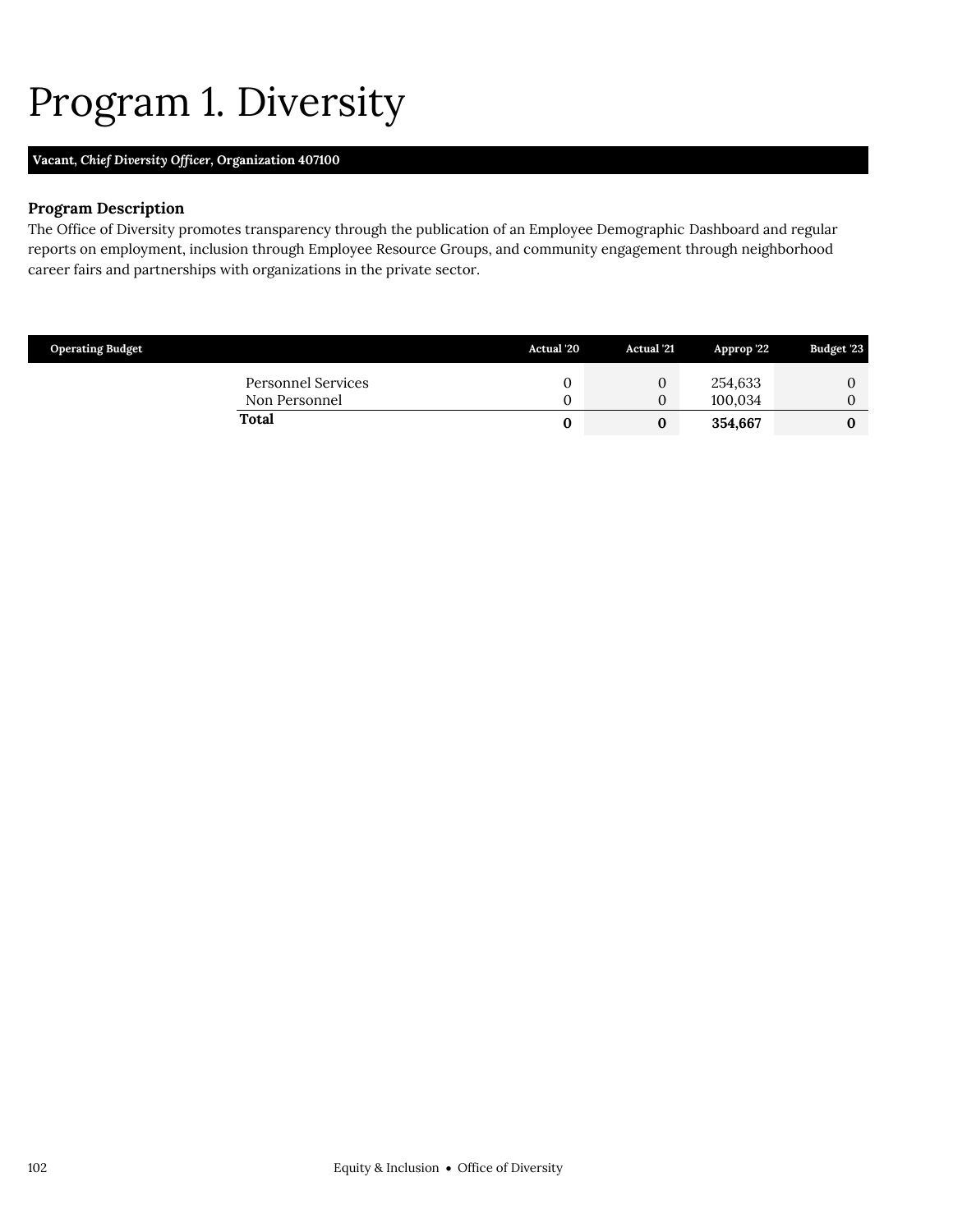# Program 1. Diversity

**Vacant, *Chief Diversity Officer*, Organization 407100**

### Program Description

The Office of Diversity promotes transparency through the publication of an Employee Demographic Dashboard and regular reports on employment, inclusion through Employee Resource Groups, and community engagement through neighborhood career fairs and partnerships with organizations in the private sector.

| Operating Budget | Actual '20 | Actual '21 | Approp '22 | Budget '23 |
|---|---|---|---|---|
| Personnel Services | 0 | 0 | 254,633 | 0 |
| Non Personnel | 0 | 0 | 100,034 | 0 |
| **Total** | **0** | **0** | **354,667** | **0** |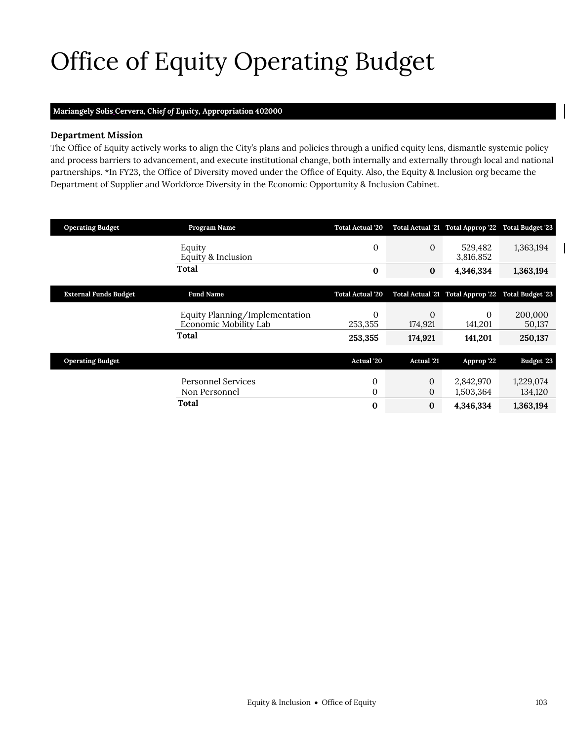# Office of Equity Operating Budget

**Mariangely Solis Cervera, *Chief of Equity*, Appropriation 402000**

### Department Mission

The Office of Equity actively works to align the City's plans and policies through a unified equity lens, dismantle systemic policy and process barriers to advancement, and execute institutional change, both internally and externally through local and national partnerships. *In FY23, the Office of Diversity moved under the Office of Equity. Also, the Equity & Inclusion org became the Department of Supplier and Workforce Diversity in the Economic Opportunity & Inclusion Cabinet.

| Operating Budget | Program Name | Total Actual '20 | Total Actual '21 | Total Approp '22 | Total Budget '23 |
|---|---|---|---|---|---|
| | Equity | 0 | 0 | 529,482 | 1,363,194 |
| | Equity & Inclusion | | | 3,816,852 | |
| | **Total** | **0** | **0** | **4,346,334** | **1,363,194** |

| External Funds Budget | Fund Name | Total Actual '20 | Total Actual '21 | Total Approp '22 | Total Budget '23 |
|---|---|---|---|---|---|
| | Equity Planning/Implementation | 0 | 0 | 0 | 200,000 |
| | Economic Mobility Lab | 253,355 | 174,921 | 141,201 | 50,137 |
| | **Total** | **253,355** | **174,921** | **141,201** | **250,137** |

| Operating Budget | | Actual '20 | Actual '21 | Approp '22 | Budget '23 |
|---|---|---|---|---|---|
| | Personnel Services | 0 | 0 | 2,842,970 | 1,229,074 |
| | Non Personnel | 0 | 0 | 1,503,364 | 134,120 |
| | **Total** | **0** | **0** | **4,346,334** | **1,363,194** |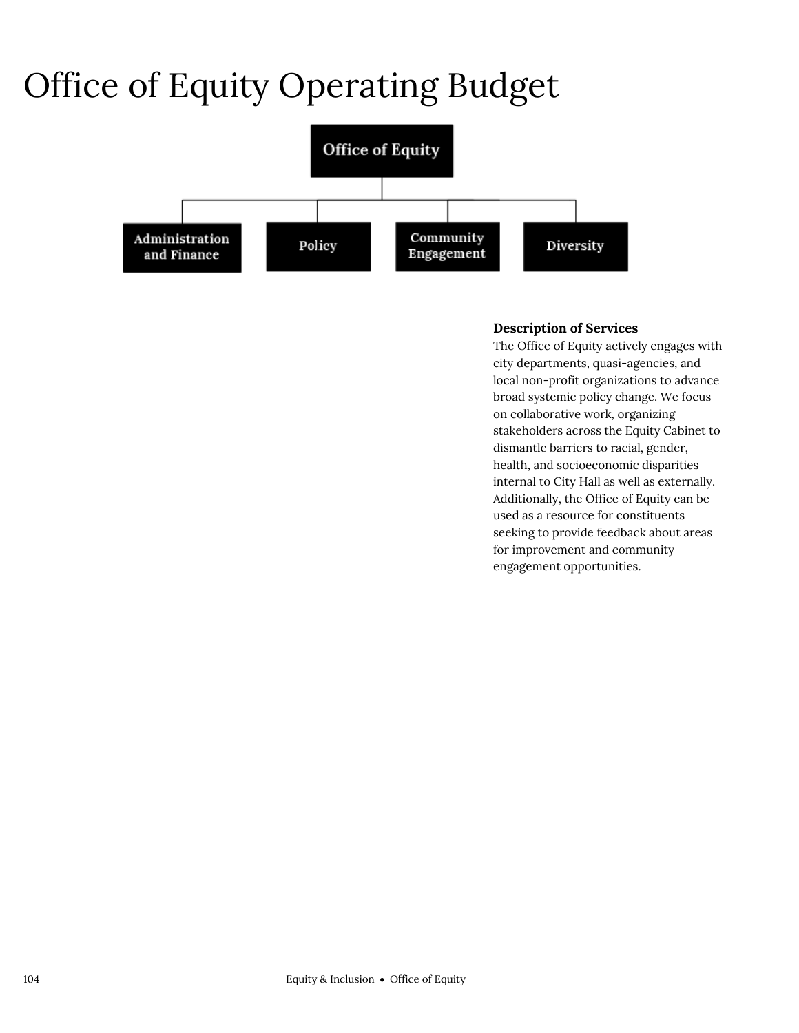# Office of Equity Operating Budget

Office of Equity

- Administration and Finance
- Policy
- Community Engagement
- Diversity

### Description of Services

The Office of Equity actively engages with city departments, quasi-agencies, and local non-profit organizations to advance broad systemic policy change. We focus on collaborative work, organizing stakeholders across the Equity Cabinet to dismantle barriers to racial, gender, health, and socioeconomic disparities internal to City Hall as well as externally. Additionally, the Office of Equity can be used as a resource for constituents seeking to provide feedback about areas for improvement and community engagement opportunities.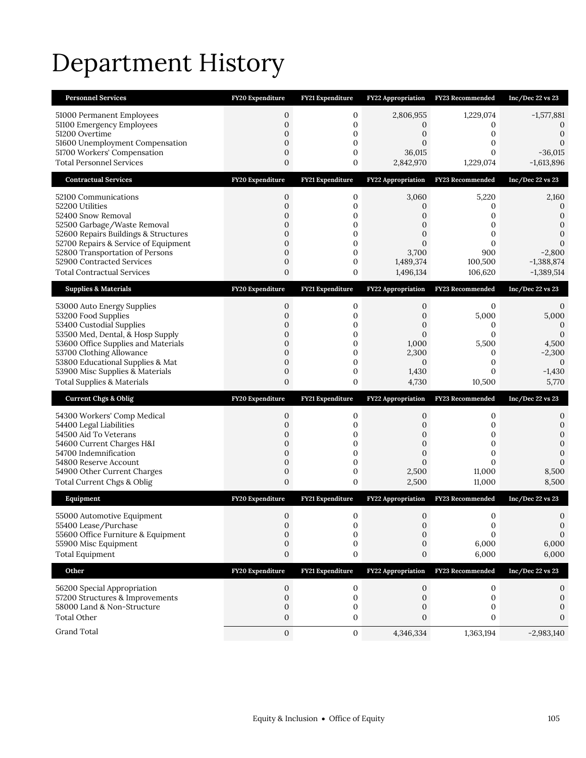# Department History

| Personnel Services | FY20 Expenditure | FY21 Expenditure | FY22 Appropriation | FY23 Recommended | Inc/Dec 22 vs 23 |
|---|---|---|---|---|---|
| 51000 Permanent Employees | 0 | 0 | 2,806,955 | 1,229,074 | -1,577,881 |
| 51100 Emergency Employees | 0 | 0 | 0 | 0 | 0 |
| 51200 Overtime | 0 | 0 | 0 | 0 | 0 |
| 51600 Unemployment Compensation | 0 | 0 | 0 | 0 | 0 |
| 51700 Workers' Compensation | 0 | 0 | 36,015 | 0 | -36,015 |
| Total Personnel Services | 0 | 0 | 2,842,970 | 1,229,074 | -1,613,896 |
| **Contractual Services** | **FY20 Expenditure** | **FY21 Expenditure** | **FY22 Appropriation** | **FY23 Recommended** | **Inc/Dec 22 vs 23** |
| 52100 Communications | 0 | 0 | 3,060 | 5,220 | 2,160 |
| 52200 Utilities | 0 | 0 | 0 | 0 | 0 |
| 52400 Snow Removal | 0 | 0 | 0 | 0 | 0 |
| 52500 Garbage/Waste Removal | 0 | 0 | 0 | 0 | 0 |
| 52600 Repairs Buildings & Structures | 0 | 0 | 0 | 0 | 0 |
| 52700 Repairs & Service of Equipment | 0 | 0 | 0 | 0 | 0 |
| 52800 Transportation of Persons | 0 | 0 | 3,700 | 900 | -2,800 |
| 52900 Contracted Services | 0 | 0 | 1,489,374 | 100,500 | -1,388,874 |
| Total Contractual Services | 0 | 0 | 1,496,134 | 106,620 | -1,389,514 |
| **Supplies & Materials** | **FY20 Expenditure** | **FY21 Expenditure** | **FY22 Appropriation** | **FY23 Recommended** | **Inc/Dec 22 vs 23** |
| 53000 Auto Energy Supplies | 0 | 0 | 0 | 0 | 0 |
| 53200 Food Supplies | 0 | 0 | 0 | 5,000 | 5,000 |
| 53400 Custodial Supplies | 0 | 0 | 0 | 0 | 0 |
| 53500 Med, Dental, & Hosp Supply | 0 | 0 | 0 | 0 | 0 |
| 53600 Office Supplies and Materials | 0 | 0 | 1,000 | 5,500 | 4,500 |
| 53700 Clothing Allowance | 0 | 0 | 2,300 | 0 | -2,300 |
| 53800 Educational Supplies & Mat | 0 | 0 | 0 | 0 | 0 |
| 53900 Misc Supplies & Materials | 0 | 0 | 1,430 | 0 | -1,430 |
| Total Supplies & Materials | 0 | 0 | 4,730 | 10,500 | 5,770 |
| **Current Chgs & Oblig** | **FY20 Expenditure** | **FY21 Expenditure** | **FY22 Appropriation** | **FY23 Recommended** | **Inc/Dec 22 vs 23** |
| 54300 Workers' Comp Medical | 0 | 0 | 0 | 0 | 0 |
| 54400 Legal Liabilities | 0 | 0 | 0 | 0 | 0 |
| 54500 Aid To Veterans | 0 | 0 | 0 | 0 | 0 |
| 54600 Current Charges H&I | 0 | 0 | 0 | 0 | 0 |
| 54700 Indemnification | 0 | 0 | 0 | 0 | 0 |
| 54800 Reserve Account | 0 | 0 | 0 | 0 | 0 |
| 54900 Other Current Charges | 0 | 0 | 2,500 | 11,000 | 8,500 |
| Total Current Chgs & Oblig | 0 | 0 | 2,500 | 11,000 | 8,500 |
| **Equipment** | **FY20 Expenditure** | **FY21 Expenditure** | **FY22 Appropriation** | **FY23 Recommended** | **Inc/Dec 22 vs 23** |
| 55000 Automotive Equipment | 0 | 0 | 0 | 0 | 0 |
| 55400 Lease/Purchase | 0 | 0 | 0 | 0 | 0 |
| 55600 Office Furniture & Equipment | 0 | 0 | 0 | 0 | 0 |
| 55900 Misc Equipment | 0 | 0 | 0 | 6,000 | 6,000 |
| Total Equipment | 0 | 0 | 0 | 6,000 | 6,000 |
| **Other** | **FY20 Expenditure** | **FY21 Expenditure** | **FY22 Appropriation** | **FY23 Recommended** | **Inc/Dec 22 vs 23** |
| 56200 Special Appropriation | 0 | 0 | 0 | 0 | 0 |
| 57200 Structures & Improvements | 0 | 0 | 0 | 0 | 0 |
| 58000 Land & Non-Structure | 0 | 0 | 0 | 0 | 0 |
| Total Other | 0 | 0 | 0 | 0 | 0 |
| Grand Total | 0 | 0 | 4,346,334 | 1,363,194 | -2,983,140 |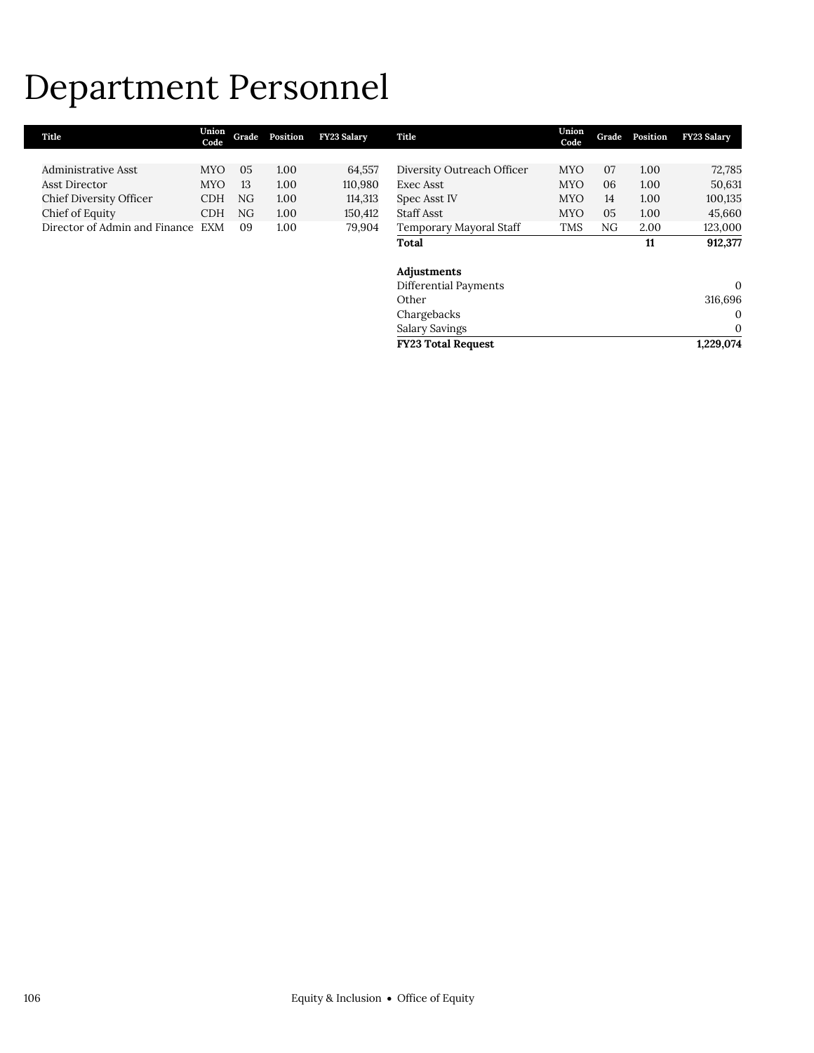# Department Personnel

| Title | Union Code | Grade | Position | FY23 Salary |
|---|---|---|---|---|
| Administrative Asst | MYO | 05 | 1.00 | 64,557 |
| Asst Director | MYO | 13 | 1.00 | 110,980 |
| Chief Diversity Officer | CDH | NG | 1.00 | 114,313 |
| Chief of Equity | CDH | NG | 1.00 | 150,412 |
| Director of Admin and Finance | EXM | 09 | 1.00 | 79,904 |
| Diversity Outreach Officer | MYO | 07 | 1.00 | 72,785 |
| Exec Asst | MYO | 06 | 1.00 | 50,631 |
| Spec Asst IV | MYO | 14 | 1.00 | 100,135 |
| Staff Asst | MYO | 05 | 1.00 | 45,660 |
| Temporary Mayoral Staff | TMS | NG | 2.00 | 123,000 |
| **Total** | | | **11** | **912,377** |

| Adjustments | |
|---|---|
| Differential Payments | 0 |
| Other | 316,696 |
| Chargebacks | 0 |
| Salary Savings | 0 |
| **FY23 Total Request** | **1,229,074** |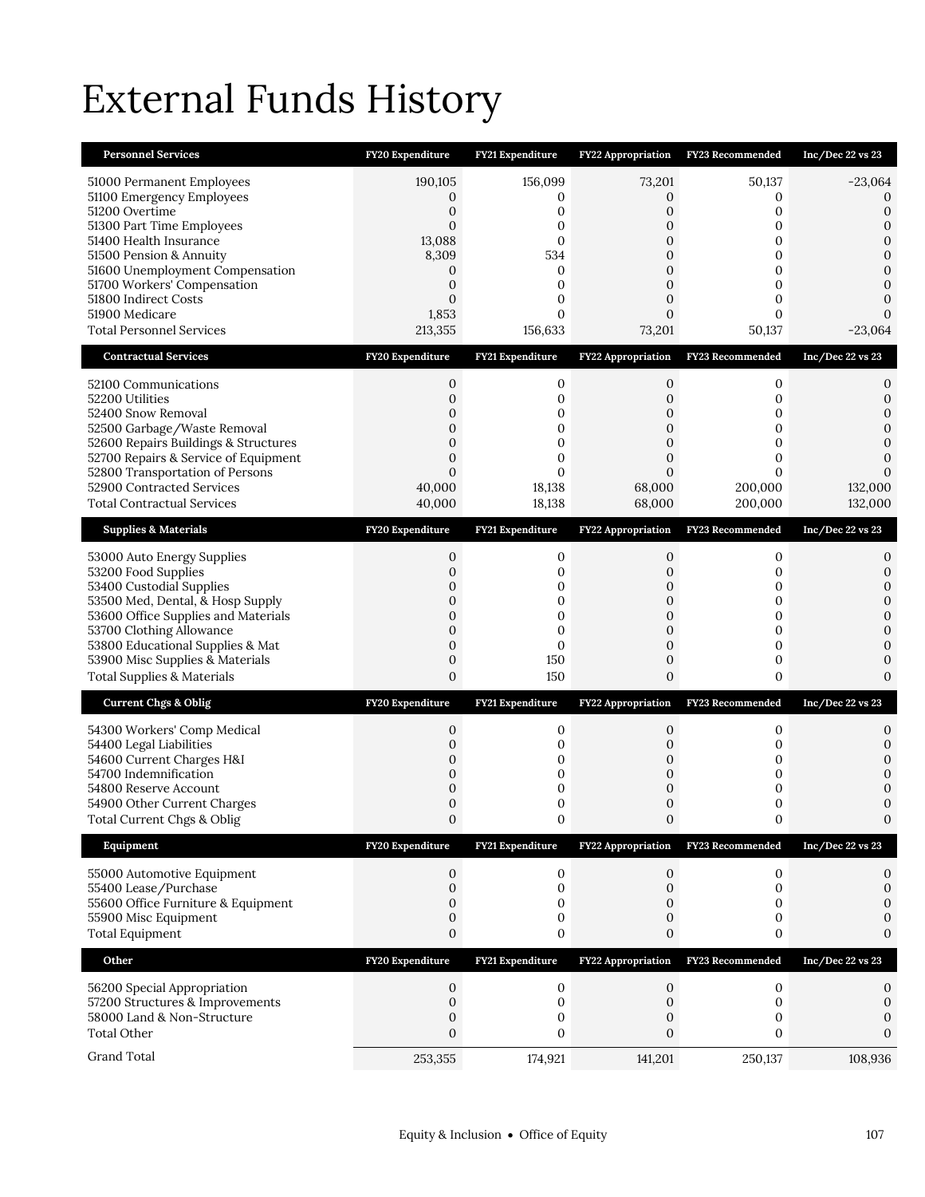# External Funds History

| Personnel Services | FY20 Expenditure | FY21 Expenditure | FY22 Appropriation | FY23 Recommended | Inc/Dec 22 vs 23 |
|---|---|---|---|---|---|
| 51000 Permanent Employees | 190,105 | 156,099 | 73,201 | 50,137 | -23,064 |
| 51100 Emergency Employees | 0 | 0 | 0 | 0 | 0 |
| 51200 Overtime | 0 | 0 | 0 | 0 | 0 |
| 51300 Part Time Employees | 0 | 0 | 0 | 0 | 0 |
| 51400 Health Insurance | 13,088 | 0 | 0 | 0 | 0 |
| 51500 Pension & Annuity | 8,309 | 534 | 0 | 0 | 0 |
| 51600 Unemployment Compensation | 0 | 0 | 0 | 0 | 0 |
| 51700 Workers' Compensation | 0 | 0 | 0 | 0 | 0 |
| 51800 Indirect Costs | 0 | 0 | 0 | 0 | 0 |
| 51900 Medicare | 1,853 | 0 | 0 | 0 | 0 |
| Total Personnel Services | 213,355 | 156,633 | 73,201 | 50,137 | -23,064 |

| Contractual Services | FY20 Expenditure | FY21 Expenditure | FY22 Appropriation | FY23 Recommended | Inc/Dec 22 vs 23 |
|---|---|---|---|---|---|
| 52100 Communications | 0 | 0 | 0 | 0 | 0 |
| 52200 Utilities | 0 | 0 | 0 | 0 | 0 |
| 52400 Snow Removal | 0 | 0 | 0 | 0 | 0 |
| 52500 Garbage/Waste Removal | 0 | 0 | 0 | 0 | 0 |
| 52600 Repairs Buildings & Structures | 0 | 0 | 0 | 0 | 0 |
| 52700 Repairs & Service of Equipment | 0 | 0 | 0 | 0 | 0 |
| 52800 Transportation of Persons | 0 | 0 | 0 | 0 | 0 |
| 52900 Contracted Services | 40,000 | 18,138 | 68,000 | 200,000 | 132,000 |
| Total Contractual Services | 40,000 | 18,138 | 68,000 | 200,000 | 132,000 |

| Supplies & Materials | FY20 Expenditure | FY21 Expenditure | FY22 Appropriation | FY23 Recommended | Inc/Dec 22 vs 23 |
|---|---|---|---|---|---|
| 53000 Auto Energy Supplies | 0 | 0 | 0 | 0 | 0 |
| 53200 Food Supplies | 0 | 0 | 0 | 0 | 0 |
| 53400 Custodial Supplies | 0 | 0 | 0 | 0 | 0 |
| 53500 Med, Dental, & Hosp Supply | 0 | 0 | 0 | 0 | 0 |
| 53600 Office Supplies and Materials | 0 | 0 | 0 | 0 | 0 |
| 53700 Clothing Allowance | 0 | 0 | 0 | 0 | 0 |
| 53800 Educational Supplies & Mat | 0 | 0 | 0 | 0 | 0 |
| 53900 Misc Supplies & Materials | 0 | 150 | 0 | 0 | 0 |
| Total Supplies & Materials | 0 | 150 | 0 | 0 | 0 |

| Current Chgs & Oblig | FY20 Expenditure | FY21 Expenditure | FY22 Appropriation | FY23 Recommended | Inc/Dec 22 vs 23 |
|---|---|---|---|---|---|
| 54300 Workers' Comp Medical | 0 | 0 | 0 | 0 | 0 |
| 54400 Legal Liabilities | 0 | 0 | 0 | 0 | 0 |
| 54600 Current Charges H&I | 0 | 0 | 0 | 0 | 0 |
| 54700 Indemnification | 0 | 0 | 0 | 0 | 0 |
| 54800 Reserve Account | 0 | 0 | 0 | 0 | 0 |
| 54900 Other Current Charges | 0 | 0 | 0 | 0 | 0 |
| Total Current Chgs & Oblig | 0 | 0 | 0 | 0 | 0 |

| Equipment | FY20 Expenditure | FY21 Expenditure | FY22 Appropriation | FY23 Recommended | Inc/Dec 22 vs 23 |
|---|---|---|---|---|---|
| 55000 Automotive Equipment | 0 | 0 | 0 | 0 | 0 |
| 55400 Lease/Purchase | 0 | 0 | 0 | 0 | 0 |
| 55600 Office Furniture & Equipment | 0 | 0 | 0 | 0 | 0 |
| 55900 Misc Equipment | 0 | 0 | 0 | 0 | 0 |
| Total Equipment | 0 | 0 | 0 | 0 | 0 |

| Other | FY20 Expenditure | FY21 Expenditure | FY22 Appropriation | FY23 Recommended | Inc/Dec 22 vs 23 |
|---|---|---|---|---|---|
| 56200 Special Appropriation | 0 | 0 | 0 | 0 | 0 |
| 57200 Structures & Improvements | 0 | 0 | 0 | 0 | 0 |
| 58000 Land & Non-Structure | 0 | 0 | 0 | 0 | 0 |
| Total Other | 0 | 0 | 0 | 0 | 0 |
| Grand Total | 253,355 | 174,921 | 141,201 | 250,137 | 108,936 |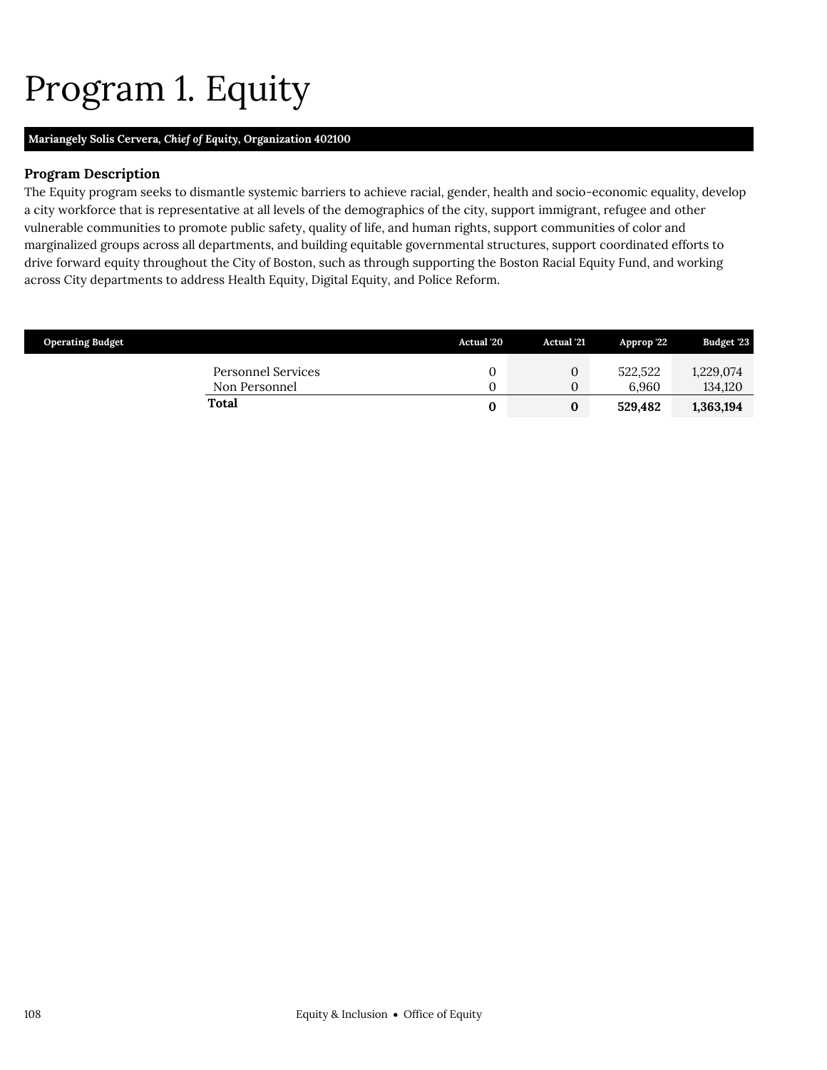# Program 1. Equity

**Mariangely Solis Cervera, *Chief of Equity*, Organization 402100**

### Program Description

The Equity program seeks to dismantle systemic barriers to achieve racial, gender, health and socio-economic equality, develop a city workforce that is representative at all levels of the demographics of the city, support immigrant, refugee and other vulnerable communities to promote public safety, quality of life, and human rights, support communities of color and marginalized groups across all departments, and building equitable governmental structures, support coordinated efforts to drive forward equity throughout the City of Boston, such as through supporting the Boston Racial Equity Fund, and working across City departments to address Health Equity, Digital Equity, and Police Reform.

| Operating Budget | Actual '20 | Actual '21 | Approp '22 | Budget '23 |
|---|---|---|---|---|
| Personnel Services | 0 | 0 | 522,522 | 1,229,074 |
| Non Personnel | 0 | 0 | 6,960 | 134,120 |
| **Total** | **0** | **0** | **529,482** | **1,363,194** |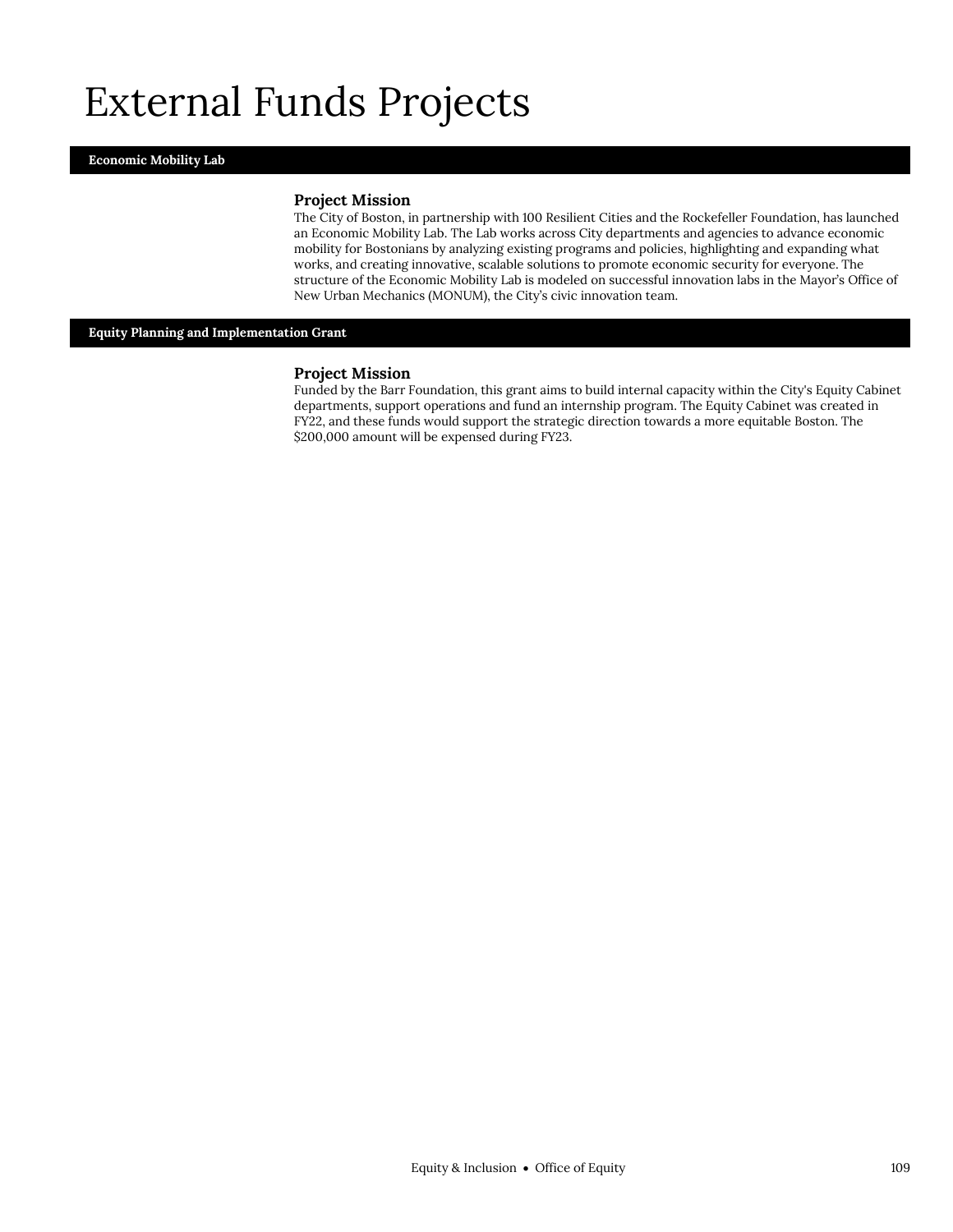# External Funds Projects

## Economic Mobility Lab

### Project Mission

The City of Boston, in partnership with 100 Resilient Cities and the Rockefeller Foundation, has launched an Economic Mobility Lab. The Lab works across City departments and agencies to advance economic mobility for Bostonians by analyzing existing programs and policies, highlighting and expanding what works, and creating innovative, scalable solutions to promote economic security for everyone. The structure of the Economic Mobility Lab is modeled on successful innovation labs in the Mayor's Office of New Urban Mechanics (MONUM), the City's civic innovation team.

## Equity Planning and Implementation Grant

### Project Mission

Funded by the Barr Foundation, this grant aims to build internal capacity within the City's Equity Cabinet departments, support operations and fund an internship program. The Equity Cabinet was created in FY22, and these funds would support the strategic direction towards a more equitable Boston. The $200,000 amount will be expensed during FY23.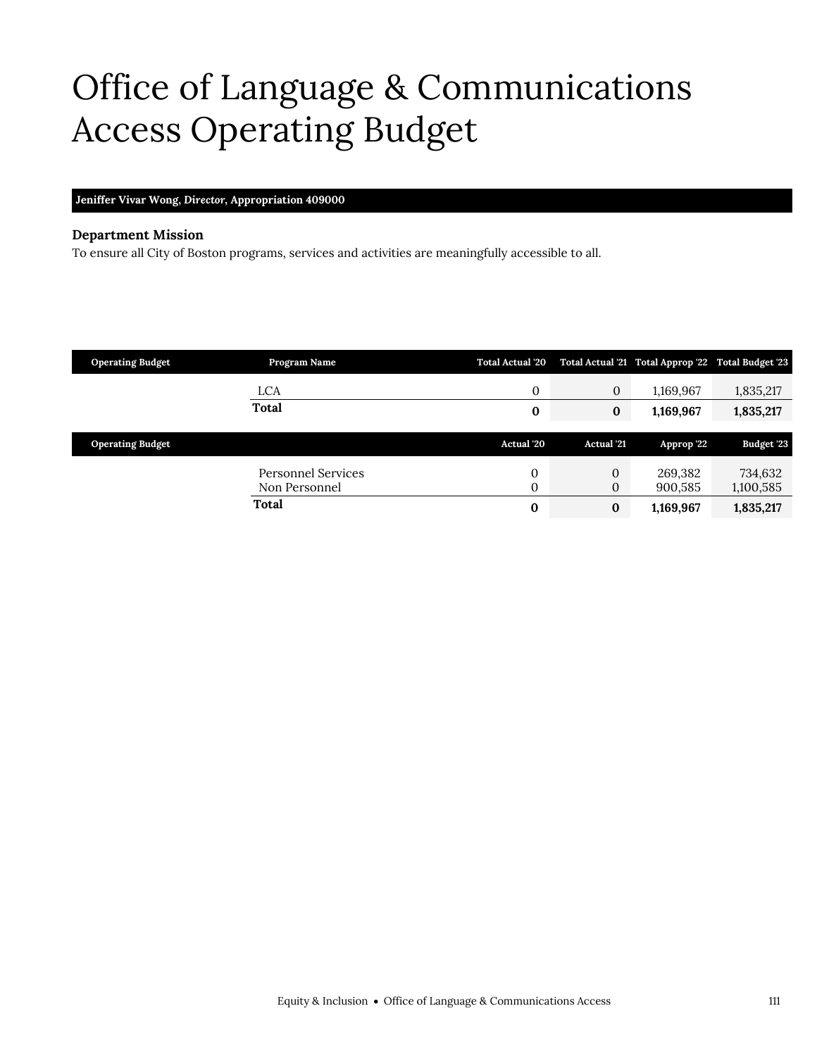# Office of Language & Communications Access Operating Budget

**Jeniffer Vivar Wong, *Director*, Appropriation 409000**

### Department Mission

To ensure all City of Boston programs, services and activities are meaningfully accessible to all.

| Operating Budget | Program Name | Total Actual '20 | Total Actual '21 | Total Approp '22 | Total Budget '23 |
|---|---|---|---|---|---|
| | LCA | 0 | 0 | 1,169,967 | 1,835,217 |
| | **Total** | **0** | **0** | **1,169,967** | **1,835,217** |

| Operating Budget | | Actual '20 | Actual '21 | Approp '22 | Budget '23 |
|---|---|---|---|---|---|
| | Personnel Services | 0 | 0 | 269,382 | 734,632 |
| | Non Personnel | 0 | 0 | 900,585 | 1,100,585 |
| | **Total** | **0** | **0** | **1,169,967** | **1,835,217** |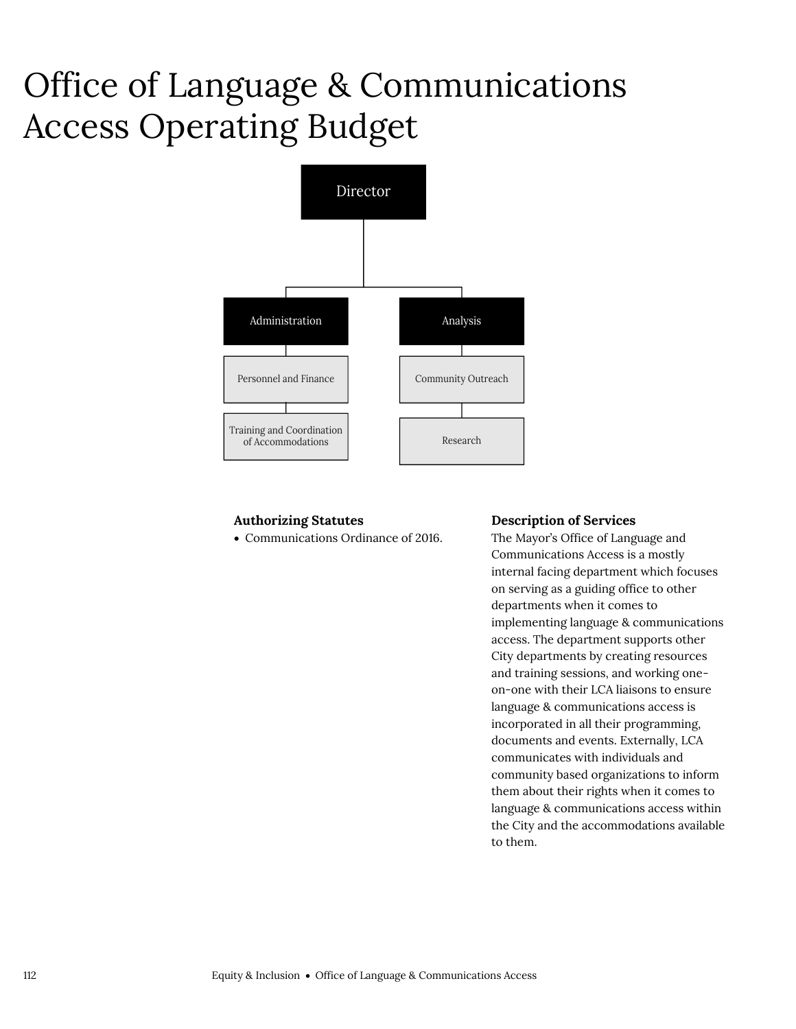# Office of Language & Communications Access Operating Budget

- Director
  - Administration
    - Personnel and Finance
    - Training and Coordination of Accommodations
  - Analysis
    - Community Outreach
    - Research

**Authorizing Statutes**

- Communications Ordinance of 2016.

**Description of Services**

The Mayor's Office of Language and Communications Access is a mostly internal facing department which focuses on serving as a guiding office to other departments when it comes to implementing language & communications access. The department supports other City departments by creating resources and training sessions, and working one-on-one with their LCA liaisons to ensure language & communications access is incorporated in all their programming, documents and events. Externally, LCA communicates with individuals and community based organizations to inform them about their rights when it comes to language & communications access within the City and the accommodations available to them.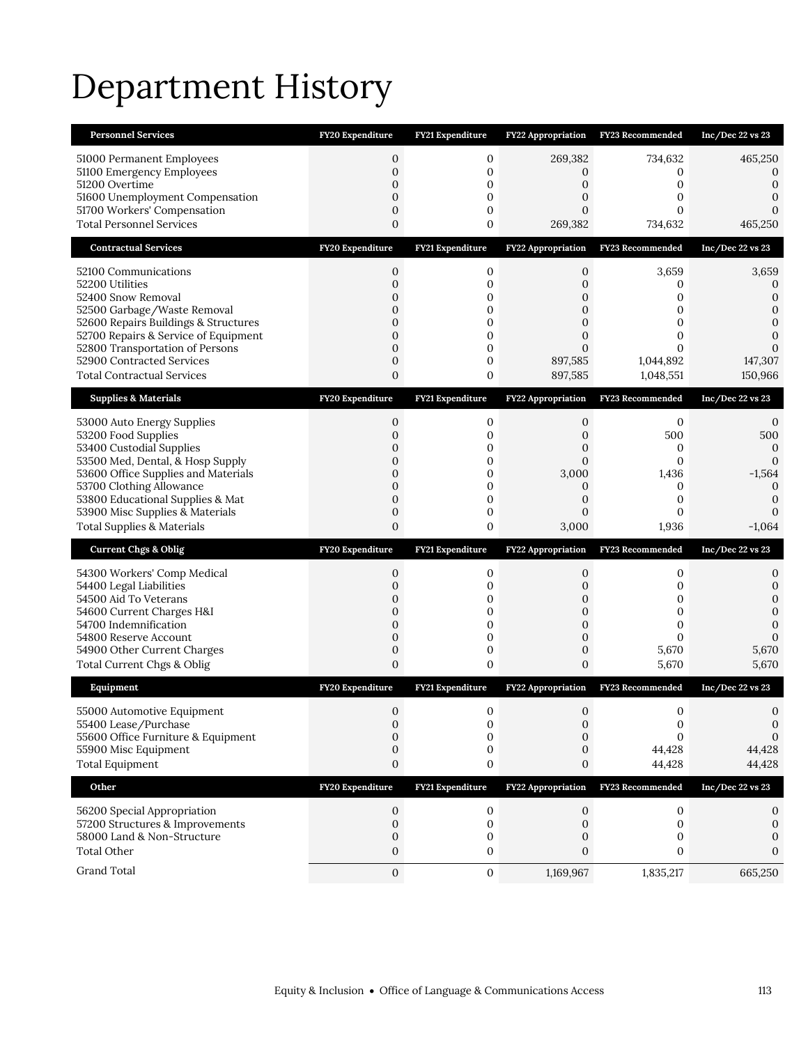# Department History

| Personnel Services | FY20 Expenditure | FY21 Expenditure | FY22 Appropriation | FY23 Recommended | Inc/Dec 22 vs 23 |
|---|---|---|---|---|---|
| 51000 Permanent Employees | 0 | 0 | 269,382 | 734,632 | 465,250 |
| 51100 Emergency Employees | 0 | 0 | 0 | 0 | 0 |
| 51200 Overtime | 0 | 0 | 0 | 0 | 0 |
| 51600 Unemployment Compensation | 0 | 0 | 0 | 0 | 0 |
| 51700 Workers' Compensation | 0 | 0 | 0 | 0 | 0 |
| Total Personnel Services | 0 | 0 | 269,382 | 734,632 | 465,250 |
| **Contractual Services** | **FY20 Expenditure** | **FY21 Expenditure** | **FY22 Appropriation** | **FY23 Recommended** | **Inc/Dec 22 vs 23** |
| 52100 Communications | 0 | 0 | 0 | 3,659 | 3,659 |
| 52200 Utilities | 0 | 0 | 0 | 0 | 0 |
| 52400 Snow Removal | 0 | 0 | 0 | 0 | 0 |
| 52500 Garbage/Waste Removal | 0 | 0 | 0 | 0 | 0 |
| 52600 Repairs Buildings & Structures | 0 | 0 | 0 | 0 | 0 |
| 52700 Repairs & Service of Equipment | 0 | 0 | 0 | 0 | 0 |
| 52800 Transportation of Persons | 0 | 0 | 0 | 0 | 0 |
| 52900 Contracted Services | 0 | 0 | 897,585 | 1,044,892 | 147,307 |
| Total Contractual Services | 0 | 0 | 897,585 | 1,048,551 | 150,966 |
| **Supplies & Materials** | **FY20 Expenditure** | **FY21 Expenditure** | **FY22 Appropriation** | **FY23 Recommended** | **Inc/Dec 22 vs 23** |
| 53000 Auto Energy Supplies | 0 | 0 | 0 | 0 | 0 |
| 53200 Food Supplies | 0 | 0 | 0 | 500 | 500 |
| 53400 Custodial Supplies | 0 | 0 | 0 | 0 | 0 |
| 53500 Med, Dental, & Hosp Supply | 0 | 0 | 0 | 0 | 0 |
| 53600 Office Supplies and Materials | 0 | 0 | 3,000 | 1,436 | -1,564 |
| 53700 Clothing Allowance | 0 | 0 | 0 | 0 | 0 |
| 53800 Educational Supplies & Mat | 0 | 0 | 0 | 0 | 0 |
| 53900 Misc Supplies & Materials | 0 | 0 | 0 | 0 | 0 |
| Total Supplies & Materials | 0 | 0 | 3,000 | 1,936 | -1,064 |
| **Current Chgs & Oblig** | **FY20 Expenditure** | **FY21 Expenditure** | **FY22 Appropriation** | **FY23 Recommended** | **Inc/Dec 22 vs 23** |
| 54300 Workers' Comp Medical | 0 | 0 | 0 | 0 | 0 |
| 54400 Legal Liabilities | 0 | 0 | 0 | 0 | 0 |
| 54500 Aid To Veterans | 0 | 0 | 0 | 0 | 0 |
| 54600 Current Charges H&I | 0 | 0 | 0 | 0 | 0 |
| 54700 Indemnification | 0 | 0 | 0 | 0 | 0 |
| 54800 Reserve Account | 0 | 0 | 0 | 0 | 0 |
| 54900 Other Current Charges | 0 | 0 | 0 | 5,670 | 5,670 |
| Total Current Chgs & Oblig | 0 | 0 | 0 | 5,670 | 5,670 |
| **Equipment** | **FY20 Expenditure** | **FY21 Expenditure** | **FY22 Appropriation** | **FY23 Recommended** | **Inc/Dec 22 vs 23** |
| 55000 Automotive Equipment | 0 | 0 | 0 | 0 | 0 |
| 55400 Lease/Purchase | 0 | 0 | 0 | 0 | 0 |
| 55600 Office Furniture & Equipment | 0 | 0 | 0 | 0 | 0 |
| 55900 Misc Equipment | 0 | 0 | 0 | 44,428 | 44,428 |
| Total Equipment | 0 | 0 | 0 | 44,428 | 44,428 |
| **Other** | **FY20 Expenditure** | **FY21 Expenditure** | **FY22 Appropriation** | **FY23 Recommended** | **Inc/Dec 22 vs 23** |
| 56200 Special Appropriation | 0 | 0 | 0 | 0 | 0 |
| 57200 Structures & Improvements | 0 | 0 | 0 | 0 | 0 |
| 58000 Land & Non-Structure | 0 | 0 | 0 | 0 | 0 |
| Total Other | 0 | 0 | 0 | 0 | 0 |
| Grand Total | 0 | 0 | 1,169,967 | 1,835,217 | 665,250 |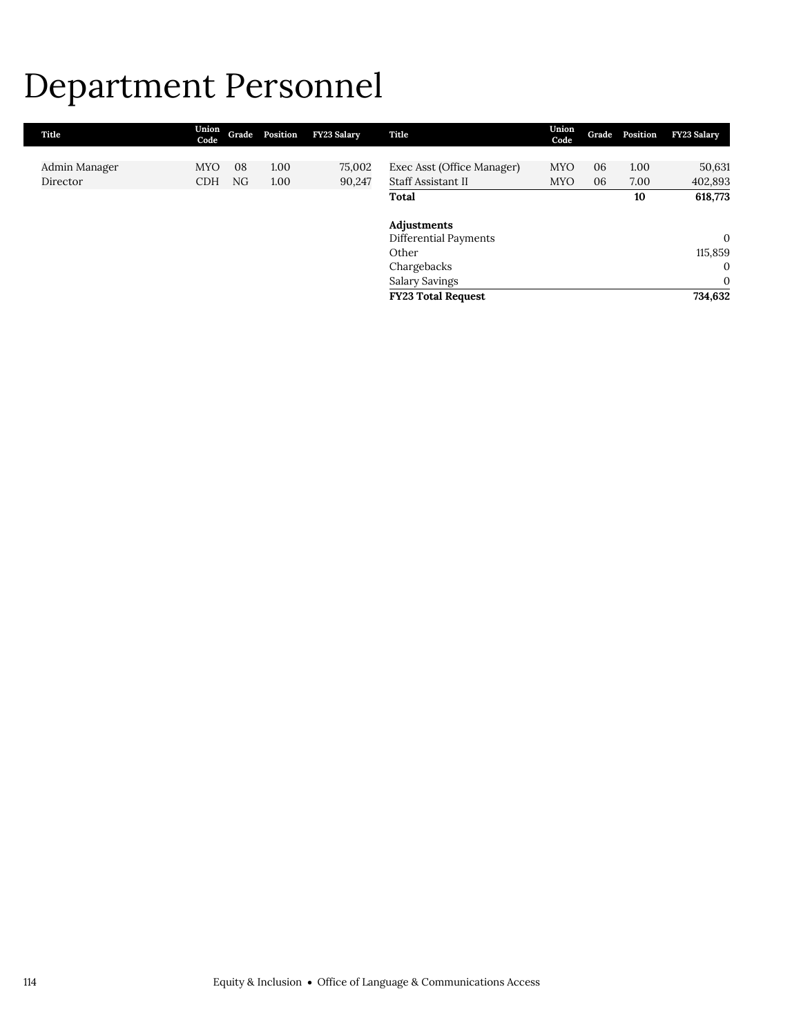# Department Personnel

| Title | Union Code | Grade | Position | FY23 Salary |
|---|---|---|---|---|
| Admin Manager | MYO | 08 | 1.00 | 75,002 |
| Director | CDH | NG | 1.00 | 90,247 |
| Exec Asst (Office Manager) | MYO | 06 | 1.00 | 50,631 |
| Staff Assistant II | MYO | 06 | 7.00 | 402,893 |
| **Total** | | | **10** | **618,773** |

| **Adjustments** | |
|---|---|
| Differential Payments | 0 |
| Other | 115,859 |
| Chargebacks | 0 |
| Salary Savings | 0 |
| **FY23 Total Request** | **734,632** |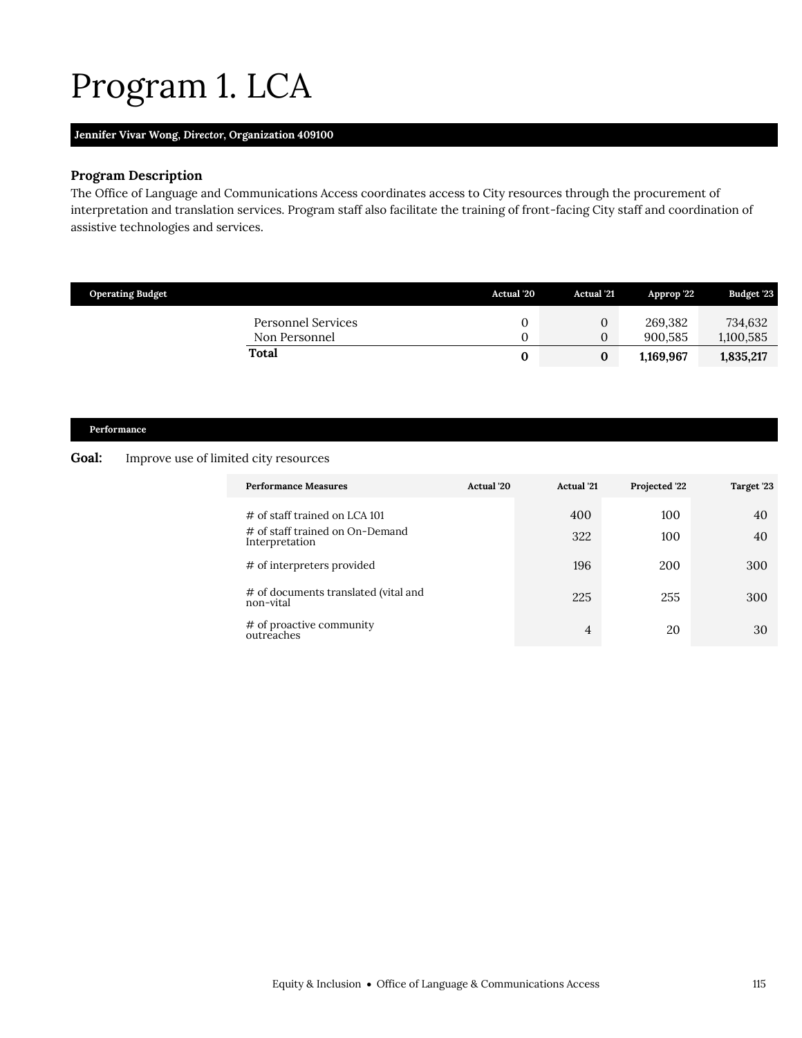# Program 1. LCA

**Jennifer Vivar Wong, *Director*, Organization 409100**

### Program Description

The Office of Language and Communications Access coordinates access to City resources through the procurement of interpretation and translation services. Program staff also facilitate the training of front-facing City staff and coordination of assistive technologies and services.

| Operating Budget | Actual '20 | Actual '21 | Approp '22 | Budget '23 |
|---|---|---|---|---|
| Personnel Services | 0 | 0 | 269,382 | 734,632 |
| Non Personnel | 0 | 0 | 900,585 | 1,100,585 |
| **Total** | **0** | **0** | **1,169,967** | **1,835,217** |

### Performance

**Goal:** Improve use of limited city resources

| Performance Measures | Actual '20 | Actual '21 | Projected '22 | Target '23 |
|---|---|---|---|---|
| # of staff trained on LCA 101 | | 400 | 100 | 40 |
| # of staff trained on On-Demand Interpretation | | 322 | 100 | 40 |
| # of interpreters provided | | 196 | 200 | 300 |
| # of documents translated (vital and non-vital | | 225 | 255 | 300 |
| # of proactive community outreaches | | 4 | 20 | 30 |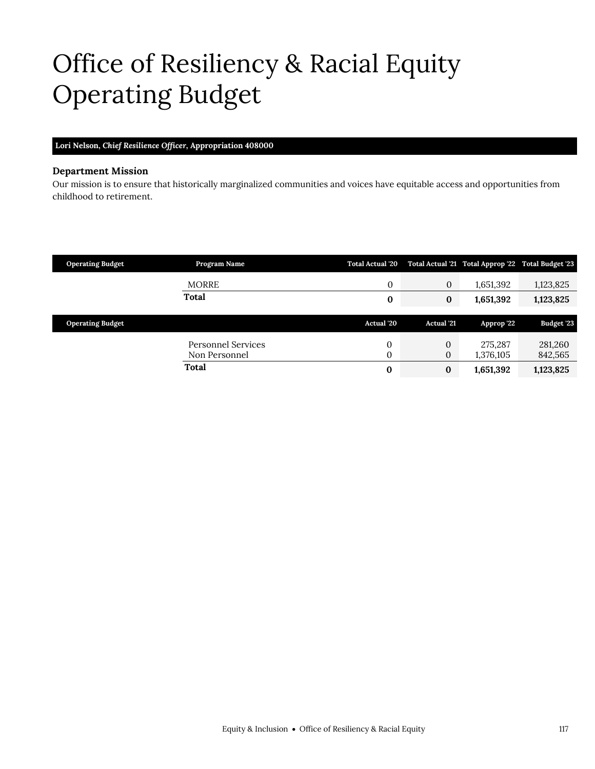# Office of Resiliency & Racial Equity Operating Budget

**Lori Nelson,** ***Chief Resilience Officer*****, Appropriation 408000**

### Department Mission

Our mission is to ensure that historically marginalized communities and voices have equitable access and opportunities from childhood to retirement.

| Operating Budget | Program Name | Total Actual '20 | Total Actual '21 | Total Approp '22 | Total Budget '23 |
|---|---|---|---|---|---|
| | MORRE | 0 | 0 | 1,651,392 | 1,123,825 |
| | **Total** | **0** | **0** | **1,651,392** | **1,123,825** |

| Operating Budget | | Actual '20 | Actual '21 | Approp '22 | Budget '23 |
|---|---|---|---|---|---|
| | Personnel Services | 0 | 0 | 275,287 | 281,260 |
| | Non Personnel | 0 | 0 | 1,376,105 | 842,565 |
| | **Total** | **0** | **0** | **1,651,392** | **1,123,825** |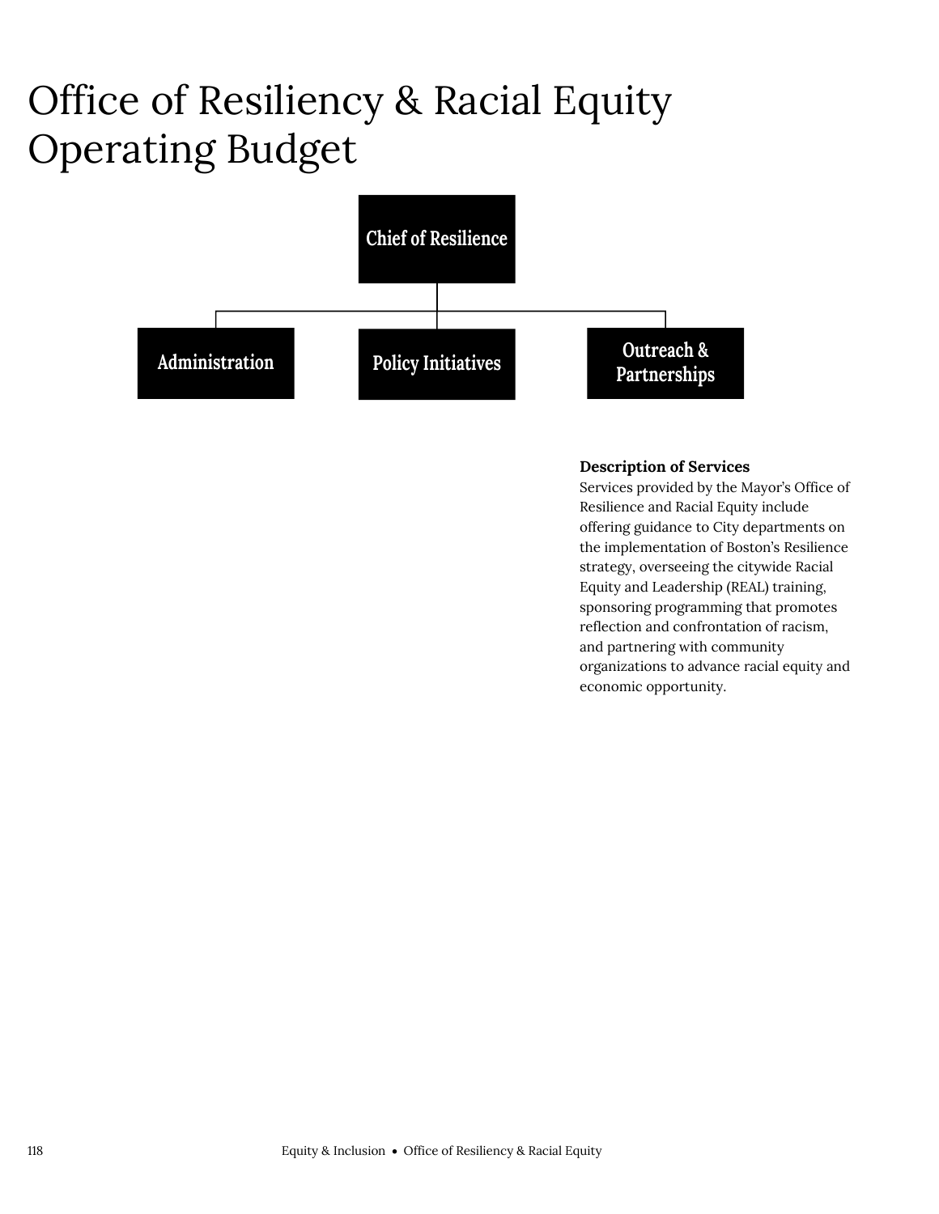# Office of Resiliency & Racial Equity Operating Budget

Chief of Resilience

- Administration
- Policy Initiatives
- Outreach & Partnerships

**Description of Services**

Services provided by the Mayor's Office of Resilience and Racial Equity include offering guidance to City departments on the implementation of Boston's Resilience strategy, overseeing the citywide Racial Equity and Leadership (REAL) training, sponsoring programming that promotes reflection and confrontation of racism, and partnering with community organizations to advance racial equity and economic opportunity.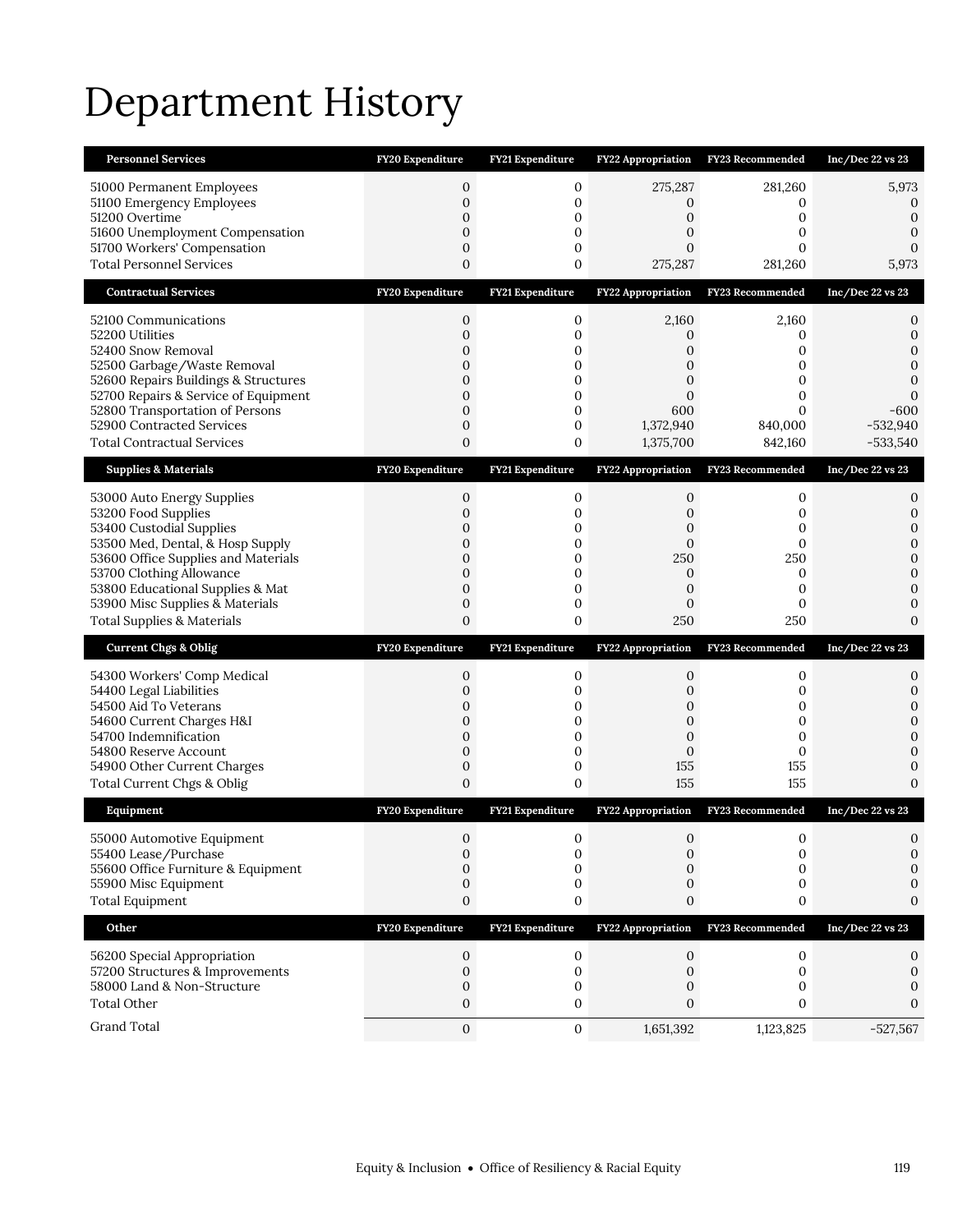# Department History

| Personnel Services | FY20 Expenditure | FY21 Expenditure | FY22 Appropriation | FY23 Recommended | Inc/Dec 22 vs 23 |
|---|---|---|---|---|---|
| 51000 Permanent Employees | 0 | 0 | 275,287 | 281,260 | 5,973 |
| 51100 Emergency Employees | 0 | 0 | 0 | 0 | 0 |
| 51200 Overtime | 0 | 0 | 0 | 0 | 0 |
| 51600 Unemployment Compensation | 0 | 0 | 0 | 0 | 0 |
| 51700 Workers' Compensation | 0 | 0 | 0 | 0 | 0 |
| Total Personnel Services | 0 | 0 | 275,287 | 281,260 | 5,973 |

| Contractual Services | FY20 Expenditure | FY21 Expenditure | FY22 Appropriation | FY23 Recommended | Inc/Dec 22 vs 23 |
|---|---|---|---|---|---|
| 52100 Communications | 0 | 0 | 2,160 | 2,160 | 0 |
| 52200 Utilities | 0 | 0 | 0 | 0 | 0 |
| 52400 Snow Removal | 0 | 0 | 0 | 0 | 0 |
| 52500 Garbage/Waste Removal | 0 | 0 | 0 | 0 | 0 |
| 52600 Repairs Buildings & Structures | 0 | 0 | 0 | 0 | 0 |
| 52700 Repairs & Service of Equipment | 0 | 0 | 0 | 0 | 0 |
| 52800 Transportation of Persons | 0 | 0 | 600 | 0 | -600 |
| 52900 Contracted Services | 0 | 0 | 1,372,940 | 840,000 | -532,940 |
| Total Contractual Services | 0 | 0 | 1,375,700 | 842,160 | -533,540 |

| Supplies & Materials | FY20 Expenditure | FY21 Expenditure | FY22 Appropriation | FY23 Recommended | Inc/Dec 22 vs 23 |
|---|---|---|---|---|---|
| 53000 Auto Energy Supplies | 0 | 0 | 0 | 0 | 0 |
| 53200 Food Supplies | 0 | 0 | 0 | 0 | 0 |
| 53400 Custodial Supplies | 0 | 0 | 0 | 0 | 0 |
| 53500 Med, Dental, & Hosp Supply | 0 | 0 | 0 | 0 | 0 |
| 53600 Office Supplies and Materials | 0 | 0 | 250 | 250 | 0 |
| 53700 Clothing Allowance | 0 | 0 | 0 | 0 | 0 |
| 53800 Educational Supplies & Mat | 0 | 0 | 0 | 0 | 0 |
| 53900 Misc Supplies & Materials | 0 | 0 | 0 | 0 | 0 |
| Total Supplies & Materials | 0 | 0 | 250 | 250 | 0 |

| Current Chgs & Oblig | FY20 Expenditure | FY21 Expenditure | FY22 Appropriation | FY23 Recommended | Inc/Dec 22 vs 23 |
|---|---|---|---|---|---|
| 54300 Workers' Comp Medical | 0 | 0 | 0 | 0 | 0 |
| 54400 Legal Liabilities | 0 | 0 | 0 | 0 | 0 |
| 54500 Aid To Veterans | 0 | 0 | 0 | 0 | 0 |
| 54600 Current Charges H&I | 0 | 0 | 0 | 0 | 0 |
| 54700 Indemnification | 0 | 0 | 0 | 0 | 0 |
| 54800 Reserve Account | 0 | 0 | 0 | 0 | 0 |
| 54900 Other Current Charges | 0 | 0 | 155 | 155 | 0 |
| Total Current Chgs & Oblig | 0 | 0 | 155 | 155 | 0 |

| Equipment | FY20 Expenditure | FY21 Expenditure | FY22 Appropriation | FY23 Recommended | Inc/Dec 22 vs 23 |
|---|---|---|---|---|---|
| 55000 Automotive Equipment | 0 | 0 | 0 | 0 | 0 |
| 55400 Lease/Purchase | 0 | 0 | 0 | 0 | 0 |
| 55600 Office Furniture & Equipment | 0 | 0 | 0 | 0 | 0 |
| 55900 Misc Equipment | 0 | 0 | 0 | 0 | 0 |
| Total Equipment | 0 | 0 | 0 | 0 | 0 |

| Other | FY20 Expenditure | FY21 Expenditure | FY22 Appropriation | FY23 Recommended | Inc/Dec 22 vs 23 |
|---|---|---|---|---|---|
| 56200 Special Appropriation | 0 | 0 | 0 | 0 | 0 |
| 57200 Structures & Improvements | 0 | 0 | 0 | 0 | 0 |
| 58000 Land & Non-Structure | 0 | 0 | 0 | 0 | 0 |
| Total Other | 0 | 0 | 0 | 0 | 0 |
| Grand Total | 0 | 0 | 1,651,392 | 1,123,825 | -527,567 |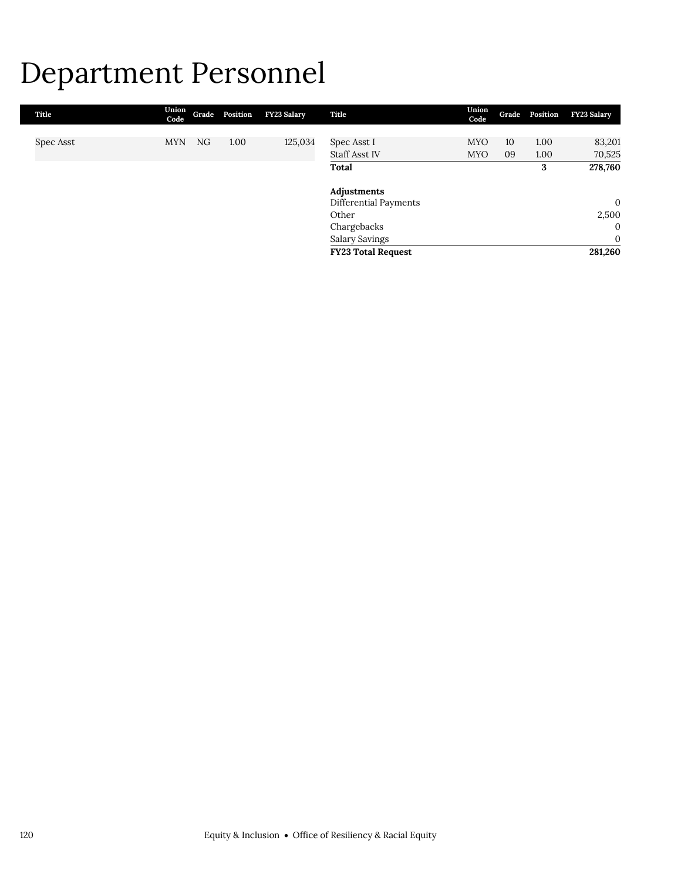# Department Personnel

| Title | Union Code | Grade | Position | FY23 Salary |
|---|---|---|---|---|
| Spec Asst | MYN | NG | 1.00 | 125,034 |
| Spec Asst I | MYO | 10 | 1.00 | 83,201 |
| Staff Asst IV | MYO | 09 | 1.00 | 70,525 |
| **Total** | | | **3** | **278,760** |
| **Adjustments** | | | | |
| Differential Payments | | | | 0 |
| Other | | | | 2,500 |
| Chargebacks | | | | 0 |
| Salary Savings | | | | 0 |
| **FY23 Total Request** | | | | **281,260** |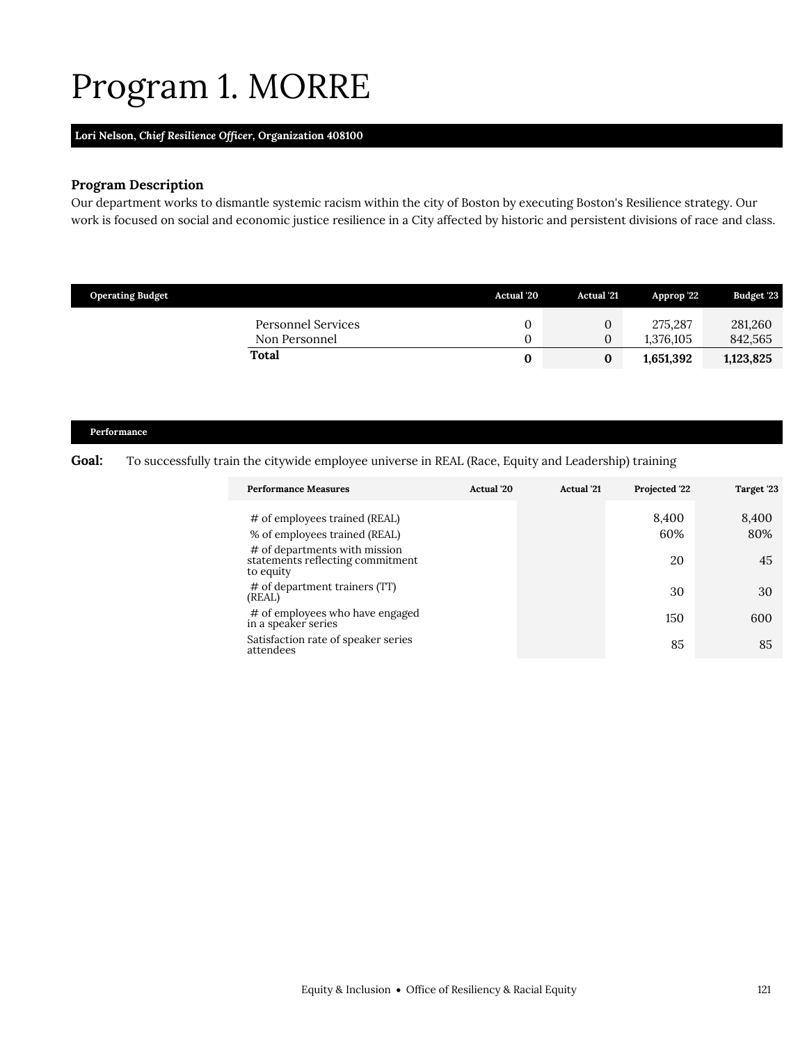# Program 1. MORRE

**Lori Nelson, *Chief Resilience Officer*, Organization 408100**

### Program Description

Our department works to dismantle systemic racism within the city of Boston by executing Boston's Resilience strategy. Our work is focused on social and economic justice resilience in a City affected by historic and persistent divisions of race and class.

| Operating Budget | Actual '20 | Actual '21 | Approp '22 | Budget '23 |
|---|---|---|---|---|
| Personnel Services | 0 | 0 | 275,287 | 281,260 |
| Non Personnel | 0 | 0 | 1,376,105 | 842,565 |
| **Total** | **0** | **0** | **1,651,392** | **1,123,825** |

### Performance

**Goal:** To successfully train the citywide employee universe in REAL (Race, Equity and Leadership) training

| Performance Measures | Actual '20 | Actual '21 | Projected '22 | Target '23 |
|---|---|---|---|---|
| # of employees trained (REAL) | | | 8,400 | 8,400 |
| % of employees trained (REAL) | | | 60% | 80% |
| # of departments with mission statements reflecting commitment to equity | | | 20 | 45 |
| # of department trainers (TT) (REAL) | | | 30 | 30 |
| # of employees who have engaged in a speaker series | | | 150 | 600 |
| Satisfaction rate of speaker series attendees | | | 85 | 85 |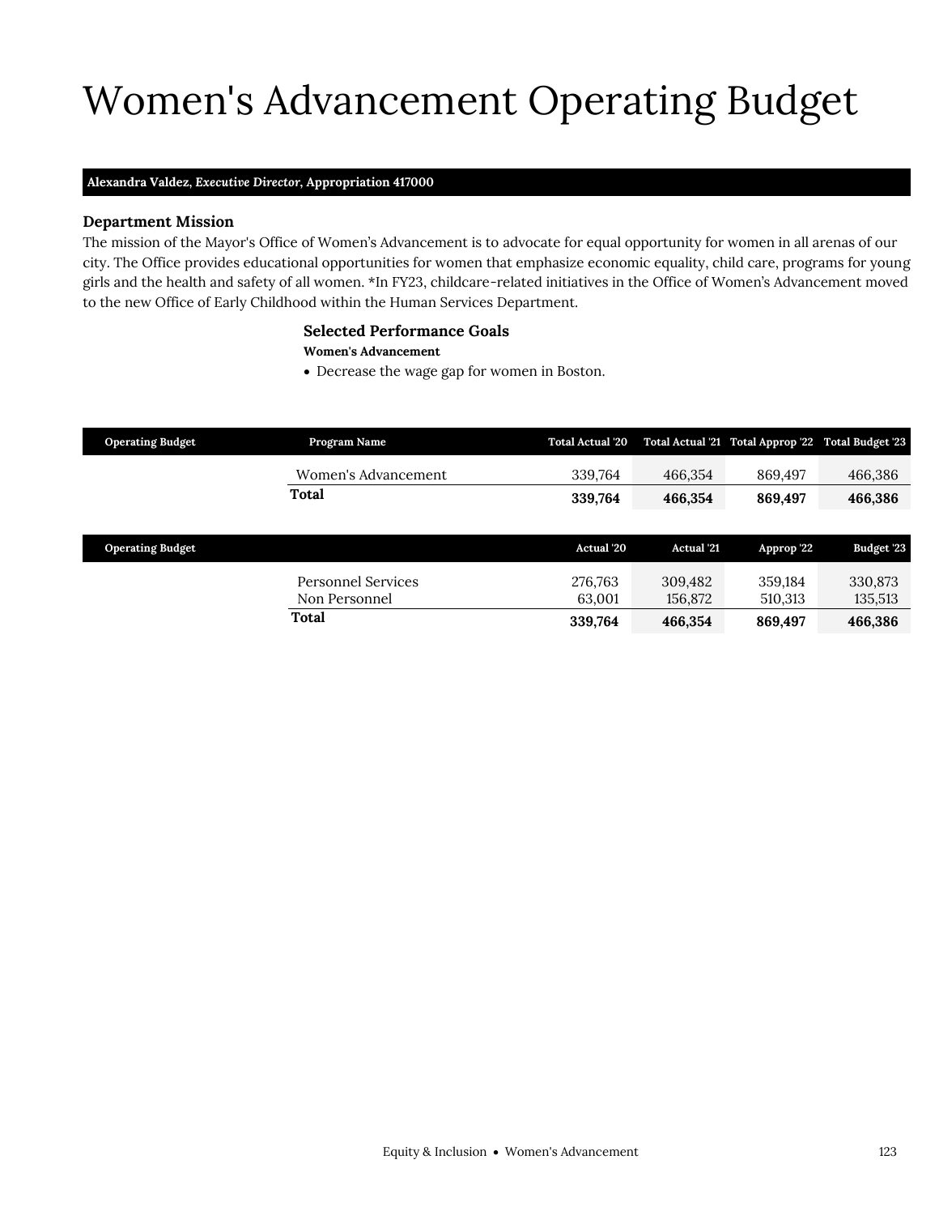# Women's Advancement Operating Budget

**Alexandra Valdez, *Executive Director*, Appropriation 417000**

### Department Mission

The mission of the Mayor's Office of Women's Advancement is to advocate for equal opportunity for women in all arenas of our city. The Office provides educational opportunities for women that emphasize economic equality, child care, programs for young girls and the health and safety of all women. *In FY23, childcare-related initiatives in the Office of Women's Advancement moved to the new Office of Early Childhood within the Human Services Department.

### Selected Performance Goals

**Women's Advancement**

- Decrease the wage gap for women in Boston.

| Operating Budget | Program Name | Total Actual '20 | Total Actual '21 | Total Approp '22 | Total Budget '23 |
|---|---|---|---|---|---|
| | Women's Advancement | 339,764 | 466,354 | 869,497 | 466,386 |
| | **Total** | **339,764** | **466,354** | **869,497** | **466,386** |

| Operating Budget | | Actual '20 | Actual '21 | Approp '22 | Budget '23 |
|---|---|---|---|---|---|
| | Personnel Services | 276,763 | 309,482 | 359,184 | 330,873 |
| | Non Personnel | 63,001 | 156,872 | 510,313 | 135,513 |
| | **Total** | **339,764** | **466,354** | **869,497** | **466,386** |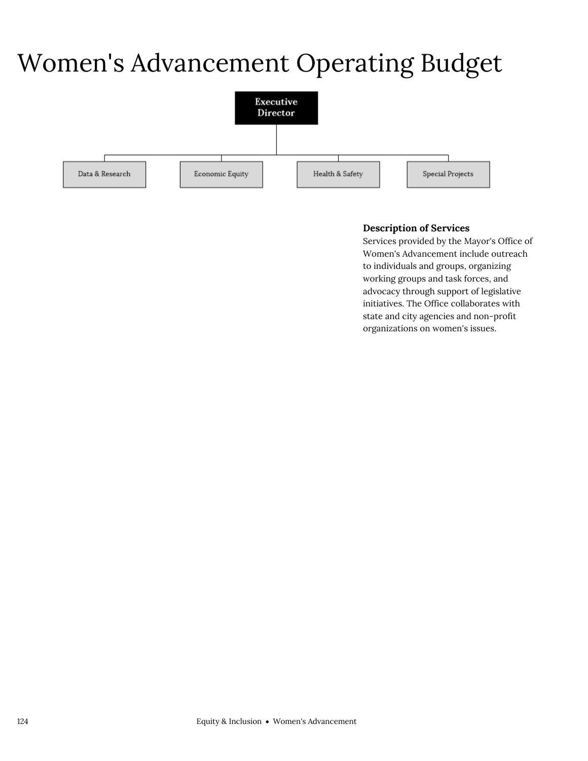# Women's Advancement Operating Budget

Executive Director

- Data & Research
- Economic Equity
- Health & Safety
- Special Projects

**Description of Services**

Services provided by the Mayor's Office of Women's Advancement include outreach to individuals and groups, organizing working groups and task forces, and advocacy through support of legislative initiatives. The Office collaborates with state and city agencies and non-profit organizations on women's issues.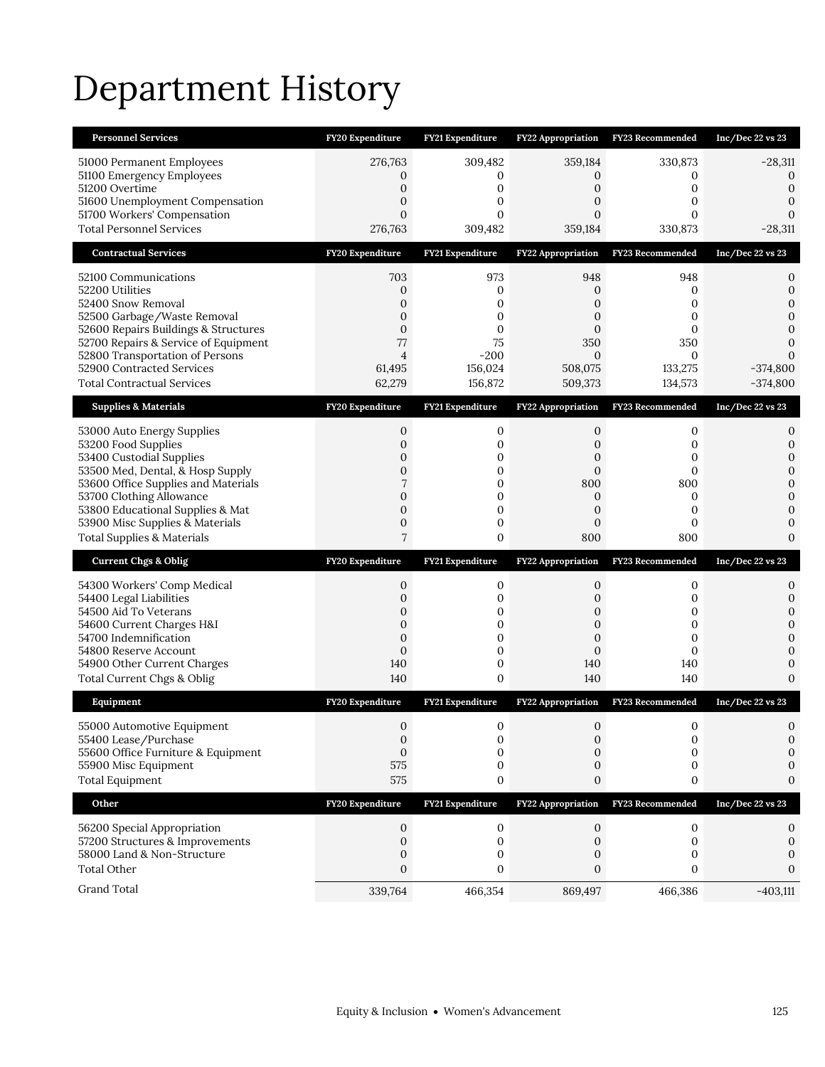# Department History

| Personnel Services | FY20 Expenditure | FY21 Expenditure | FY22 Appropriation | FY23 Recommended | Inc/Dec 22 vs 23 |
|---|---|---|---|---|---|
| 51000 Permanent Employees | 276,763 | 309,482 | 359,184 | 330,873 | -28,311 |
| 51100 Emergency Employees | 0 | 0 | 0 | 0 | 0 |
| 51200 Overtime | 0 | 0 | 0 | 0 | 0 |
| 51600 Unemployment Compensation | 0 | 0 | 0 | 0 | 0 |
| 51700 Workers' Compensation | 0 | 0 | 0 | 0 | 0 |
| Total Personnel Services | 276,763 | 309,482 | 359,184 | 330,873 | -28,311 |
| **Contractual Services** | **FY20 Expenditure** | **FY21 Expenditure** | **FY22 Appropriation** | **FY23 Recommended** | **Inc/Dec 22 vs 23** |
| 52100 Communications | 703 | 973 | 948 | 948 | 0 |
| 52200 Utilities | 0 | 0 | 0 | 0 | 0 |
| 52400 Snow Removal | 0 | 0 | 0 | 0 | 0 |
| 52500 Garbage/Waste Removal | 0 | 0 | 0 | 0 | 0 |
| 52600 Repairs Buildings & Structures | 0 | 0 | 0 | 0 | 0 |
| 52700 Repairs & Service of Equipment | 77 | 75 | 350 | 350 | 0 |
| 52800 Transportation of Persons | 4 | -200 | 0 | 0 | 0 |
| 52900 Contracted Services | 61,495 | 156,024 | 508,075 | 133,275 | -374,800 |
| Total Contractual Services | 62,279 | 156,872 | 509,373 | 134,573 | -374,800 |
| **Supplies & Materials** | **FY20 Expenditure** | **FY21 Expenditure** | **FY22 Appropriation** | **FY23 Recommended** | **Inc/Dec 22 vs 23** |
| 53000 Auto Energy Supplies | 0 | 0 | 0 | 0 | 0 |
| 53200 Food Supplies | 0 | 0 | 0 | 0 | 0 |
| 53400 Custodial Supplies | 0 | 0 | 0 | 0 | 0 |
| 53500 Med, Dental, & Hosp Supply | 0 | 0 | 0 | 0 | 0 |
| 53600 Office Supplies and Materials | 7 | 0 | 800 | 800 | 0 |
| 53700 Clothing Allowance | 0 | 0 | 0 | 0 | 0 |
| 53800 Educational Supplies & Mat | 0 | 0 | 0 | 0 | 0 |
| 53900 Misc Supplies & Materials | 0 | 0 | 0 | 0 | 0 |
| Total Supplies & Materials | 7 | 0 | 800 | 800 | 0 |
| **Current Chgs & Oblig** | **FY20 Expenditure** | **FY21 Expenditure** | **FY22 Appropriation** | **FY23 Recommended** | **Inc/Dec 22 vs 23** |
| 54300 Workers' Comp Medical | 0 | 0 | 0 | 0 | 0 |
| 54400 Legal Liabilities | 0 | 0 | 0 | 0 | 0 |
| 54500 Aid To Veterans | 0 | 0 | 0 | 0 | 0 |
| 54600 Current Charges H&I | 0 | 0 | 0 | 0 | 0 |
| 54700 Indemnification | 0 | 0 | 0 | 0 | 0 |
| 54800 Reserve Account | 0 | 0 | 0 | 0 | 0 |
| 54900 Other Current Charges | 140 | 0 | 140 | 140 | 0 |
| Total Current Chgs & Oblig | 140 | 0 | 140 | 140 | 0 |
| **Equipment** | **FY20 Expenditure** | **FY21 Expenditure** | **FY22 Appropriation** | **FY23 Recommended** | **Inc/Dec 22 vs 23** |
| 55000 Automotive Equipment | 0 | 0 | 0 | 0 | 0 |
| 55400 Lease/Purchase | 0 | 0 | 0 | 0 | 0 |
| 55600 Office Furniture & Equipment | 0 | 0 | 0 | 0 | 0 |
| 55900 Misc Equipment | 575 | 0 | 0 | 0 | 0 |
| Total Equipment | 575 | 0 | 0 | 0 | 0 |
| **Other** | **FY20 Expenditure** | **FY21 Expenditure** | **FY22 Appropriation** | **FY23 Recommended** | **Inc/Dec 22 vs 23** |
| 56200 Special Appropriation | 0 | 0 | 0 | 0 | 0 |
| 57200 Structures & Improvements | 0 | 0 | 0 | 0 | 0 |
| 58000 Land & Non-Structure | 0 | 0 | 0 | 0 | 0 |
| Total Other | 0 | 0 | 0 | 0 | 0 |
| Grand Total | 339,764 | 466,354 | 869,497 | 466,386 | -403,111 |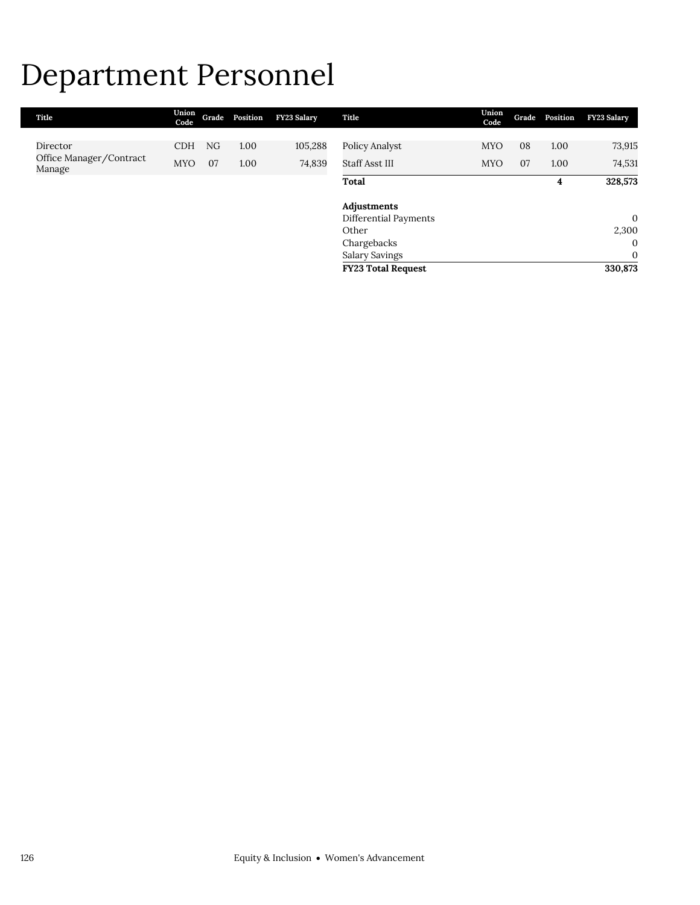# Department Personnel

| Title | Union Code | Grade | Position | FY23 Salary |
|---|---|---|---|---|
| Director | CDH | NG | 1.00 | 105,288 |
| Office Manager/Contract Manage | MYO | 07 | 1.00 | 74,839 |
| Policy Analyst | MYO | 08 | 1.00 | 73,915 |
| Staff Asst III | MYO | 07 | 1.00 | 74,531 |
| **Total** | | | **4** | **328,573** |

| **Adjustments** | |
|---|---|
| Differential Payments | 0 |
| Other | 2,300 |
| Chargebacks | 0 |
| Salary Savings | 0 |
| **FY23 Total Request** | **330,873** |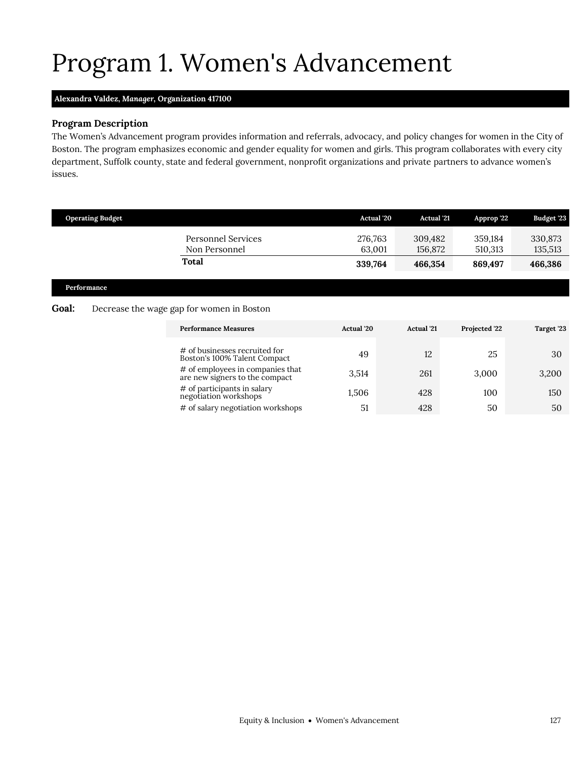# Program 1. Women's Advancement

**Alexandra Valdez, *Manager*, Organization 417100**

### Program Description

The Women's Advancement program provides information and referrals, advocacy, and policy changes for women in the City of Boston. The program emphasizes economic and gender equality for women and girls. This program collaborates with every city department, Suffolk county, state and federal government, nonprofit organizations and private partners to advance women's issues.

| Operating Budget | Actual '20 | Actual '21 | Approp '22 | Budget '23 |
|---|---|---|---|---|
| Personnel Services | 276,763 | 309,482 | 359,184 | 330,873 |
| Non Personnel | 63,001 | 156,872 | 510,313 | 135,513 |
| **Total** | **339,764** | **466,354** | **869,497** | **466,386** |

**Performance**

**Goal:** Decrease the wage gap for women in Boston

| Performance Measures | Actual '20 | Actual '21 | Projected '22 | Target '23 |
|---|---|---|---|---|
| # of businesses recruited for Boston's 100% Talent Compact | 49 | 12 | 25 | 30 |
| # of employees in companies that are new signers to the compact | 3,514 | 261 | 3,000 | 3,200 |
| # of participants in salary negotiation workshops | 1,506 | 428 | 100 | 150 |
| # of salary negotiation workshops | 51 | 428 | 50 | 50 |